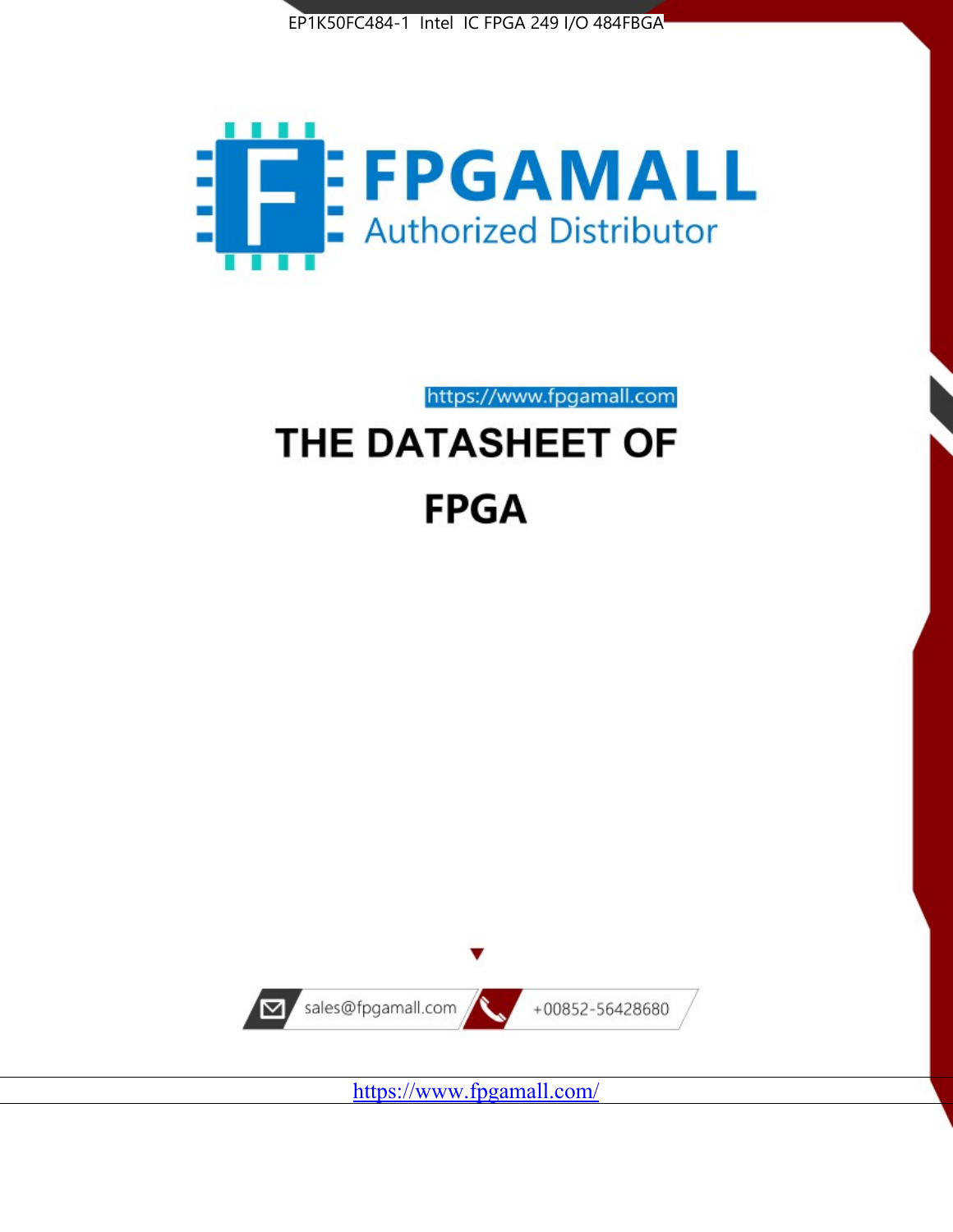EP1K50FC484-1 Intel IC FPGA 249 I/O 484FBGA

FPGAMALL

Authorized Distributor

https://www.fpgamall.com

# THE DATASHEET OF

# FPGA

sales@fpgamall.com

+00852-56428680

https://www.fpgamall.com/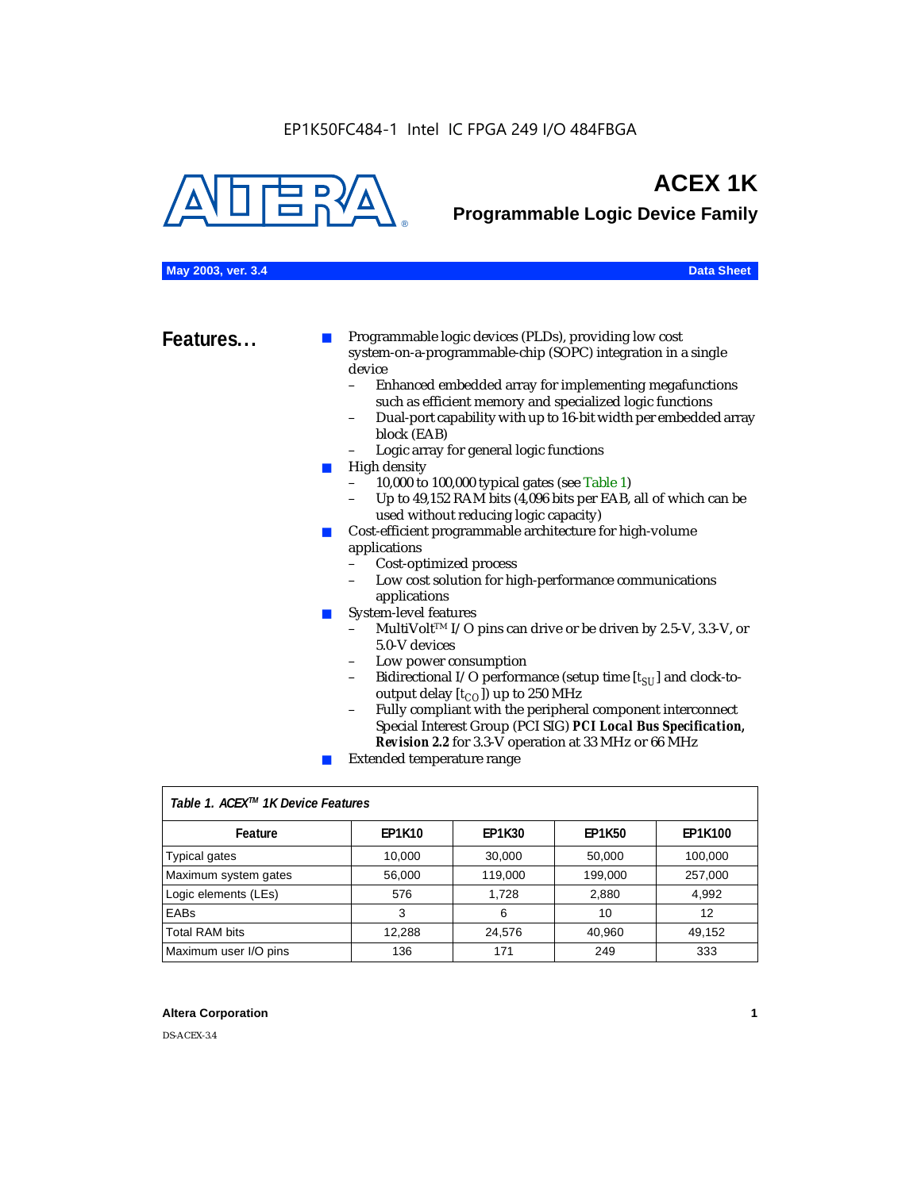EP1K50FC484-1 Intel IC FPGA 249 I/O 484FBGA

# ACEX 1K

## Programmable Logic Device Family

**May 2003, ver. 3.4** **Data Sheet**

## Features...

- Programmable logic devices (PLDs), providing low cost system-on-a-programmable-chip (SOPC) integration in a single device
  - Enhanced embedded array for implementing megafunctions such as efficient memory and specialized logic functions
  - Dual-port capability with up to 16-bit width per embedded array block (EAB)
  - Logic array for general logic functions
- High density
  - 10,000 to 100,000 typical gates (see Table 1)
  - Up to 49,152 RAM bits (4,096 bits per EAB, all of which can be used without reducing logic capacity)
- Cost-efficient programmable architecture for high-volume applications
  - Cost-optimized process
  - Low cost solution for high-performance communications applications
- System-level features
  - MultiVolt™ I/O pins can drive or be driven by 2.5-V, 3.3-V, or 5.0-V devices
  - Low power consumption
  - Bidirectional I/O performance (setup time [$t_{SU}$] and clock-to-output delay [$t_{CO}$]) up to 250 MHz
  - Fully compliant with the peripheral component interconnect Special Interest Group (PCI SIG) ***PCI Local Bus Specification, Revision 2.2*** for 3.3-V operation at 33 MHz or 66 MHz
- Extended temperature range

*Table 1. ACEX™ 1K Device Features*

| Feature | EP1K10 | EP1K30 | EP1K50 | EP1K100 |
|---|---|---|---|---|
| Typical gates | 10,000 | 30,000 | 50,000 | 100,000 |
| Maximum system gates | 56,000 | 119,000 | 199,000 | 257,000 |
| Logic elements (LEs) | 576 | 1,728 | 2,880 | 4,992 |
| EABs | 3 | 6 | 10 | 12 |
| Total RAM bits | 12,288 | 24,576 | 40,960 | 49,152 |
| Maximum user I/O pins | 136 | 171 | 249 | 333 |

DS-ACEX-3.4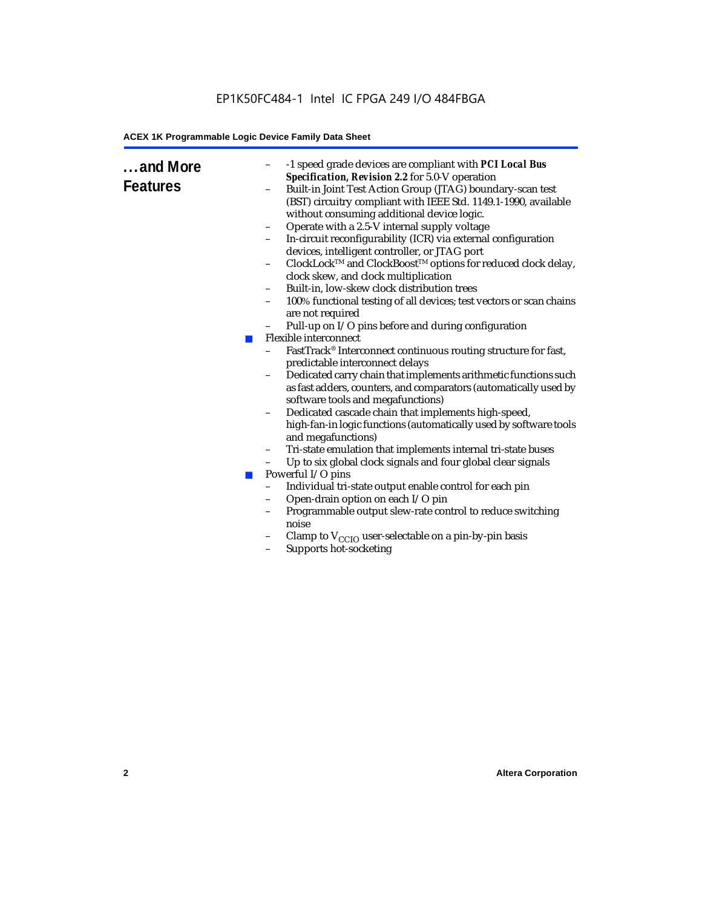## ...and More Features

- -1 speed grade devices are compliant with ***PCI Local Bus Specification, Revision 2.2*** for 5.0-V operation
- Built-in Joint Test Action Group (JTAG) boundary-scan test (BST) circuitry compliant with IEEE Std. 1149.1-1990, available without consuming additional device logic.
- Operate with a 2.5-V internal supply voltage
- In-circuit reconfigurability (ICR) via external configuration devices, intelligent controller, or JTAG port
- ClockLock™ and ClockBoost™ options for reduced clock delay, clock skew, and clock multiplication
- Built-in, low-skew clock distribution trees
- 100% functional testing of all devices; test vectors or scan chains are not required
- Pull-up on I/O pins before and during configuration

- Flexible interconnect
  - FastTrack® Interconnect continuous routing structure for fast, predictable interconnect delays
  - Dedicated carry chain that implements arithmetic functions such as fast adders, counters, and comparators (automatically used by software tools and megafunctions)
  - Dedicated cascade chain that implements high-speed, high-fan-in logic functions (automatically used by software tools and megafunctions)
  - Tri-state emulation that implements internal tri-state buses
  - Up to six global clock signals and four global clear signals
- Powerful I/O pins
  - Individual tri-state output enable control for each pin
  - Open-drain option on each I/O pin
  - Programmable output slew-rate control to reduce switching noise
  - Clamp to $V_{CCIO}$ user-selectable on a pin-by-pin basis
  - Supports hot-socketing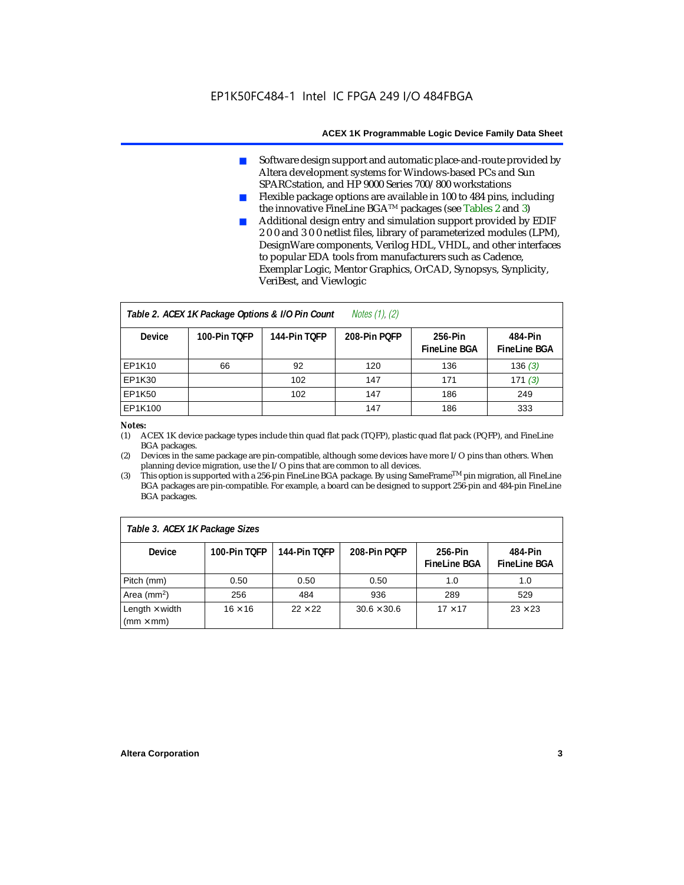- Software design support and automatic place-and-route provided by Altera development systems for Windows-based PCs and Sun SPARCstation, and HP 9000 Series 700/800 workstations
- Flexible package options are available in 100 to 484 pins, including the innovative FineLine BGA™ packages (see Tables 2 and 3)
- Additional design entry and simulation support provided by EDIF 2 0 0 and 3 0 0 netlist files, library of parameterized modules (LPM), DesignWare components, Verilog HDL, VHDL, and other interfaces to popular EDA tools from manufacturers such as Cadence, Exemplar Logic, Mentor Graphics, OrCAD, Synopsys, Synplicity, VeriBest, and Viewlogic

*Table 2. ACEX 1K Package Options & I/O Pin Count* *Notes (1), (2)*

| Device | 100-Pin TQFP | 144-Pin TQFP | 208-Pin PQFP | 256-Pin FineLine BGA | 484-Pin FineLine BGA |
|---|---|---|---|---|---|
| EP1K10 | 66 | 92 | 120 | 136 | 136 *(3)* |
| EP1K30 | | 102 | 147 | 171 | 171 *(3)* |
| EP1K50 | | 102 | 147 | 186 | 249 |
| EP1K100 | | | 147 | 186 | 333 |

***Notes:***

(1) ACEX 1K device package types include thin quad flat pack (TQFP), plastic quad flat pack (PQFP), and FineLine BGA packages.

(2) Devices in the same package are pin-compatible, although some devices have more I/O pins than others. When planning device migration, use the I/O pins that are common to all devices.

(3) This option is supported with a 256-pin FineLine BGA package. By using SameFrame™ pin migration, all FineLine BGA packages are pin-compatible. For example, a board can be designed to support 256-pin and 484-pin FineLine BGA packages.

*Table 3. ACEX 1K Package Sizes*

| Device | 100-Pin TQFP | 144-Pin TQFP | 208-Pin PQFP | 256-Pin FineLine BGA | 484-Pin FineLine BGA |
|---|---|---|---|---|---|
| Pitch (mm) | 0.50 | 0.50 | 0.50 | 1.0 | 1.0 |
| Area ($mm^2$) | 256 | 484 | 936 | 289 | 529 |
| Length × width (mm × mm) | 16 × 16 | 22 × 22 | 30.6 × 30.6 | 17 × 17 | 23 × 23 |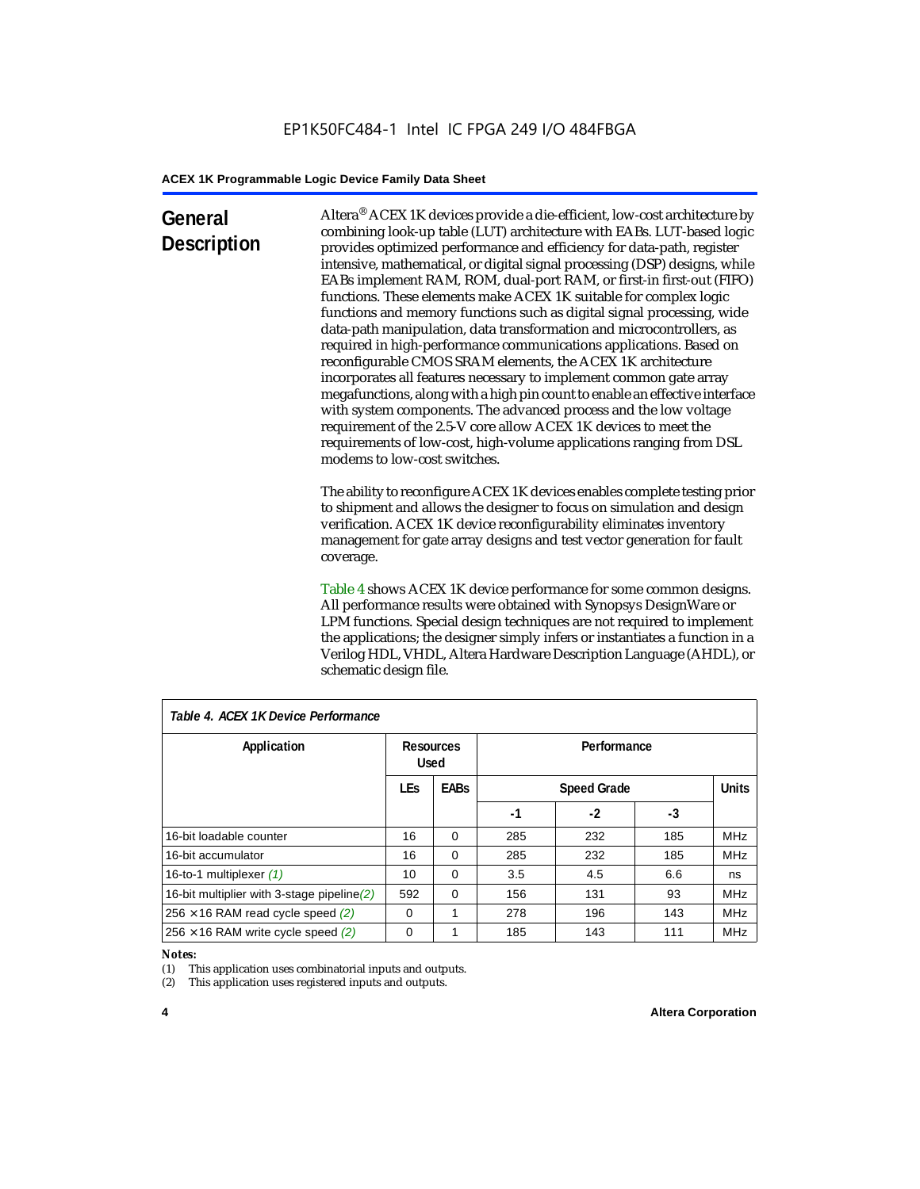## General Description

Altera® ACEX 1K devices provide a die-efficient, low-cost architecture by combining look-up table (LUT) architecture with EABs. LUT-based logic provides optimized performance and efficiency for data-path, register intensive, mathematical, or digital signal processing (DSP) designs, while EABs implement RAM, ROM, dual-port RAM, or first-in first-out (FIFO) functions. These elements make ACEX 1K suitable for complex logic functions and memory functions such as digital signal processing, wide data-path manipulation, data transformation and microcontrollers, as required in high-performance communications applications. Based on reconfigurable CMOS SRAM elements, the ACEX 1K architecture incorporates all features necessary to implement common gate array megafunctions, along with a high pin count to enable an effective interface with system components. The advanced process and the low voltage requirement of the 2.5-V core allow ACEX 1K devices to meet the requirements of low-cost, high-volume applications ranging from DSL modems to low-cost switches.

The ability to reconfigure ACEX 1K devices enables complete testing prior to shipment and allows the designer to focus on simulation and design verification. ACEX 1K device reconfigurability eliminates inventory management for gate array designs and test vector generation for fault coverage.

Table 4 shows ACEX 1K device performance for some common designs. All performance results were obtained with Synopsys DesignWare or LPM functions. Special design techniques are not required to implement the applications; the designer simply infers or instantiates a function in a Verilog HDL, VHDL, Altera Hardware Description Language (AHDL), or schematic design file.

*Table 4. ACEX 1K Device Performance*

| Application | Resources Used | | Performance | | | |
|---|---|---|---|---|---|---|
| | LEs | EABs | Speed Grade | | | Units |
| | | | -1 | -2 | -3 | |
| 16-bit loadable counter | 16 | 0 | 285 | 232 | 185 | MHz |
| 16-bit accumulator | 16 | 0 | 285 | 232 | 185 | MHz |
| 16-to-1 multiplexer *(1)* | 10 | 0 | 3.5 | 4.5 | 6.6 | ns |
| 16-bit multiplier with 3-stage pipeline *(2)* | 592 | 0 | 156 | 131 | 93 | MHz |
| 256 × 16 RAM read cycle speed *(2)* | 0 | 1 | 278 | 196 | 143 | MHz |
| 256 × 16 RAM write cycle speed *(2)* | 0 | 1 | 185 | 143 | 111 | MHz |

*Notes:*

(1) This application uses combinatorial inputs and outputs.

(2) This application uses registered inputs and outputs.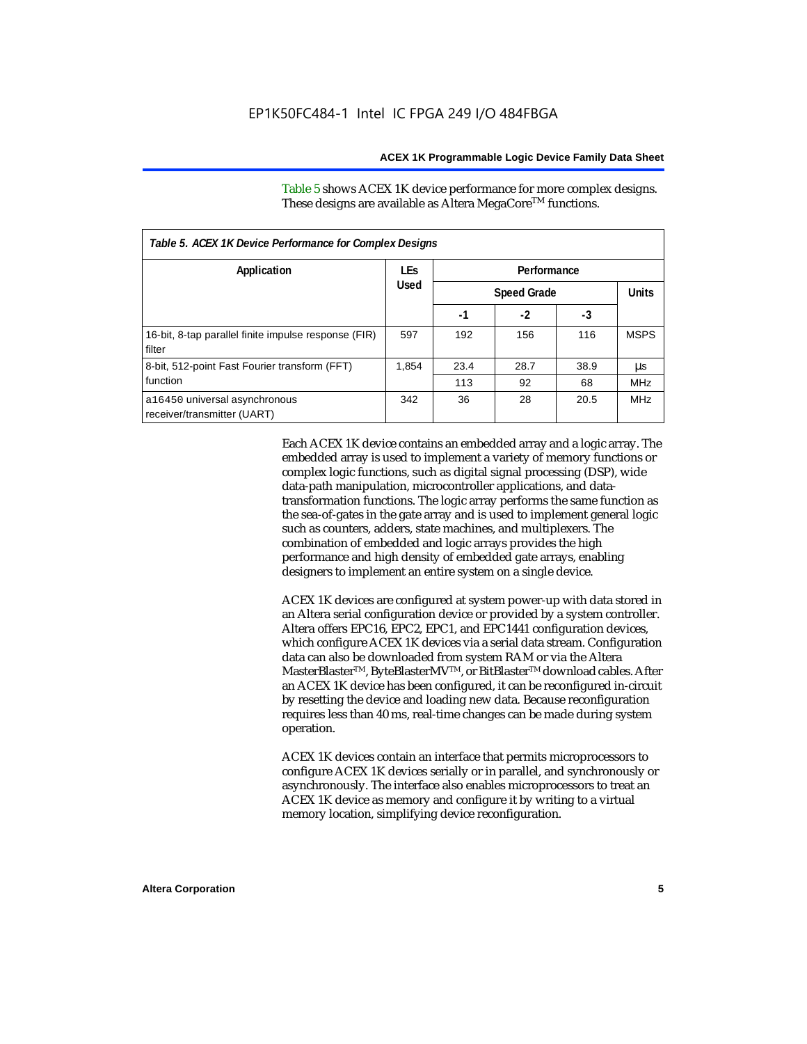Table 5 shows ACEX 1K device performance for more complex designs. These designs are available as Altera MegaCore™ functions.

*Table 5. ACEX 1K Device Performance for Complex Designs*

| Application | LEs Used | Performance | | | |
|---|---|---|---|---|---|
| | | Speed Grade | | | Units |
| | | -1 | -2 | -3 | |
| 16-bit, 8-tap parallel finite impulse response (FIR) filter | 597 | 192 | 156 | 116 | MSPS |
| 8-bit, 512-point Fast Fourier transform (FFT) function | 1,854 | 23.4 | 28.7 | 38.9 | µs |
| | | 113 | 92 | 68 | MHz |
| a16450 universal asynchronous receiver/transmitter (UART) | 342 | 36 | 28 | 20.5 | MHz |

Each ACEX 1K device contains an embedded array and a logic array. The embedded array is used to implement a variety of memory functions or complex logic functions, such as digital signal processing (DSP), wide data-path manipulation, microcontroller applications, and data-transformation functions. The logic array performs the same function as the sea-of-gates in the gate array and is used to implement general logic such as counters, adders, state machines, and multiplexers. The combination of embedded and logic arrays provides the high performance and high density of embedded gate arrays, enabling designers to implement an entire system on a single device.

ACEX 1K devices are configured at system power-up with data stored in an Altera serial configuration device or provided by a system controller. Altera offers EPC16, EPC2, EPC1, and EPC1441 configuration devices, which configure ACEX 1K devices via a serial data stream. Configuration data can also be downloaded from system RAM or via the Altera MasterBlaster™, ByteBlasterMV™, or BitBlaster™ download cables. After an ACEX 1K device has been configured, it can be reconfigured in-circuit by resetting the device and loading new data. Because reconfiguration requires less than 40 ms, real-time changes can be made during system operation.

ACEX 1K devices contain an interface that permits microprocessors to configure ACEX 1K devices serially or in parallel, and synchronously or asynchronously. The interface also enables microprocessors to treat an ACEX 1K device as memory and configure it by writing to a virtual memory location, simplifying device reconfiguration.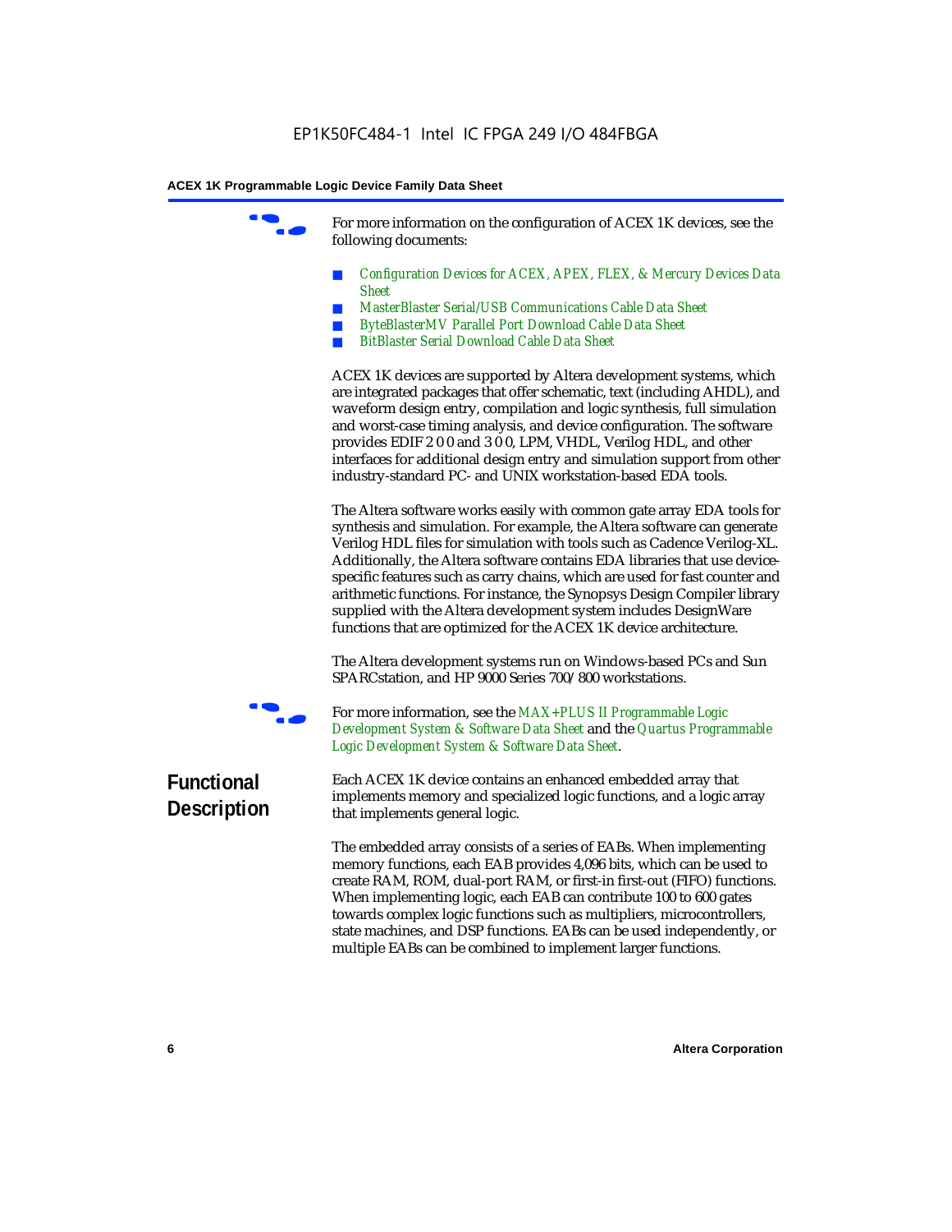For more information on the configuration of ACEX 1K devices, see the following documents:

- *Configuration Devices for ACEX, APEX, FLEX, & Mercury Devices Data Sheet*
- *MasterBlaster Serial/USB Communications Cable Data Sheet*
- *ByteBlasterMV Parallel Port Download Cable Data Sheet*
- *BitBlaster Serial Download Cable Data Sheet*

ACEX 1K devices are supported by Altera development systems, which are integrated packages that offer schematic, text (including AHDL), and waveform design entry, compilation and logic synthesis, full simulation and worst-case timing analysis, and device configuration. The software provides EDIF 2 0 0 and 3 0 0, LPM, VHDL, Verilog HDL, and other interfaces for additional design entry and simulation support from other industry-standard PC- and UNIX workstation-based EDA tools.

The Altera software works easily with common gate array EDA tools for synthesis and simulation. For example, the Altera software can generate Verilog HDL files for simulation with tools such as Cadence Verilog-XL. Additionally, the Altera software contains EDA libraries that use device-specific features such as carry chains, which are used for fast counter and arithmetic functions. For instance, the Synopsys Design Compiler library supplied with the Altera development system includes DesignWare functions that are optimized for the ACEX 1K device architecture.

The Altera development systems run on Windows-based PCs and Sun SPARCstation, and HP 9000 Series 700/800 workstations.

For more information, see the *MAX+PLUS II Programmable Logic Development System & Software Data Sheet* and the *Quartus Programmable Logic Development System & Software Data Sheet*.

## Functional Description

Each ACEX 1K device contains an enhanced embedded array that implements memory and specialized logic functions, and a logic array that implements general logic.

The embedded array consists of a series of EABs. When implementing memory functions, each EAB provides 4,096 bits, which can be used to create RAM, ROM, dual-port RAM, or first-in first-out (FIFO) functions. When implementing logic, each EAB can contribute 100 to 600 gates towards complex logic functions such as multipliers, microcontrollers, state machines, and DSP functions. EABs can be used independently, or multiple EABs can be combined to implement larger functions.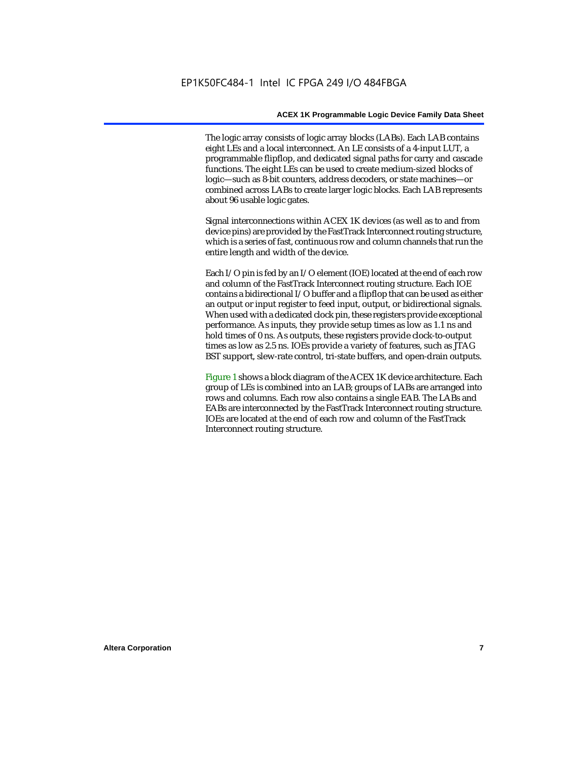The logic array consists of logic array blocks (LABs). Each LAB contains eight LEs and a local interconnect. An LE consists of a 4-input LUT, a programmable flipflop, and dedicated signal paths for carry and cascade functions. The eight LEs can be used to create medium-sized blocks of logic—such as 8-bit counters, address decoders, or state machines—or combined across LABs to create larger logic blocks. Each LAB represents about 96 usable logic gates.

Signal interconnections within ACEX 1K devices (as well as to and from device pins) are provided by the FastTrack Interconnect routing structure, which is a series of fast, continuous row and column channels that run the entire length and width of the device.

Each I/O pin is fed by an I/O element (IOE) located at the end of each row and column of the FastTrack Interconnect routing structure. Each IOE contains a bidirectional I/O buffer and a flipflop that can be used as either an output or input register to feed input, output, or bidirectional signals. When used with a dedicated clock pin, these registers provide exceptional performance. As inputs, they provide setup times as low as 1.1 ns and hold times of 0 ns. As outputs, these registers provide clock-to-output times as low as 2.5 ns. IOEs provide a variety of features, such as JTAG BST support, slew-rate control, tri-state buffers, and open-drain outputs.

Figure 1 shows a block diagram of the ACEX 1K device architecture. Each group of LEs is combined into an LAB; groups of LABs are arranged into rows and columns. Each row also contains a single EAB. The LABs and EABs are interconnected by the FastTrack Interconnect routing structure. IOEs are located at the end of each row and column of the FastTrack Interconnect routing structure.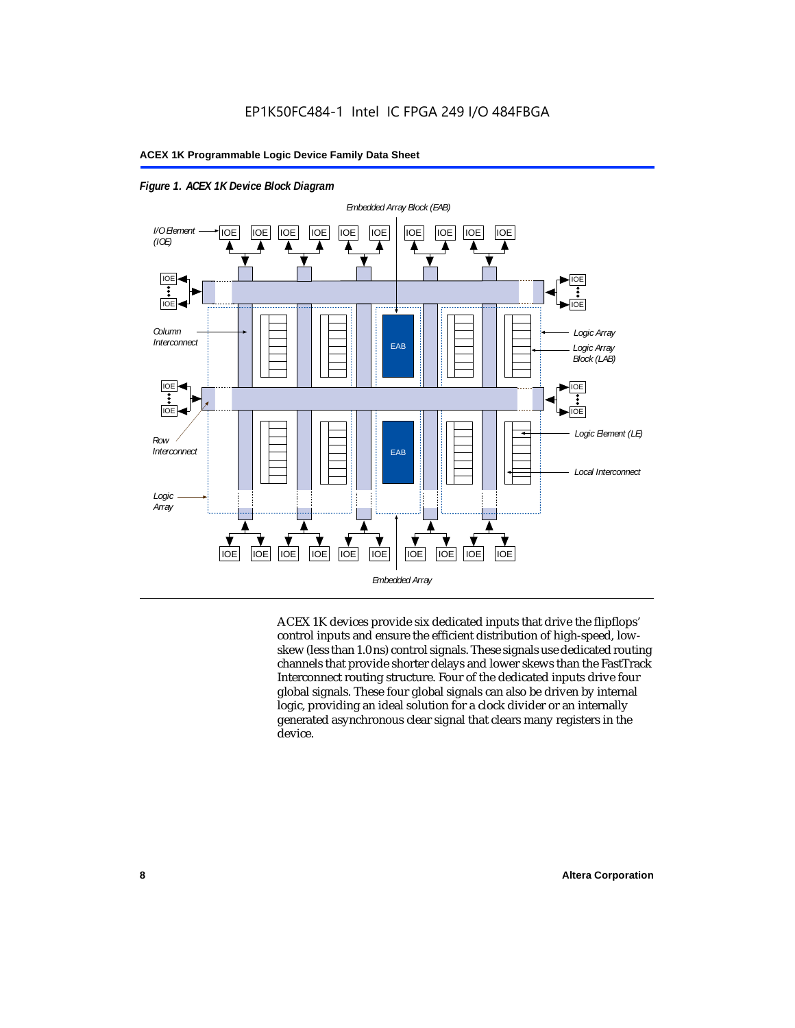*Figure 1. ACEX 1K Device Block Diagram*

ACEX 1K devices provide six dedicated inputs that drive the flipflops' control inputs and ensure the efficient distribution of high-speed, low-skew (less than 1.0 ns) control signals. These signals use dedicated routing channels that provide shorter delays and lower skews than the FastTrack Interconnect routing structure. Four of the dedicated inputs drive four global signals. These four global signals can also be driven by internal logic, providing an ideal solution for a clock divider or an internally generated asynchronous clear signal that clears many registers in the device.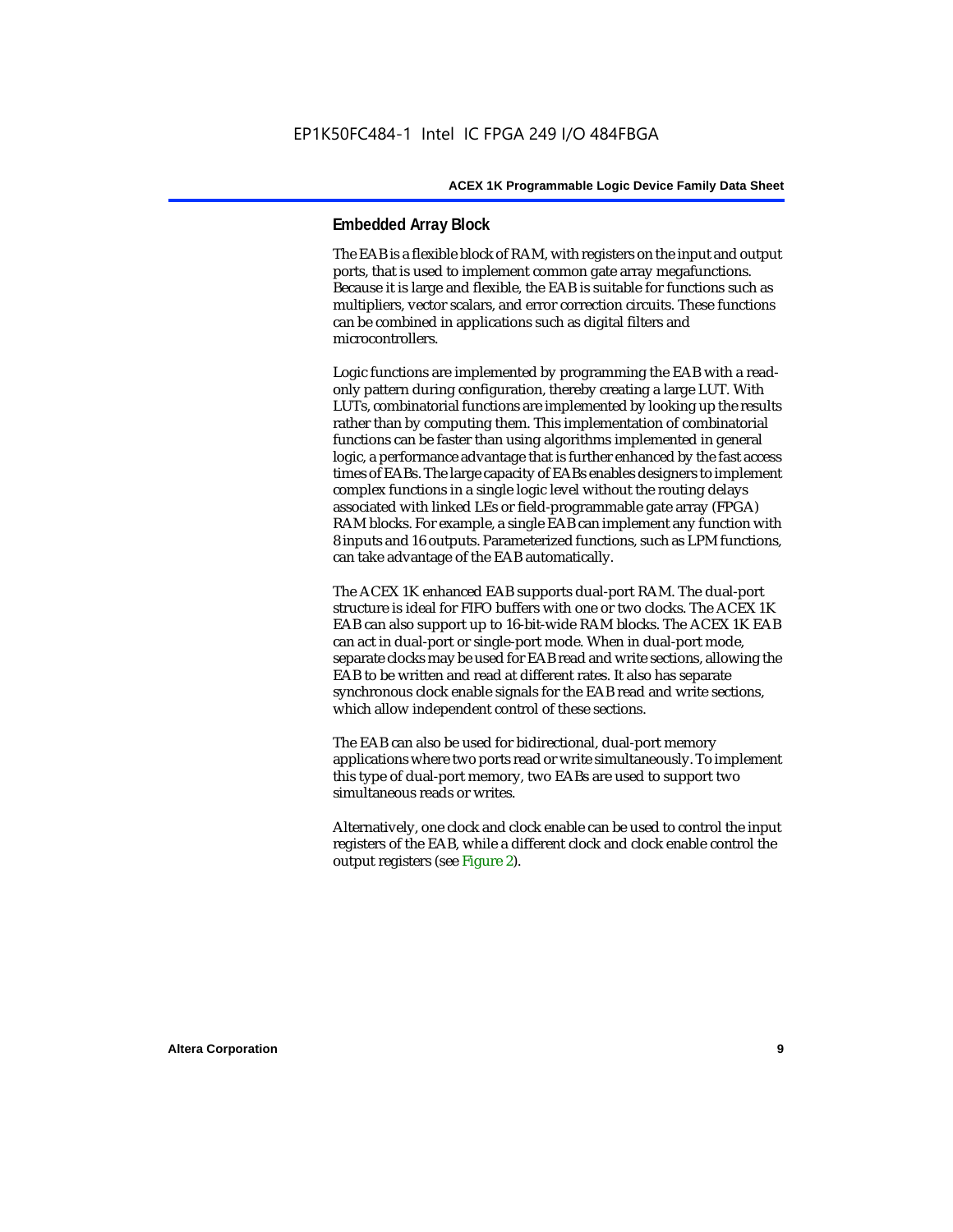## Embedded Array Block

The EAB is a flexible block of RAM, with registers on the input and output ports, that is used to implement common gate array megafunctions. Because it is large and flexible, the EAB is suitable for functions such as multipliers, vector scalars, and error correction circuits. These functions can be combined in applications such as digital filters and microcontrollers.

Logic functions are implemented by programming the EAB with a read-only pattern during configuration, thereby creating a large LUT. With LUTs, combinatorial functions are implemented by looking up the results rather than by computing them. This implementation of combinatorial functions can be faster than using algorithms implemented in general logic, a performance advantage that is further enhanced by the fast access times of EABs. The large capacity of EABs enables designers to implement complex functions in a single logic level without the routing delays associated with linked LEs or field-programmable gate array (FPGA) RAM blocks. For example, a single EAB can implement any function with 8 inputs and 16 outputs. Parameterized functions, such as LPM functions, can take advantage of the EAB automatically.

The ACEX 1K enhanced EAB supports dual-port RAM. The dual-port structure is ideal for FIFO buffers with one or two clocks. The ACEX 1K EAB can also support up to 16-bit-wide RAM blocks. The ACEX 1K EAB can act in dual-port or single-port mode. When in dual-port mode, separate clocks may be used for EAB read and write sections, allowing the EAB to be written and read at different rates. It also has separate synchronous clock enable signals for the EAB read and write sections, which allow independent control of these sections.

The EAB can also be used for bidirectional, dual-port memory applications where two ports read or write simultaneously. To implement this type of dual-port memory, two EABs are used to support two simultaneous reads or writes.

Alternatively, one clock and clock enable can be used to control the input registers of the EAB, while a different clock and clock enable control the output registers (see Figure 2).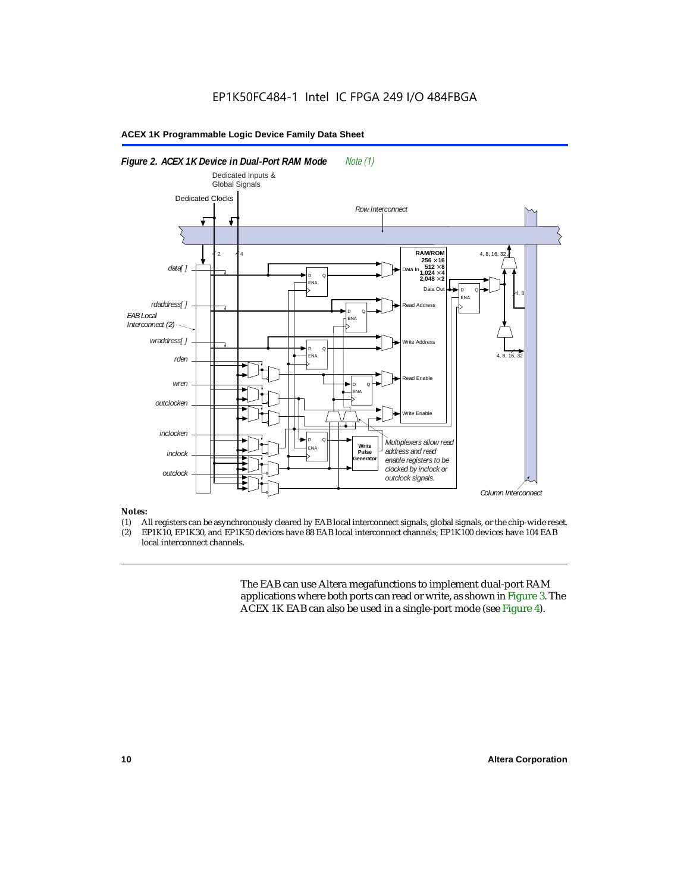*Figure 2. ACEX 1K Device in Dual-Port RAM Mode* *Note (1)*

*Notes:*
(1) All registers can be asynchronously cleared by EAB local interconnect signals, global signals, or the chip-wide reset.
(2) EP1K10, EP1K30, and EP1K50 devices have 88 EAB local interconnect channels; EP1K100 devices have 104 EAB local interconnect channels.

The EAB can use Altera megafunctions to implement dual-port RAM applications where both ports can read or write, as shown in Figure 3. The ACEX 1K EAB can also be used in a single-port mode (see Figure 4).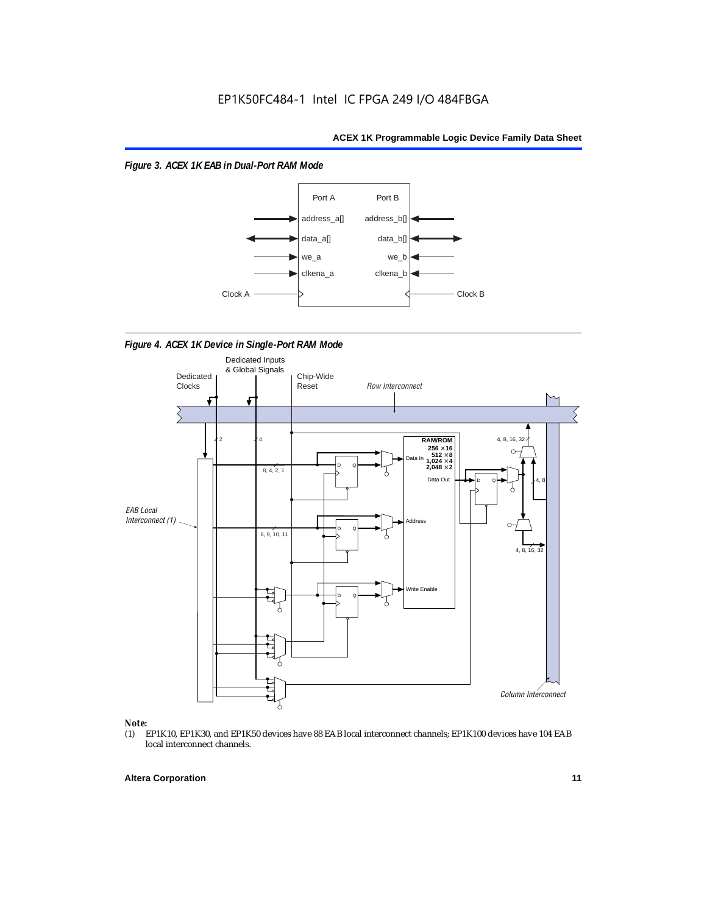*Figure 3. ACEX 1K EAB in Dual-Port RAM Mode*

*Figure 4. ACEX 1K Device in Single-Port RAM Mode*

**Note:**

(1) EP1K10, EP1K30, and EP1K50 devices have 88 EAB local interconnect channels; EP1K100 devices have 104 EAB local interconnect channels.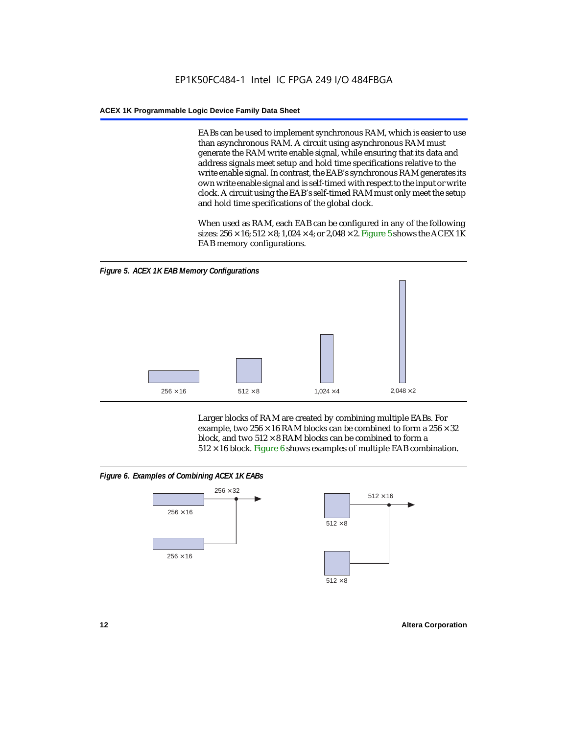EABs can be used to implement synchronous RAM, which is easier to use than asynchronous RAM. A circuit using asynchronous RAM must generate the RAM write enable signal, while ensuring that its data and address signals meet setup and hold time specifications relative to the write enable signal. In contrast, the EAB's synchronous RAM generates its own write enable signal and is self-timed with respect to the input or write clock. A circuit using the EAB's self-timed RAM must only meet the setup and hold time specifications of the global clock.

When used as RAM, each EAB can be configured in any of the following sizes: 256 × 16; 512 × 8; 1,024 × 4; or 2,048 × 2. Figure 5 shows the ACEX 1K EAB memory configurations.

*Figure 5. ACEX 1K EAB Memory Configurations*

256 × 16 &nbsp;&nbsp; 512 × 8 &nbsp;&nbsp; 1,024 × 4 &nbsp;&nbsp; 2,048 × 2

Larger blocks of RAM are created by combining multiple EABs. For example, two 256 × 16 RAM blocks can be combined to form a 256 × 32 block, and two 512 × 8 RAM blocks can be combined to form a 512 × 16 block. Figure 6 shows examples of multiple EAB combination.

*Figure 6. Examples of Combining ACEX 1K EABs*

256 × 16, 256 × 16 → 256 × 32

512 × 8, 512 × 8 → 512 × 16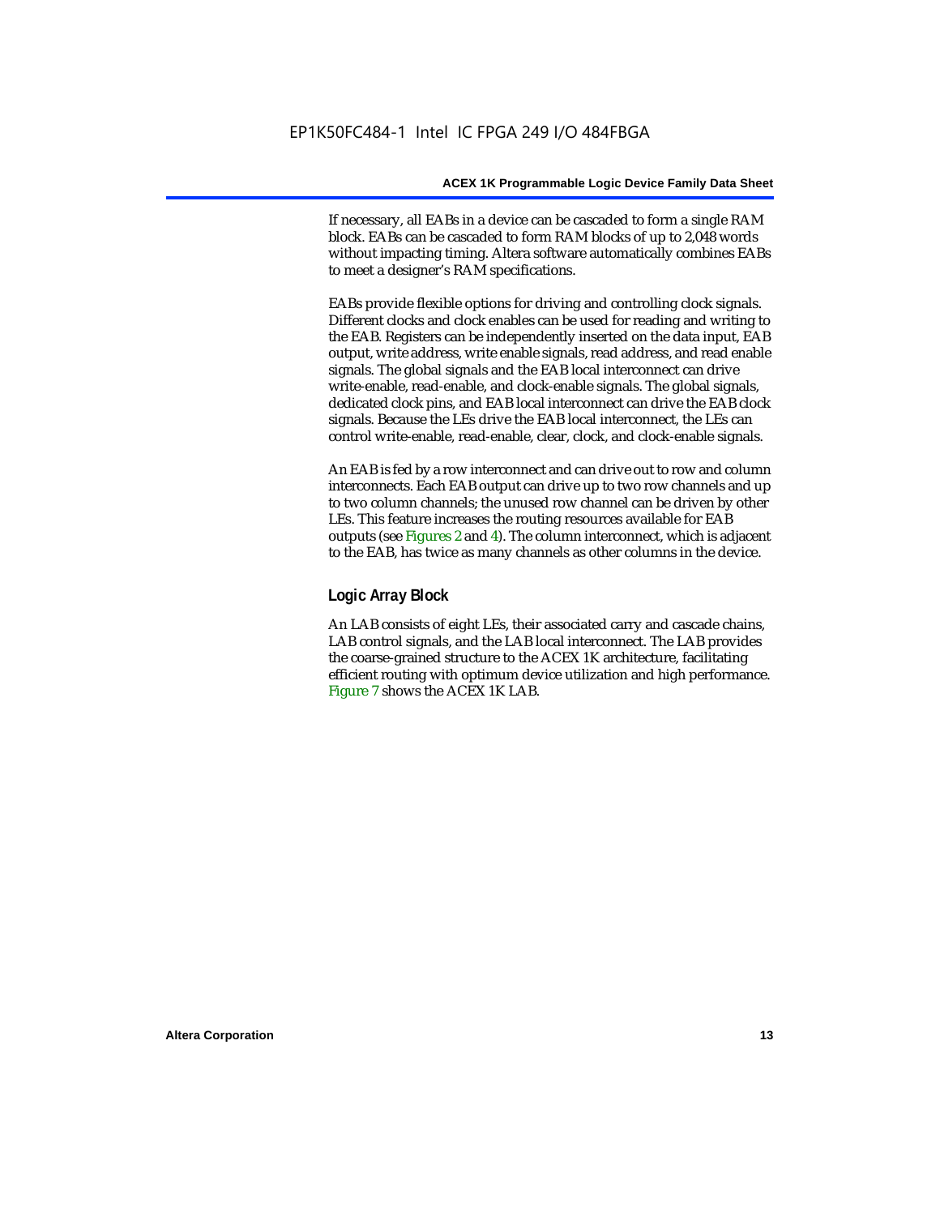If necessary, all EABs in a device can be cascaded to form a single RAM block. EABs can be cascaded to form RAM blocks of up to 2,048 words without impacting timing. Altera software automatically combines EABs to meet a designer's RAM specifications.

EABs provide flexible options for driving and controlling clock signals. Different clocks and clock enables can be used for reading and writing to the EAB. Registers can be independently inserted on the data input, EAB output, write address, write enable signals, read address, and read enable signals. The global signals and the EAB local interconnect can drive write-enable, read-enable, and clock-enable signals. The global signals, dedicated clock pins, and EAB local interconnect can drive the EAB clock signals. Because the LEs drive the EAB local interconnect, the LEs can control write-enable, read-enable, clear, clock, and clock-enable signals.

An EAB is fed by a row interconnect and can drive out to row and column interconnects. Each EAB output can drive up to two row channels and up to two column channels; the unused row channel can be driven by other LEs. This feature increases the routing resources available for EAB outputs (see Figures 2 and 4). The column interconnect, which is adjacent to the EAB, has twice as many channels as other columns in the device.

### Logic Array Block

An LAB consists of eight LEs, their associated carry and cascade chains, LAB control signals, and the LAB local interconnect. The LAB provides the coarse-grained structure to the ACEX 1K architecture, facilitating efficient routing with optimum device utilization and high performance. Figure 7 shows the ACEX 1K LAB.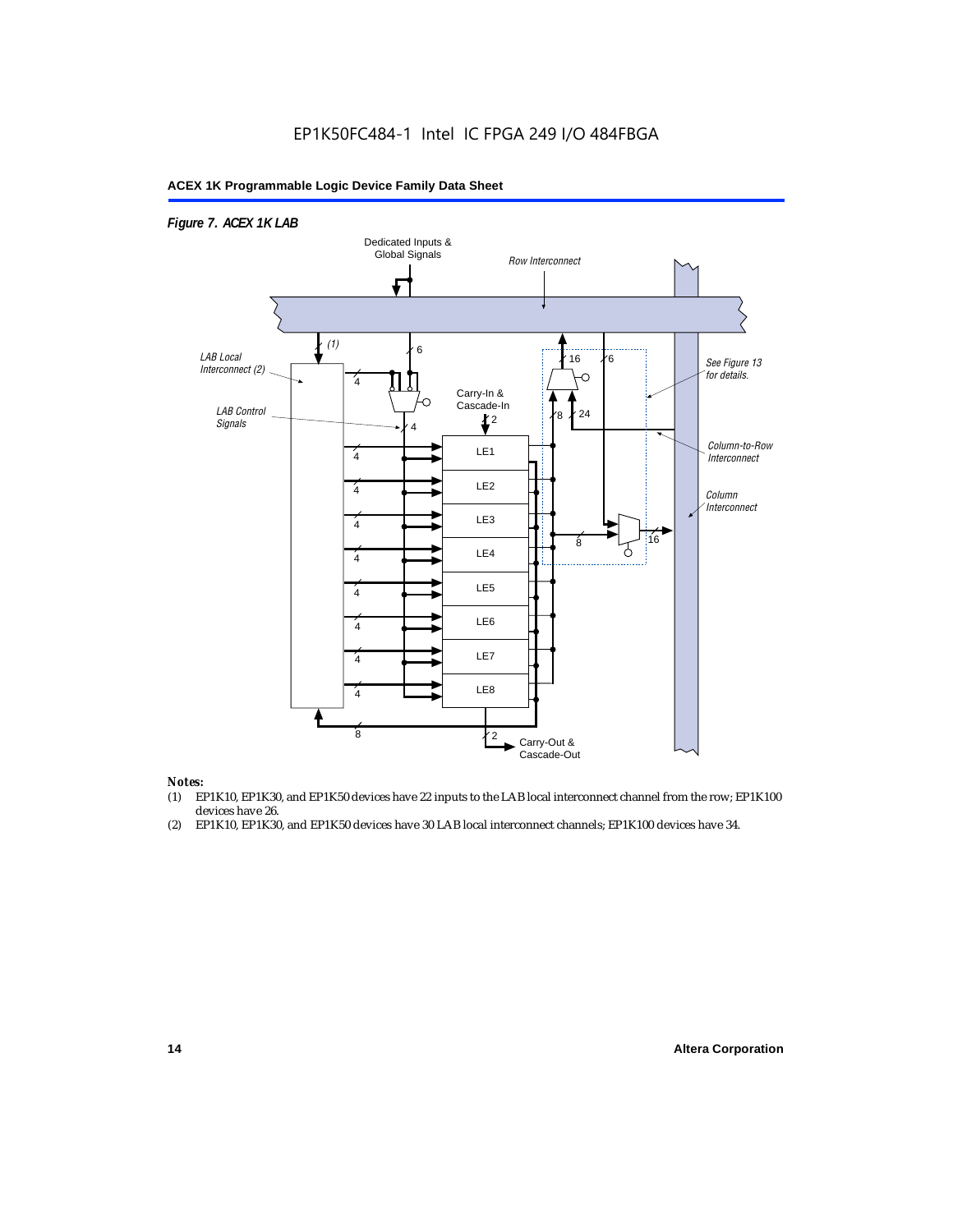*Figure 7. ACEX 1K LAB*

*Notes:*

(1) EP1K10, EP1K30, and EP1K50 devices have 22 inputs to the LAB local interconnect channel from the row; EP1K100 devices have 26.

(2) EP1K10, EP1K30, and EP1K50 devices have 30 LAB local interconnect channels; EP1K100 devices have 34.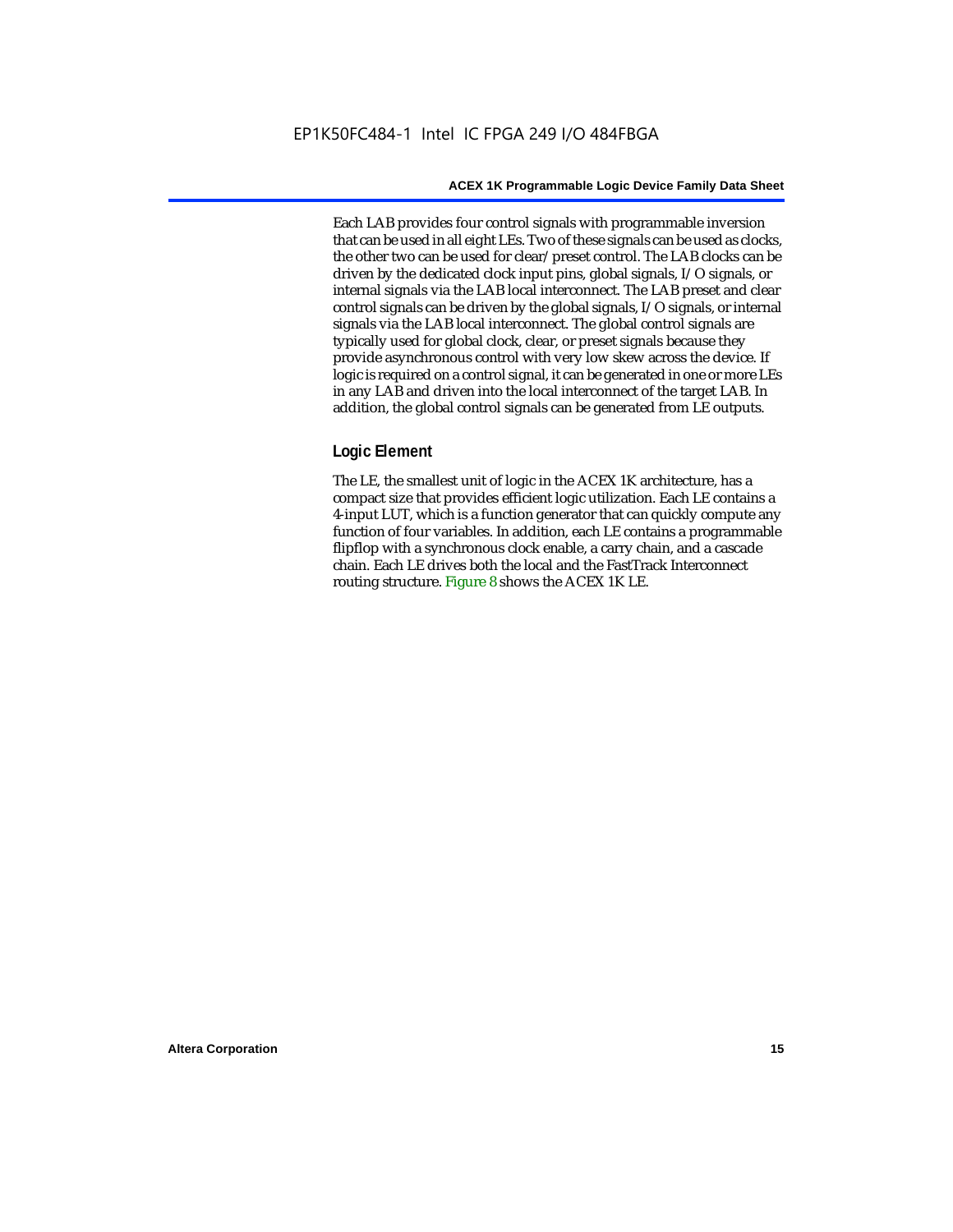Each LAB provides four control signals with programmable inversion that can be used in all eight LEs. Two of these signals can be used as clocks, the other two can be used for clear/preset control. The LAB clocks can be driven by the dedicated clock input pins, global signals, I/O signals, or internal signals via the LAB local interconnect. The LAB preset and clear control signals can be driven by the global signals, I/O signals, or internal signals via the LAB local interconnect. The global control signals are typically used for global clock, clear, or preset signals because they provide asynchronous control with very low skew across the device. If logic is required on a control signal, it can be generated in one or more LEs in any LAB and driven into the local interconnect of the target LAB. In addition, the global control signals can be generated from LE outputs.

### Logic Element

The LE, the smallest unit of logic in the ACEX 1K architecture, has a compact size that provides efficient logic utilization. Each LE contains a 4-input LUT, which is a function generator that can quickly compute any function of four variables. In addition, each LE contains a programmable flipflop with a synchronous clock enable, a carry chain, and a cascade chain. Each LE drives both the local and the FastTrack Interconnect routing structure. Figure 8 shows the ACEX 1K LE.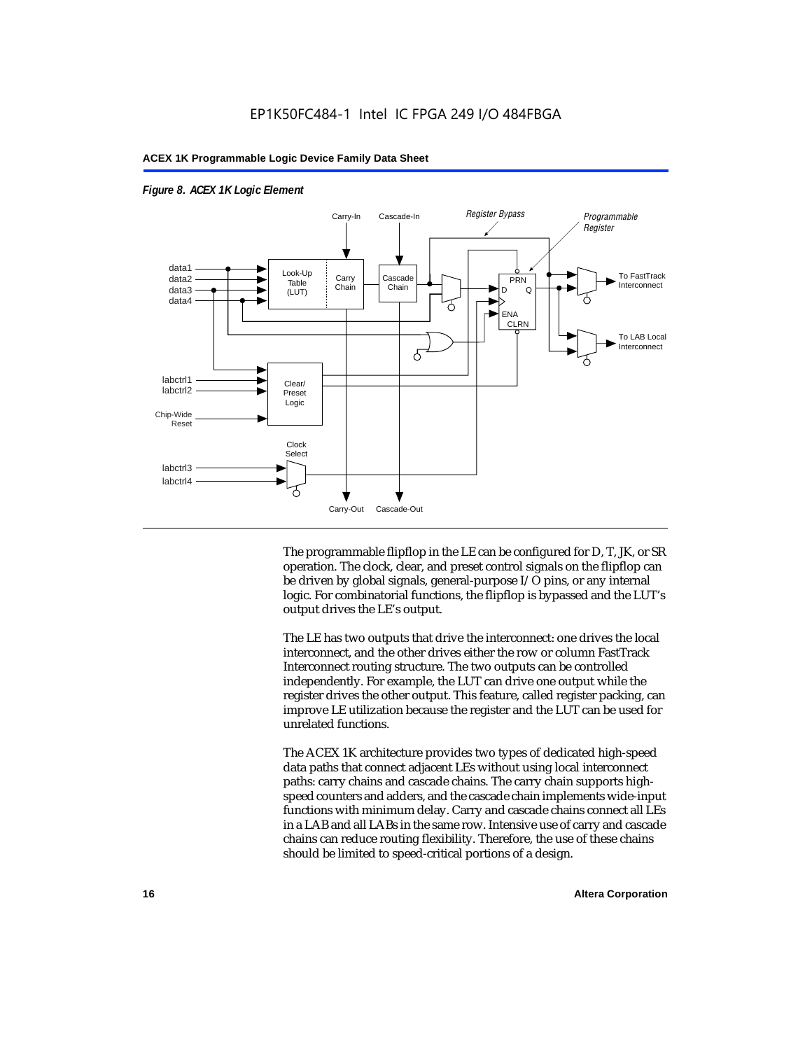*Figure 8. ACEX 1K Logic Element*

The programmable flipflop in the LE can be configured for D, T, JK, or SR operation. The clock, clear, and preset control signals on the flipflop can be driven by global signals, general-purpose I/O pins, or any internal logic. For combinatorial functions, the flipflop is bypassed and the LUT's output drives the LE's output.

The LE has two outputs that drive the interconnect: one drives the local interconnect, and the other drives either the row or column FastTrack Interconnect routing structure. The two outputs can be controlled independently. For example, the LUT can drive one output while the register drives the other output. This feature, called register packing, can improve LE utilization because the register and the LUT can be used for unrelated functions.

The ACEX 1K architecture provides two types of dedicated high-speed data paths that connect adjacent LEs without using local interconnect paths: carry chains and cascade chains. The carry chain supports high-speed counters and adders, and the cascade chain implements wide-input functions with minimum delay. Carry and cascade chains connect all LEs in a LAB and all LABs in the same row. Intensive use of carry and cascade chains can reduce routing flexibility. Therefore, the use of these chains should be limited to speed-critical portions of a design.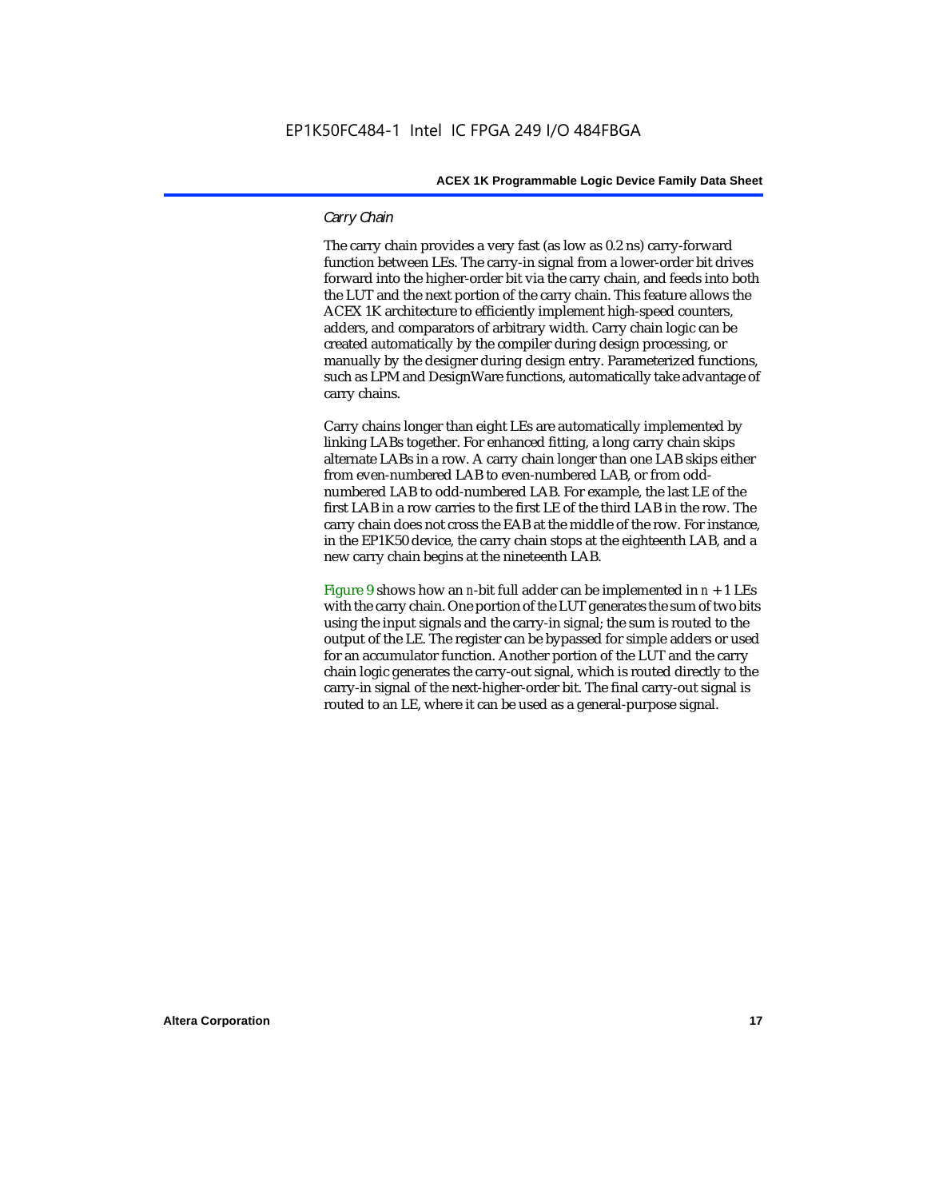*Carry Chain*

The carry chain provides a very fast (as low as 0.2 ns) carry-forward function between LEs. The carry-in signal from a lower-order bit drives forward into the higher-order bit via the carry chain, and feeds into both the LUT and the next portion of the carry chain. This feature allows the ACEX 1K architecture to efficiently implement high-speed counters, adders, and comparators of arbitrary width. Carry chain logic can be created automatically by the compiler during design processing, or manually by the designer during design entry. Parameterized functions, such as LPM and DesignWare functions, automatically take advantage of carry chains.

Carry chains longer than eight LEs are automatically implemented by linking LABs together. For enhanced fitting, a long carry chain skips alternate LABs in a row. A carry chain longer than one LAB skips either from even-numbered LAB to even-numbered LAB, or from odd-numbered LAB to odd-numbered LAB. For example, the last LE of the first LAB in a row carries to the first LE of the third LAB in the row. The carry chain does not cross the EAB at the middle of the row. For instance, in the EP1K50 device, the carry chain stops at the eighteenth LAB, and a new carry chain begins at the nineteenth LAB.

Figure 9 shows how an $n$-bit full adder can be implemented in $n + 1$ LEs with the carry chain. One portion of the LUT generates the sum of two bits using the input signals and the carry-in signal; the sum is routed to the output of the LE. The register can be bypassed for simple adders or used for an accumulator function. Another portion of the LUT and the carry chain logic generates the carry-out signal, which is routed directly to the carry-in signal of the next-higher-order bit. The final carry-out signal is routed to an LE, where it can be used as a general-purpose signal.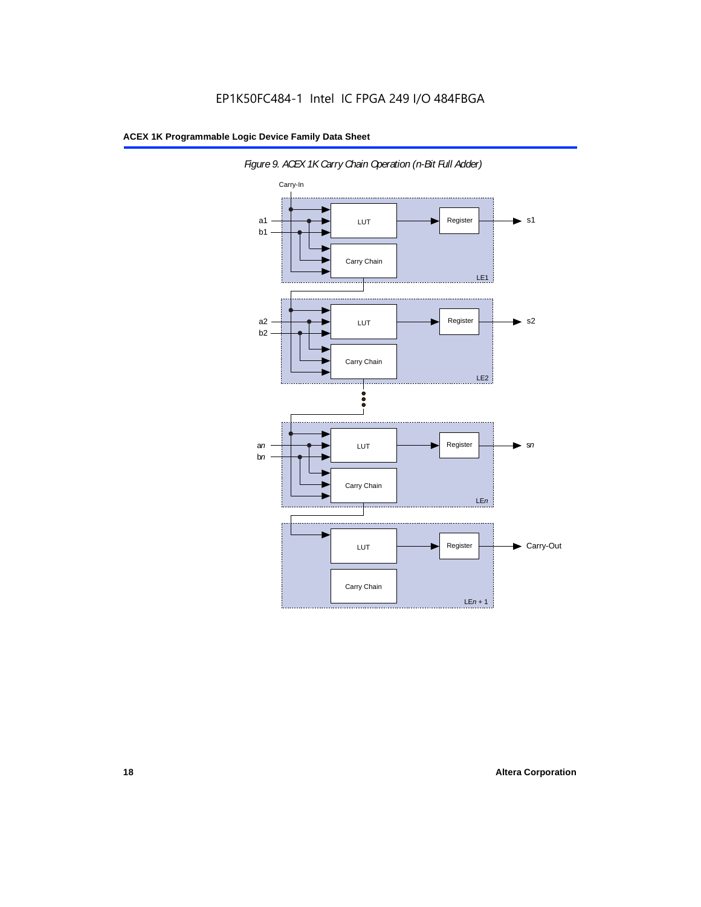*Figure 9. ACEX 1K Carry Chain Operation (n-Bit Full Adder)*

Carry-In

a1, b1 → LUT → Register → s1; Carry Chain — LE1

a2, b2 → LUT → Register → s2; Carry Chain — LE2

an, bn → LUT → Register → sn; Carry Chain — LEn

LUT → Register → Carry-Out; Carry Chain — LEn + 1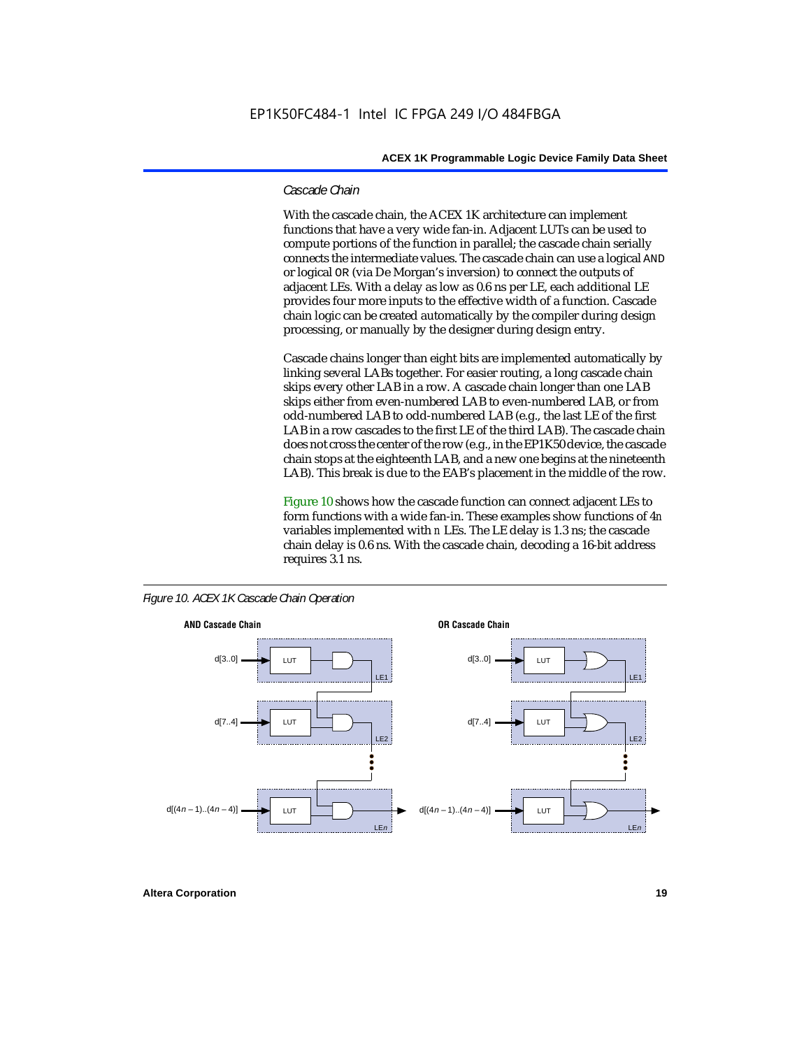### *Cascade Chain*

With the cascade chain, the ACEX 1K architecture can implement functions that have a very wide fan-in. Adjacent LUTs can be used to compute portions of the function in parallel; the cascade chain serially connects the intermediate values. The cascade chain can use a logical AND or logical OR (via De Morgan's inversion) to connect the outputs of adjacent LEs. With a delay as low as 0.6 ns per LE, each additional LE provides four more inputs to the effective width of a function. Cascade chain logic can be created automatically by the compiler during design processing, or manually by the designer during design entry.

Cascade chains longer than eight bits are implemented automatically by linking several LABs together. For easier routing, a long cascade chain skips every other LAB in a row. A cascade chain longer than one LAB skips either from even-numbered LAB to even-numbered LAB, or from odd-numbered LAB to odd-numbered LAB (e.g., the last LE of the first LAB in a row cascades to the first LE of the third LAB). The cascade chain does not cross the center of the row (e.g., in the EP1K50 device, the cascade chain stops at the eighteenth LAB, and a new one begins at the nineteenth LAB). This break is due to the EAB's placement in the middle of the row.

Figure 10 shows how the cascade function can connect adjacent LEs to form functions with a wide fan-in. These examples show functions of $4n$ variables implemented with $n$ LEs. The LE delay is 1.3 ns; the cascade chain delay is 0.6 ns. With the cascade chain, decoding a 16-bit address requires 3.1 ns.

*Figure 10. ACEX 1K Cascade Chain Operation*

**AND Cascade Chain**

d[3..0] → LUT → LE1
d[7..4] → LUT → LE2
d[(4n – 1)..(4n – 4)] → LUT → LEn

**OR Cascade Chain**

d[3..0] → LUT → LE1
d[7..4] → LUT → LE2
d[(4n – 1)..(4n – 4)] → LUT → LEn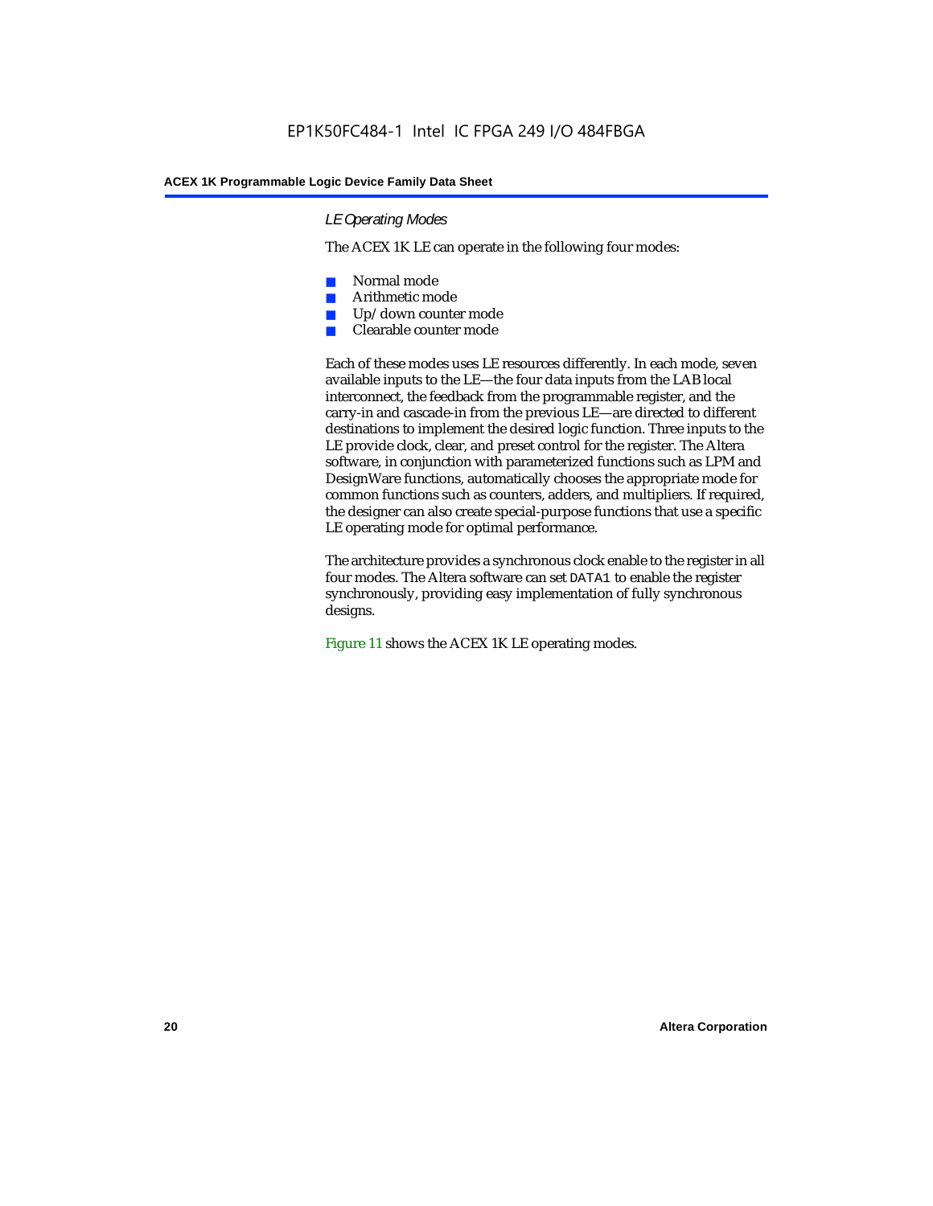### *LE Operating Modes*

The ACEX 1K LE can operate in the following four modes:

- Normal mode
- Arithmetic mode
- Up/down counter mode
- Clearable counter mode

Each of these modes uses LE resources differently. In each mode, seven available inputs to the LE—the four data inputs from the LAB local interconnect, the feedback from the programmable register, and the carry-in and cascade-in from the previous LE—are directed to different destinations to implement the desired logic function. Three inputs to the LE provide clock, clear, and preset control for the register. The Altera software, in conjunction with parameterized functions such as LPM and DesignWare functions, automatically chooses the appropriate mode for common functions such as counters, adders, and multipliers. If required, the designer can also create special-purpose functions that use a specific LE operating mode for optimal performance.

The architecture provides a synchronous clock enable to the register in all four modes. The Altera software can set `DATA1` to enable the register synchronously, providing easy implementation of fully synchronous designs.

Figure 11 shows the ACEX 1K LE operating modes.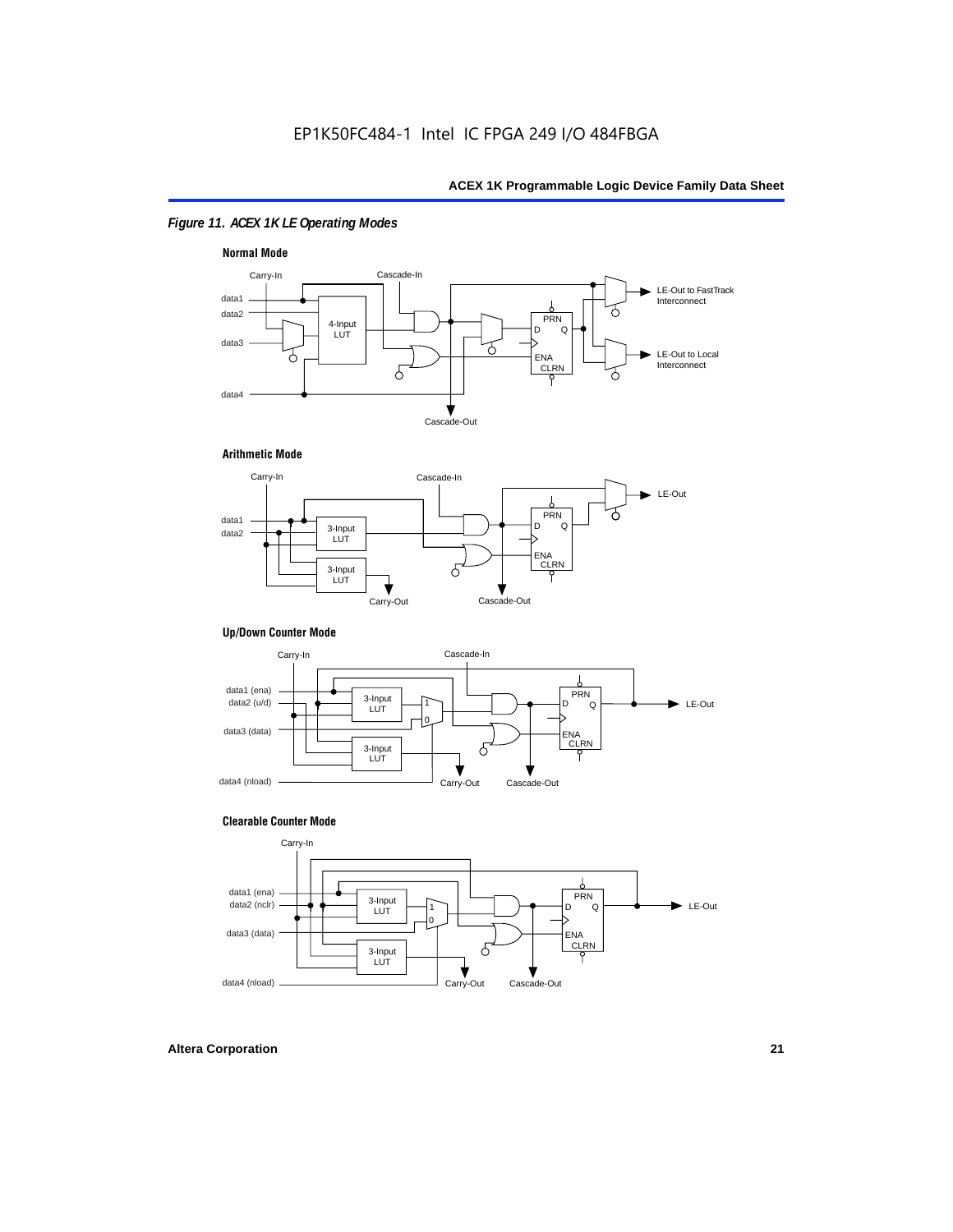*Figure 11. ACEX 1K LE Operating Modes*

**Normal Mode**

Carry-In, Cascade-In, data1, data2, data3, data4, 4-Input LUT, PRN, D, Q, ENA, CLRN, LE-Out to FastTrack Interconnect, LE-Out to Local Interconnect, Cascade-Out

**Arithmetic Mode**

Carry-In, Cascade-In, data1, data2, 3-Input LUT, 3-Input LUT, PRN, D, Q, ENA, CLRN, LE-Out, Carry-Out, Cascade-Out

**Up/Down Counter Mode**

Carry-In, Cascade-In, data1 (ena), data2 (u/d), data3 (data), data4 (nload), 3-Input LUT, 3-Input LUT, 1, 0, PRN, D, Q, ENA, CLRN, LE-Out, Carry-Out, Cascade-Out

**Clearable Counter Mode**

Carry-In, data1 (ena), data2 (nclr), data3 (data), data4 (nload), 3-Input LUT, 3-Input LUT, 1, 0, PRN, D, Q, ENA, CLRN, LE-Out, Carry-Out, Cascade-Out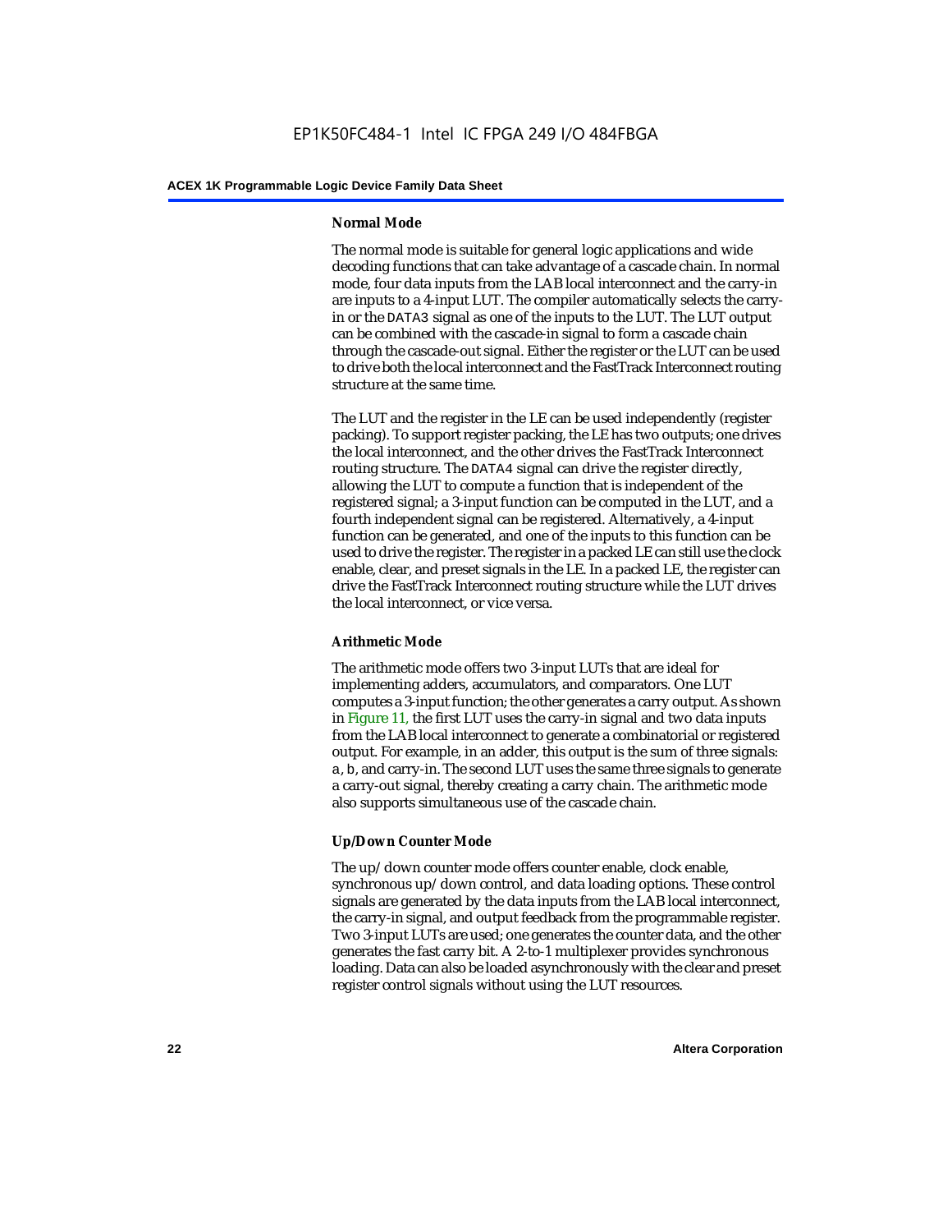### Normal Mode

The normal mode is suitable for general logic applications and wide decoding functions that can take advantage of a cascade chain. In normal mode, four data inputs from the LAB local interconnect and the carry-in are inputs to a 4-input LUT. The compiler automatically selects the carry-in or the DATA3 signal as one of the inputs to the LUT. The LUT output can be combined with the cascade-in signal to form a cascade chain through the cascade-out signal. Either the register or the LUT can be used to drive both the local interconnect and the FastTrack Interconnect routing structure at the same time.

The LUT and the register in the LE can be used independently (register packing). To support register packing, the LE has two outputs; one drives the local interconnect, and the other drives the FastTrack Interconnect routing structure. The DATA4 signal can drive the register directly, allowing the LUT to compute a function that is independent of the registered signal; a 3-input function can be computed in the LUT, and a fourth independent signal can be registered. Alternatively, a 4-input function can be generated, and one of the inputs to this function can be used to drive the register. The register in a packed LE can still use the clock enable, clear, and preset signals in the LE. In a packed LE, the register can drive the FastTrack Interconnect routing structure while the LUT drives the local interconnect, or vice versa.

### Arithmetic Mode

The arithmetic mode offers two 3-input LUTs that are ideal for implementing adders, accumulators, and comparators. One LUT computes a 3-input function; the other generates a carry output. As shown in Figure 11, the first LUT uses the carry-in signal and two data inputs from the LAB local interconnect to generate a combinatorial or registered output. For example, in an adder, this output is the sum of three signals: a, b, and carry-in. The second LUT uses the same three signals to generate a carry-out signal, thereby creating a carry chain. The arithmetic mode also supports simultaneous use of the cascade chain.

### Up/Down Counter Mode

The up/down counter mode offers counter enable, clock enable, synchronous up/down control, and data loading options. These control signals are generated by the data inputs from the LAB local interconnect, the carry-in signal, and output feedback from the programmable register. Two 3-input LUTs are used; one generates the counter data, and the other generates the fast carry bit. A 2-to-1 multiplexer provides synchronous loading. Data can also be loaded asynchronously with the clear and preset register control signals without using the LUT resources.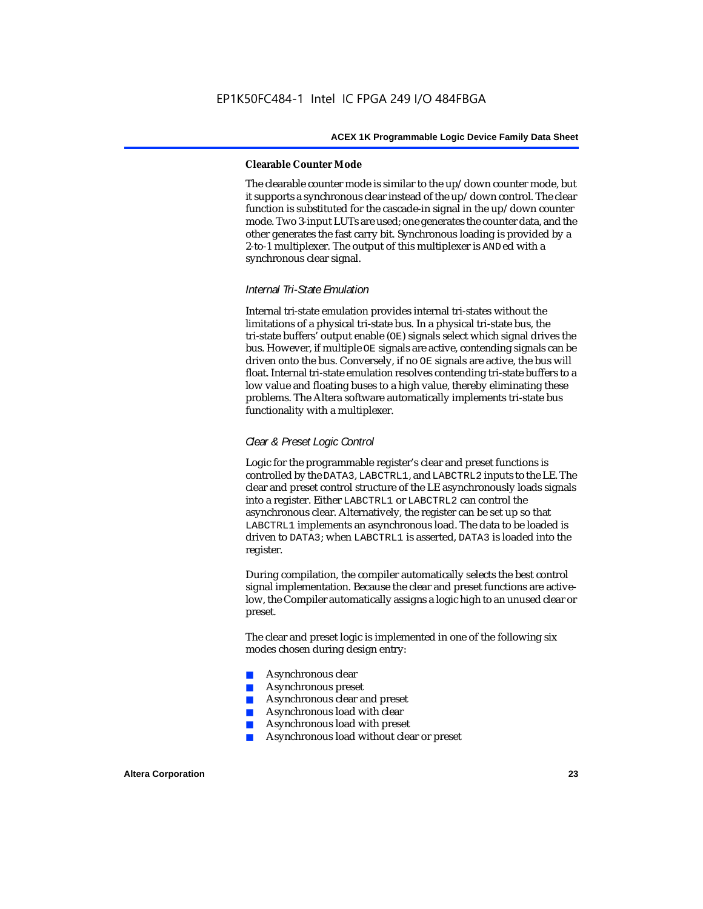**Clearable Counter Mode**

The clearable counter mode is similar to the up/down counter mode, but it supports a synchronous clear instead of the up/down control. The clear function is substituted for the cascade-in signal in the up/down counter mode. Two 3-input LUTs are used; one generates the counter data, and the other generates the fast carry bit. Synchronous loading is provided by a 2-to-1 multiplexer. The output of this multiplexer is ANDed with a synchronous clear signal.

*Internal Tri-State Emulation*

Internal tri-state emulation provides internal tri-states without the limitations of a physical tri-state bus. In a physical tri-state bus, the tri-state buffers' output enable (OE) signals select which signal drives the bus. However, if multiple OE signals are active, contending signals can be driven onto the bus. Conversely, if no OE signals are active, the bus will float. Internal tri-state emulation resolves contending tri-state buffers to a low value and floating buses to a high value, thereby eliminating these problems. The Altera software automatically implements tri-state bus functionality with a multiplexer.

*Clear & Preset Logic Control*

Logic for the programmable register's clear and preset functions is controlled by the DATA3, LABCTRL1, and LABCTRL2 inputs to the LE. The clear and preset control structure of the LE asynchronously loads signals into a register. Either LABCTRL1 or LABCTRL2 can control the asynchronous clear. Alternatively, the register can be set up so that LABCTRL1 implements an asynchronous load. The data to be loaded is driven to DATA3; when LABCTRL1 is asserted, DATA3 is loaded into the register.

During compilation, the compiler automatically selects the best control signal implementation. Because the clear and preset functions are active-low, the Compiler automatically assigns a logic high to an unused clear or preset.

The clear and preset logic is implemented in one of the following six modes chosen during design entry:

- Asynchronous clear
- Asynchronous preset
- Asynchronous clear and preset
- Asynchronous load with clear
- Asynchronous load with preset
- Asynchronous load without clear or preset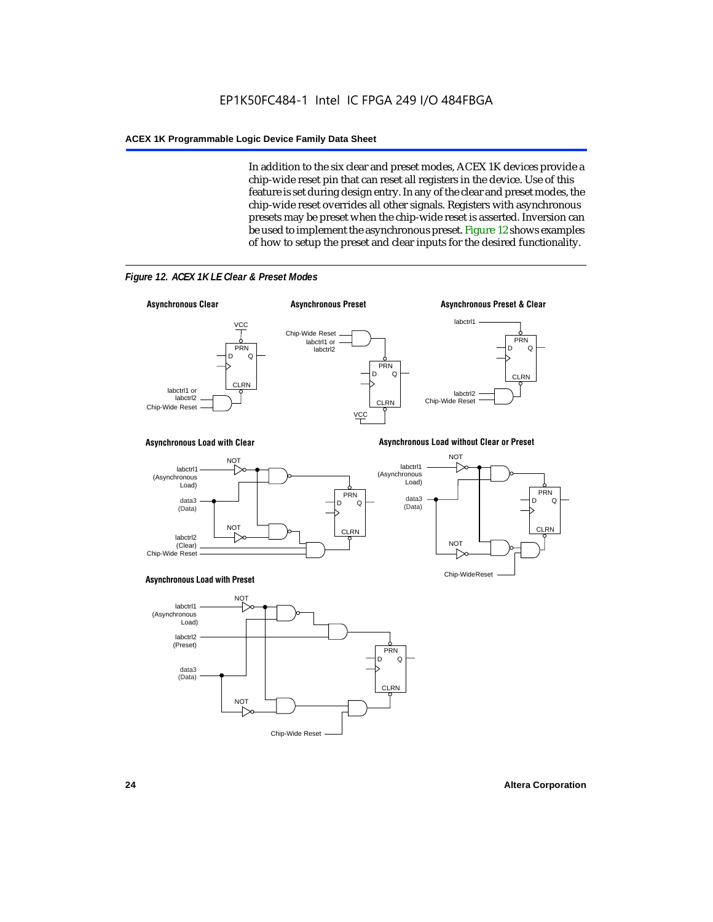In addition to the six clear and preset modes, ACEX 1K devices provide a chip-wide reset pin that can reset all registers in the device. Use of this feature is set during design entry. In any of the clear and preset modes, the chip-wide reset overrides all other signals. Registers with asynchronous presets may be preset when the chip-wide reset is asserted. Inversion can be used to implement the asynchronous preset. Figure 12 shows examples of how to setup the preset and clear inputs for the desired functionality.

*Figure 12. ACEX 1K LE Clear & Preset Modes*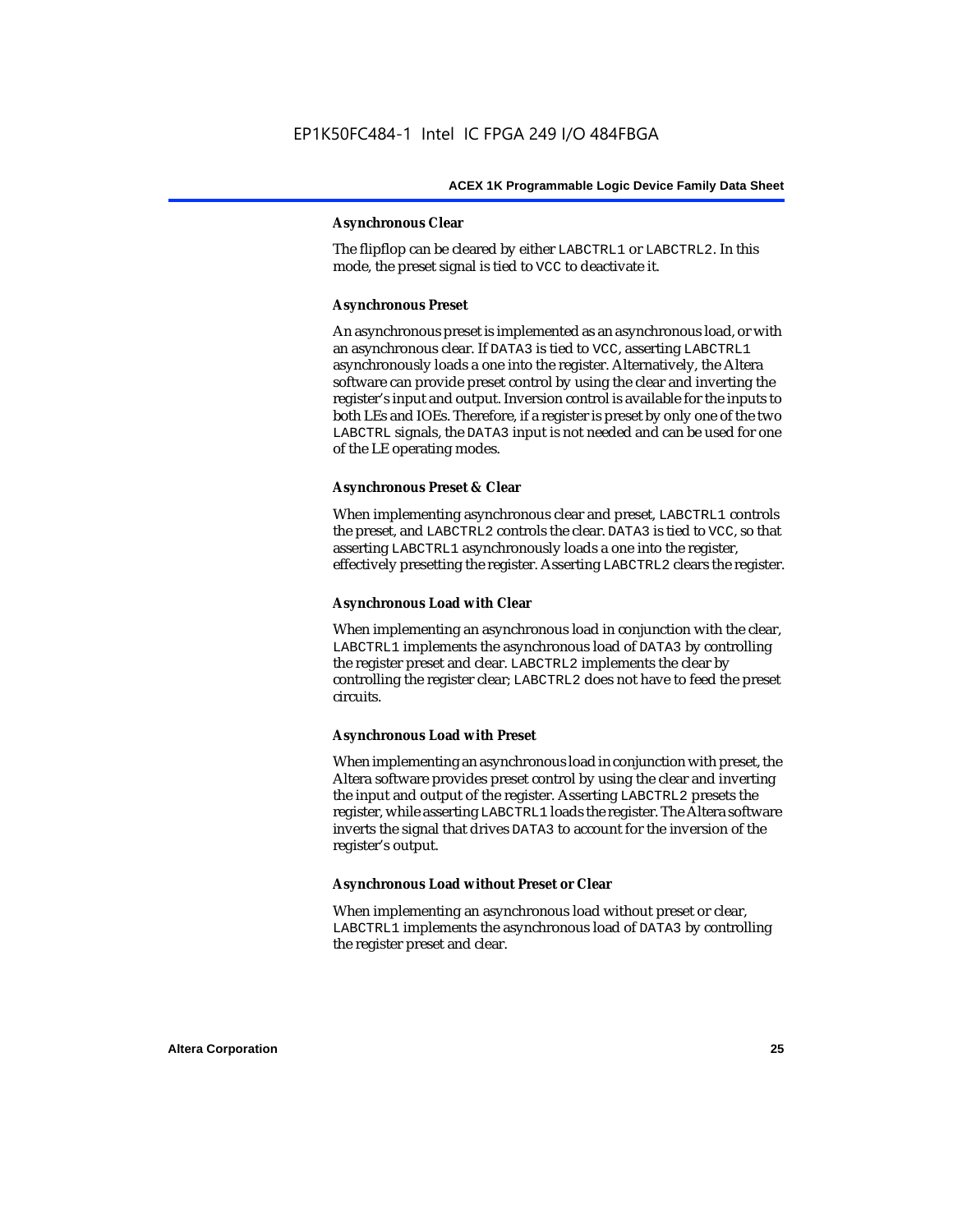### Asynchronous Clear

The flipflop can be cleared by either LABCTRL1 or LABCTRL2. In this mode, the preset signal is tied to VCC to deactivate it.

### Asynchronous Preset

An asynchronous preset is implemented as an asynchronous load, or with an asynchronous clear. If DATA3 is tied to VCC, asserting LABCTRL1 asynchronously loads a one into the register. Alternatively, the Altera software can provide preset control by using the clear and inverting the register's input and output. Inversion control is available for the inputs to both LEs and IOEs. Therefore, if a register is preset by only one of the two LABCTRL signals, the DATA3 input is not needed and can be used for one of the LE operating modes.

### Asynchronous Preset & Clear

When implementing asynchronous clear and preset, LABCTRL1 controls the preset, and LABCTRL2 controls the clear. DATA3 is tied to VCC, so that asserting LABCTRL1 asynchronously loads a one into the register, effectively presetting the register. Asserting LABCTRL2 clears the register.

### Asynchronous Load with Clear

When implementing an asynchronous load in conjunction with the clear, LABCTRL1 implements the asynchronous load of DATA3 by controlling the register preset and clear. LABCTRL2 implements the clear by controlling the register clear; LABCTRL2 does not have to feed the preset circuits.

### Asynchronous Load with Preset

When implementing an asynchronous load in conjunction with preset, the Altera software provides preset control by using the clear and inverting the input and output of the register. Asserting LABCTRL2 presets the register, while asserting LABCTRL1 loads the register. The Altera software inverts the signal that drives DATA3 to account for the inversion of the register's output.

### Asynchronous Load without Preset or Clear

When implementing an asynchronous load without preset or clear, LABCTRL1 implements the asynchronous load of DATA3 by controlling the register preset and clear.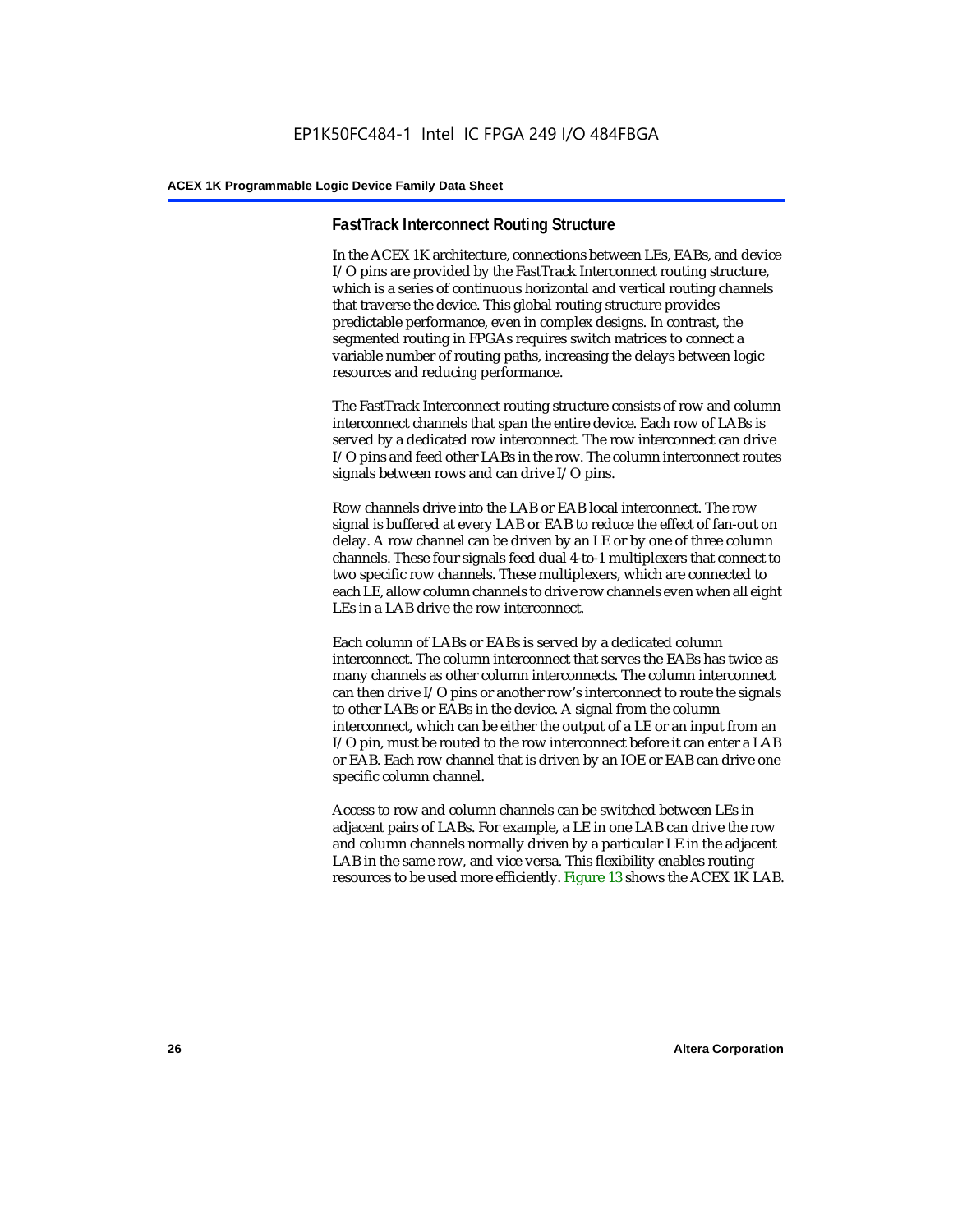### FastTrack Interconnect Routing Structure

In the ACEX 1K architecture, connections between LEs, EABs, and device I/O pins are provided by the FastTrack Interconnect routing structure, which is a series of continuous horizontal and vertical routing channels that traverse the device. This global routing structure provides predictable performance, even in complex designs. In contrast, the segmented routing in FPGAs requires switch matrices to connect a variable number of routing paths, increasing the delays between logic resources and reducing performance.

The FastTrack Interconnect routing structure consists of row and column interconnect channels that span the entire device. Each row of LABs is served by a dedicated row interconnect. The row interconnect can drive I/O pins and feed other LABs in the row. The column interconnect routes signals between rows and can drive I/O pins.

Row channels drive into the LAB or EAB local interconnect. The row signal is buffered at every LAB or EAB to reduce the effect of fan-out on delay. A row channel can be driven by an LE or by one of three column channels. These four signals feed dual 4-to-1 multiplexers that connect to two specific row channels. These multiplexers, which are connected to each LE, allow column channels to drive row channels even when all eight LEs in a LAB drive the row interconnect.

Each column of LABs or EABs is served by a dedicated column interconnect. The column interconnect that serves the EABs has twice as many channels as other column interconnects. The column interconnect can then drive I/O pins or another row's interconnect to route the signals to other LABs or EABs in the device. A signal from the column interconnect, which can be either the output of a LE or an input from an I/O pin, must be routed to the row interconnect before it can enter a LAB or EAB. Each row channel that is driven by an IOE or EAB can drive one specific column channel.

Access to row and column channels can be switched between LEs in adjacent pairs of LABs. For example, a LE in one LAB can drive the row and column channels normally driven by a particular LE in the adjacent LAB in the same row, and vice versa. This flexibility enables routing resources to be used more efficiently. Figure 13 shows the ACEX 1K LAB.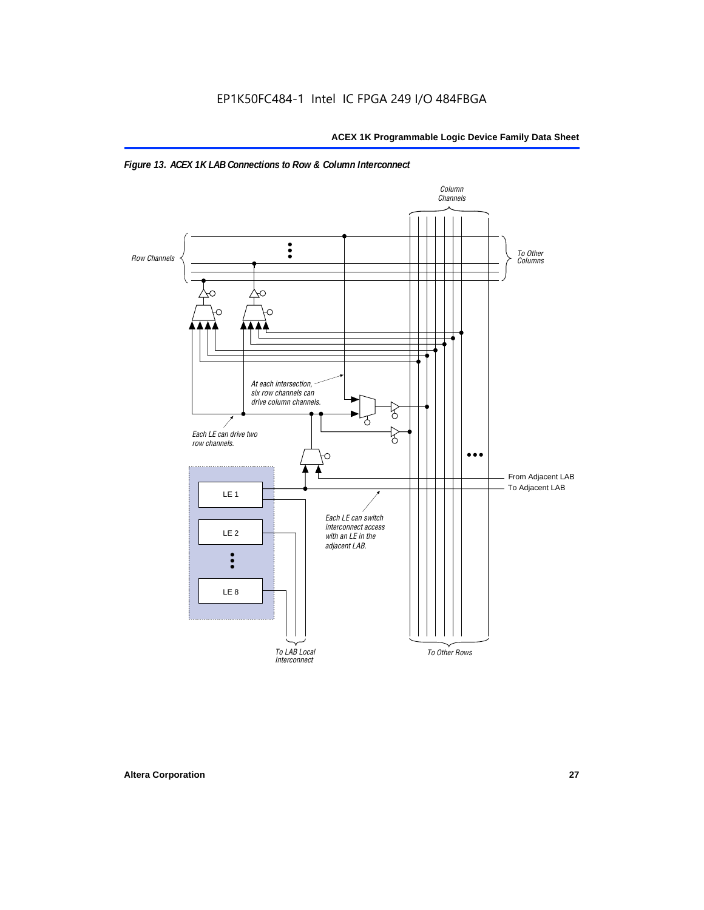*Figure 13. ACEX 1K LAB Connections to Row & Column Interconnect*

Column Channels

Row Channels

To Other Columns

At each intersection, six row channels can drive column channels.

Each LE can drive two row channels.

From Adjacent LAB

To Adjacent LAB

LE 1

LE 2

LE 8

Each LE can switch interconnect access with an LE in the adjacent LAB.

To LAB Local Interconnect

To Other Rows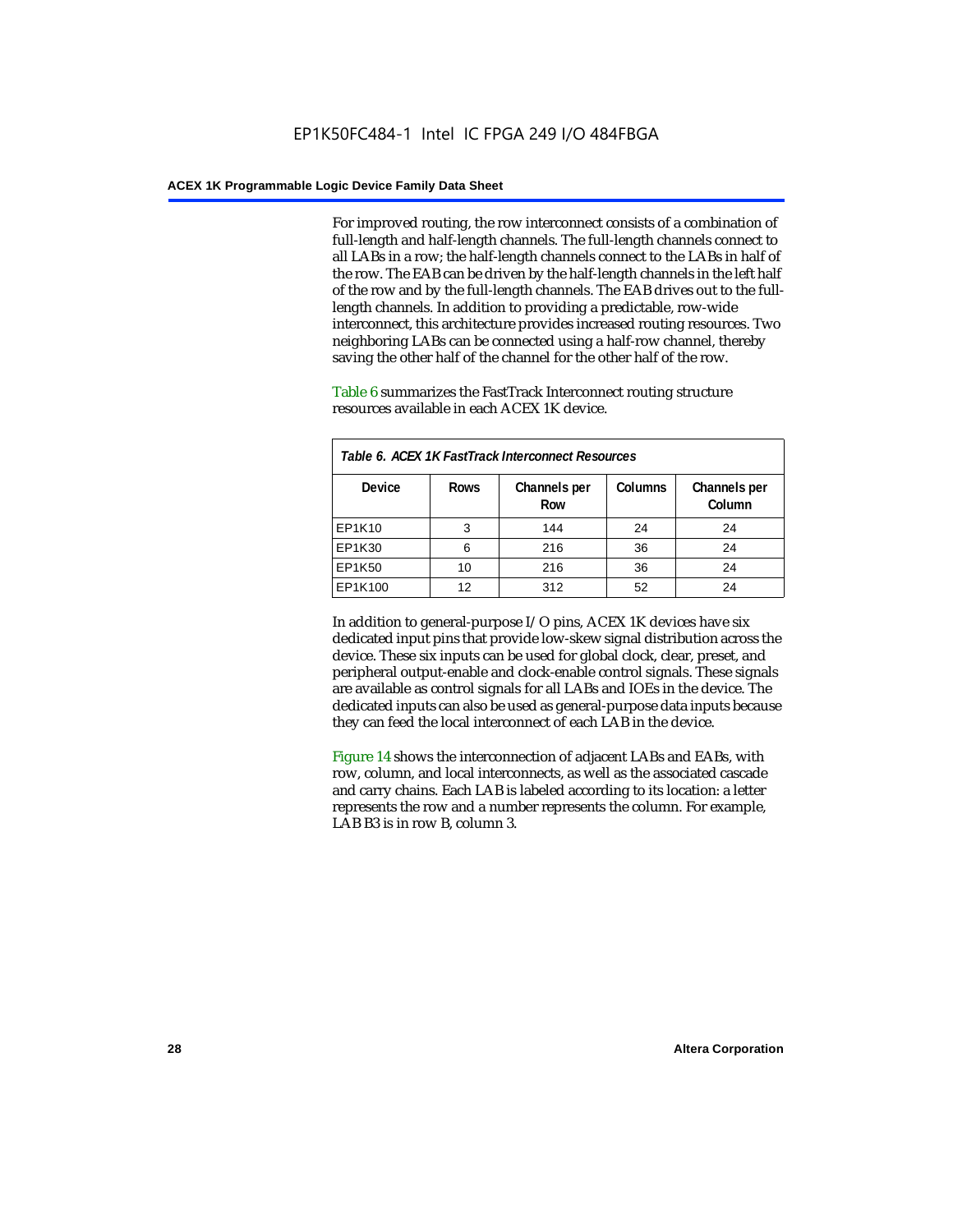For improved routing, the row interconnect consists of a combination of full-length and half-length channels. The full-length channels connect to all LABs in a row; the half-length channels connect to the LABs in half of the row. The EAB can be driven by the half-length channels in the left half of the row and by the full-length channels. The EAB drives out to the full-length channels. In addition to providing a predictable, row-wide interconnect, this architecture provides increased routing resources. Two neighboring LABs can be connected using a half-row channel, thereby saving the other half of the channel for the other half of the row.

Table 6 summarizes the FastTrack Interconnect routing structure resources available in each ACEX 1K device.

*Table 6. ACEX 1K FastTrack Interconnect Resources*

| Device | Rows | Channels per Row | Columns | Channels per Column |
|---|---|---|---|---|
| EP1K10 | 3 | 144 | 24 | 24 |
| EP1K30 | 6 | 216 | 36 | 24 |
| EP1K50 | 10 | 216 | 36 | 24 |
| EP1K100 | 12 | 312 | 52 | 24 |

In addition to general-purpose I/O pins, ACEX 1K devices have six dedicated input pins that provide low-skew signal distribution across the device. These six inputs can be used for global clock, clear, preset, and peripheral output-enable and clock-enable control signals. These signals are available as control signals for all LABs and IOEs in the device. The dedicated inputs can also be used as general-purpose data inputs because they can feed the local interconnect of each LAB in the device.

Figure 14 shows the interconnection of adjacent LABs and EABs, with row, column, and local interconnects, as well as the associated cascade and carry chains. Each LAB is labeled according to its location: a letter represents the row and a number represents the column. For example, LAB B3 is in row B, column 3.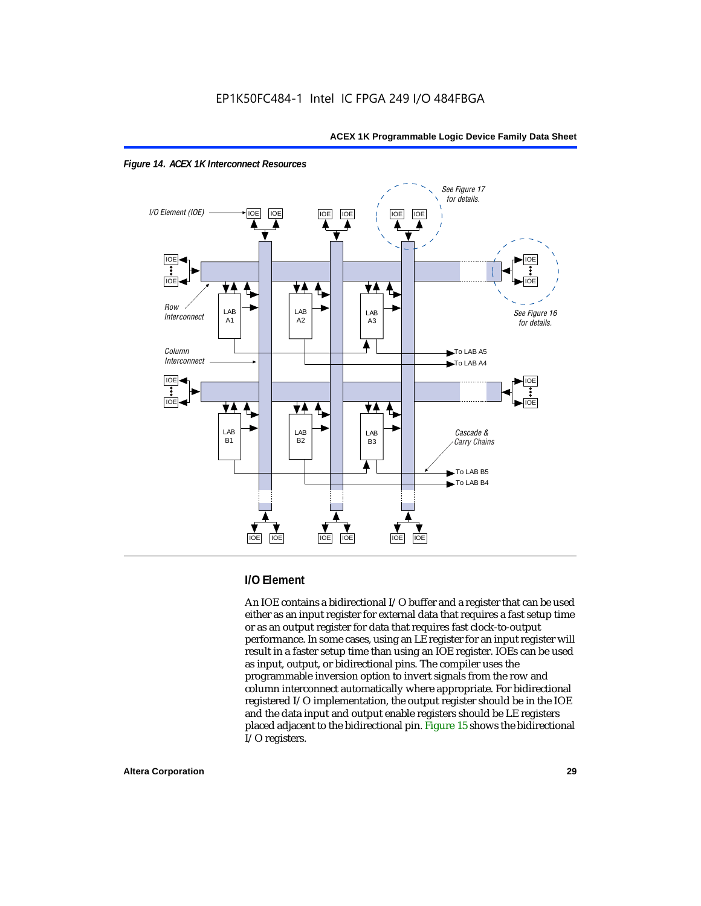*Figure 14. ACEX 1K Interconnect Resources*

## I/O Element

An IOE contains a bidirectional I/O buffer and a register that can be used either as an input register for external data that requires a fast setup time or as an output register for data that requires fast clock-to-output performance. In some cases, using an LE register for an input register will result in a faster setup time than using an IOE register. IOEs can be used as input, output, or bidirectional pins. The compiler uses the programmable inversion option to invert signals from the row and column interconnect automatically where appropriate. For bidirectional registered I/O implementation, the output register should be in the IOE and the data input and output enable registers should be LE registers placed adjacent to the bidirectional pin. Figure 15 shows the bidirectional I/O registers.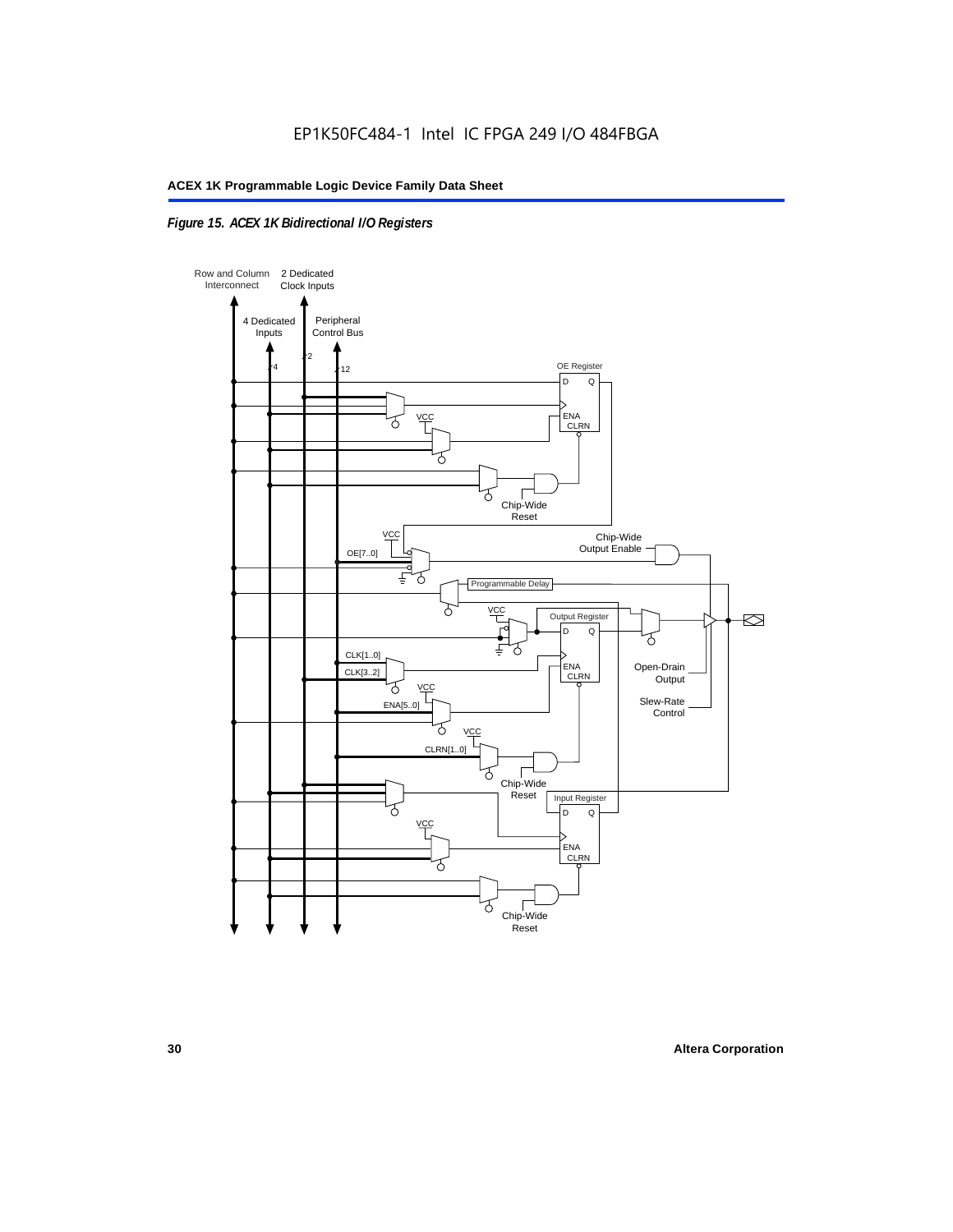EP1K50FC484-1 Intel IC FPGA 249 I/O 484FBGA

*Figure 15. ACEX 1K Bidirectional I/O Registers*

Row and Column Interconnect
2 Dedicated Clock Inputs
4 Dedicated Inputs
Peripheral Control Bus
4
2
12
OE Register
D Q
ENA
CLRN
VCC
Chip-Wide Reset
VCC
OE[7..0]
Chip-Wide Output Enable
Programmable Delay
VCC
Output Register
D Q
ENA
CLRN
CLK[1..0]
CLK[3..2]
VCC
ENA[5..0]
VCC
CLRN[1..0]
Open-Drain Output
Slew-Rate Control
Chip-Wide Reset
Input Register
D Q
VCC
ENA
CLRN
Chip-Wide Reset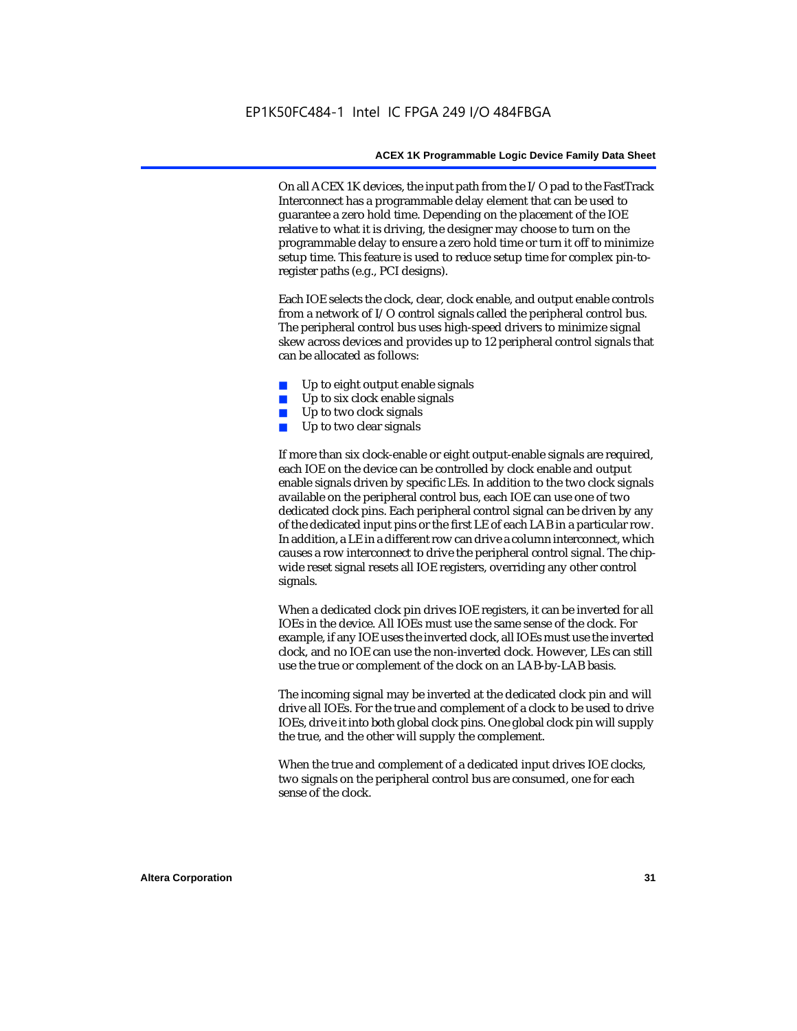On all ACEX 1K devices, the input path from the I/O pad to the FastTrack Interconnect has a programmable delay element that can be used to guarantee a zero hold time. Depending on the placement of the IOE relative to what it is driving, the designer may choose to turn on the programmable delay to ensure a zero hold time or turn it off to minimize setup time. This feature is used to reduce setup time for complex pin-to-register paths (e.g., PCI designs).

Each IOE selects the clock, clear, clock enable, and output enable controls from a network of I/O control signals called the peripheral control bus. The peripheral control bus uses high-speed drivers to minimize signal skew across devices and provides up to 12 peripheral control signals that can be allocated as follows:

- Up to eight output enable signals
- Up to six clock enable signals
- Up to two clock signals
- Up to two clear signals

If more than six clock-enable or eight output-enable signals are required, each IOE on the device can be controlled by clock enable and output enable signals driven by specific LEs. In addition to the two clock signals available on the peripheral control bus, each IOE can use one of two dedicated clock pins. Each peripheral control signal can be driven by any of the dedicated input pins or the first LE of each LAB in a particular row. In addition, a LE in a different row can drive a column interconnect, which causes a row interconnect to drive the peripheral control signal. The chip-wide reset signal resets all IOE registers, overriding any other control signals.

When a dedicated clock pin drives IOE registers, it can be inverted for all IOEs in the device. All IOEs must use the same sense of the clock. For example, if any IOE uses the inverted clock, all IOEs must use the inverted clock, and no IOE can use the non-inverted clock. However, LEs can still use the true or complement of the clock on an LAB-by-LAB basis.

The incoming signal may be inverted at the dedicated clock pin and will drive all IOEs. For the true and complement of a clock to be used to drive IOEs, drive it into both global clock pins. One global clock pin will supply the true, and the other will supply the complement.

When the true and complement of a dedicated input drives IOE clocks, two signals on the peripheral control bus are consumed, one for each sense of the clock.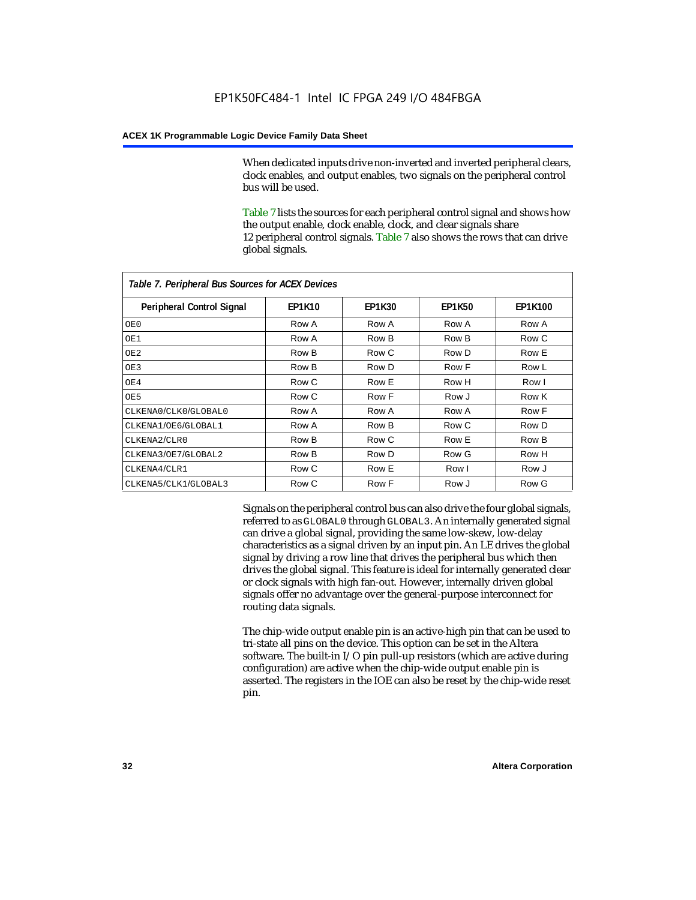When dedicated inputs drive non-inverted and inverted peripheral clears, clock enables, and output enables, two signals on the peripheral control bus will be used.

Table 7 lists the sources for each peripheral control signal and shows how the output enable, clock enable, clock, and clear signals share 12 peripheral control signals. Table 7 also shows the rows that can drive global signals.

*Table 7. Peripheral Bus Sources for ACEX Devices*

| Peripheral Control Signal | EP1K10 | EP1K30 | EP1K50 | EP1K100 |
|---|---|---|---|---|
| OE0 | Row A | Row A | Row A | Row A |
| OE1 | Row A | Row B | Row B | Row C |
| OE2 | Row B | Row C | Row D | Row E |
| OE3 | Row B | Row D | Row F | Row L |
| OE4 | Row C | Row E | Row H | Row I |
| OE5 | Row C | Row F | Row J | Row K |
| CLKENA0/CLK0/GLOBAL0 | Row A | Row A | Row A | Row F |
| CLKENA1/OE6/GLOBAL1 | Row A | Row B | Row C | Row D |
| CLKENA2/CLR0 | Row B | Row C | Row E | Row B |
| CLKENA3/OE7/GLOBAL2 | Row B | Row D | Row G | Row H |
| CLKENA4/CLR1 | Row C | Row E | Row I | Row J |
| CLKENA5/CLK1/GLOBAL3 | Row C | Row F | Row J | Row G |

Signals on the peripheral control bus can also drive the four global signals, referred to as GLOBAL0 through GLOBAL3. An internally generated signal can drive a global signal, providing the same low-skew, low-delay characteristics as a signal driven by an input pin. An LE drives the global signal by driving a row line that drives the peripheral bus which then drives the global signal. This feature is ideal for internally generated clear or clock signals with high fan-out. However, internally driven global signals offer no advantage over the general-purpose interconnect for routing data signals.

The chip-wide output enable pin is an active-high pin that can be used to tri-state all pins on the device. This option can be set in the Altera software. The built-in I/O pin pull-up resistors (which are active during configuration) are active when the chip-wide output enable pin is asserted. The registers in the IOE can also be reset by the chip-wide reset pin.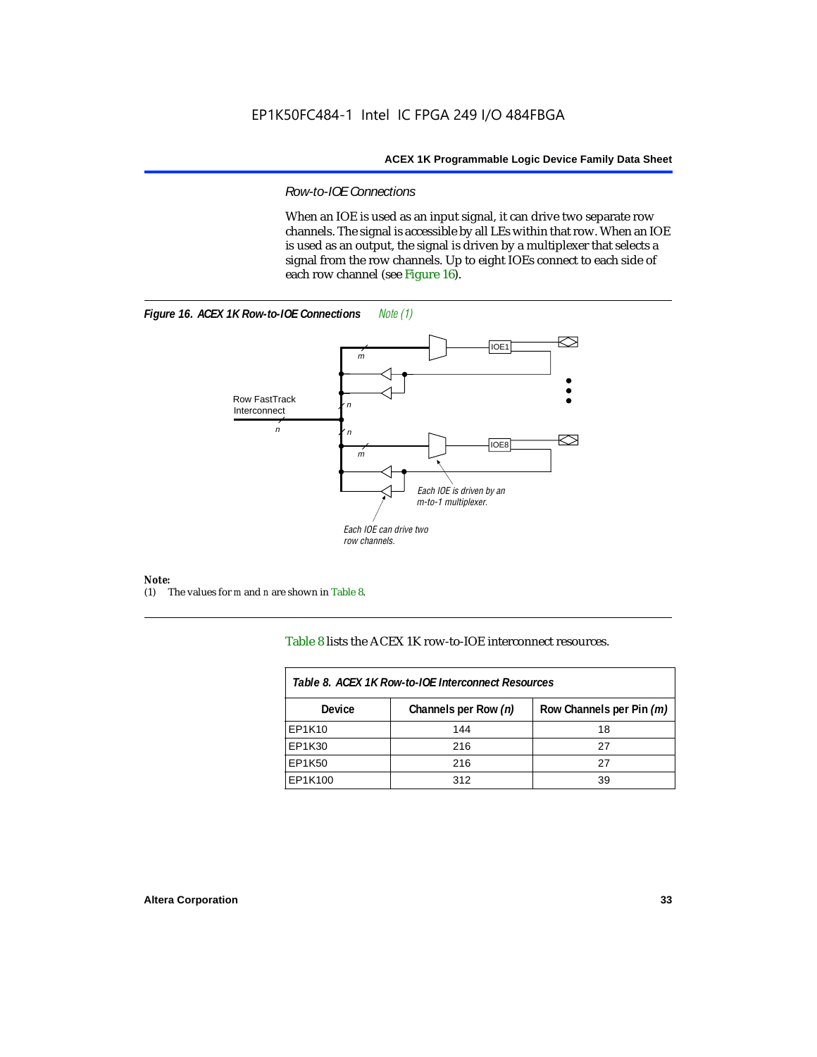### Row-to-IOE Connections

When an IOE is used as an input signal, it can drive two separate row channels. The signal is accessible by all LEs within that row. When an IOE is used as an output, the signal is driven by a multiplexer that selects a signal from the row channels. Up to eight IOEs connect to each side of each row channel (see Figure 16).

**Figure 16. ACEX 1K Row-to-IOE Connections** *Note (1)*

Row FastTrack Interconnect

*n*

*m*

IOE1

IOE8

*Each IOE is driven by an m-to-1 multiplexer.*

*Each IOE can drive two row channels.*

***Note:***

(1) The values for *m* and *n* are shown in Table 8.

Table 8 lists the ACEX 1K row-to-IOE interconnect resources.

| *Table 8. ACEX 1K Row-to-IOE Interconnect Resources* | | |
|---|---|---|
| **Device** | **Channels per Row *(n)*** | **Row Channels per Pin *(m)*** |
| EP1K10 | 144 | 18 |
| EP1K30 | 216 | 27 |
| EP1K50 | 216 | 27 |
| EP1K100 | 312 | 39 |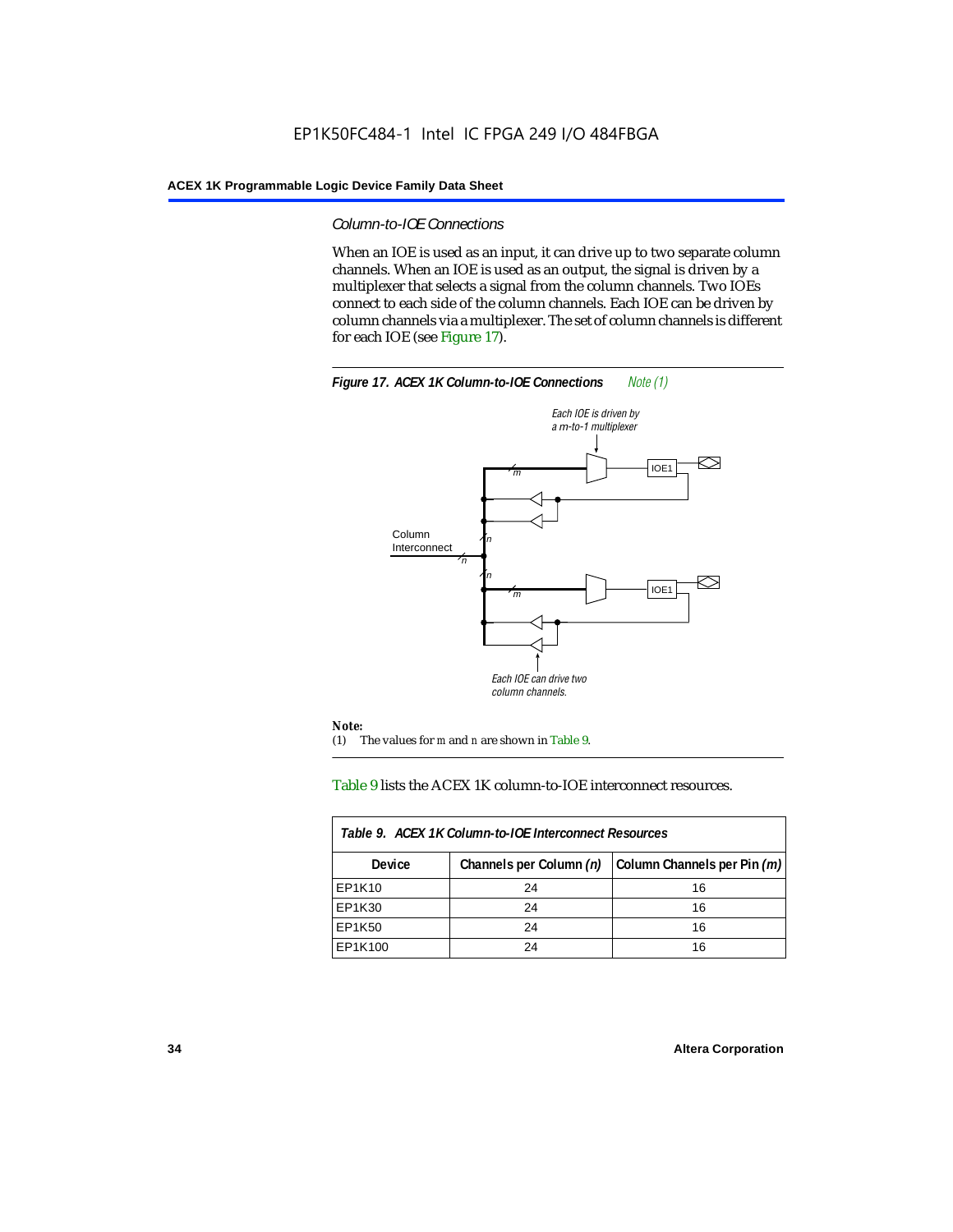### *Column-to-IOE Connections*

When an IOE is used as an input, it can drive up to two separate column channels. When an IOE is used as an output, the signal is driven by a multiplexer that selects a signal from the column channels. Two IOEs connect to each side of the column channels. Each IOE can be driven by column channels via a multiplexer. The set of column channels is different for each IOE (see Figure 17).

**Figure 17. ACEX 1K Column-to-IOE Connections** *Note (1)*

*Each IOE is driven by a m-to-1 multiplexer*

Column Interconnect

IOE1

IOE1

*Each IOE can drive two column channels.*

**Note:**

(1) The values for m and n are shown in Table 9.

Table 9 lists the ACEX 1K column-to-IOE interconnect resources.

**Table 9. ACEX 1K Column-to-IOE Interconnect Resources**

| Device | Channels per Column *(n)* | Column Channels per Pin *(m)* |
|---|---|---|
| EP1K10 | 24 | 16 |
| EP1K30 | 24 | 16 |
| EP1K50 | 24 | 16 |
| EP1K100 | 24 | 16 |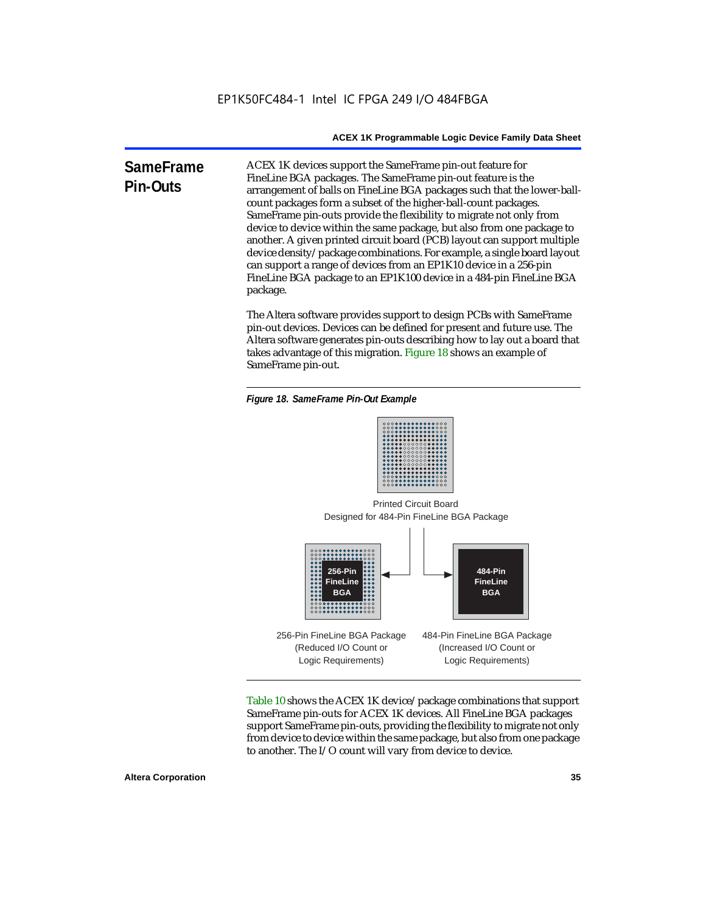## SameFrame Pin-Outs

ACEX 1K devices support the SameFrame pin-out feature for FineLine BGA packages. The SameFrame pin-out feature is the arrangement of balls on FineLine BGA packages such that the lower-ball-count packages form a subset of the higher-ball-count packages. SameFrame pin-outs provide the flexibility to migrate not only from device to device within the same package, but also from one package to another. A given printed circuit board (PCB) layout can support multiple device density/package combinations. For example, a single board layout can support a range of devices from an EP1K10 device in a 256-pin FineLine BGA package to an EP1K100 device in a 484-pin FineLine BGA package.

The Altera software provides support to design PCBs with SameFrame pin-out devices. Devices can be defined for present and future use. The Altera software generates pin-outs describing how to lay out a board that takes advantage of this migration. Figure 18 shows an example of SameFrame pin-out.

*Figure 18. SameFrame Pin-Out Example*

Printed Circuit Board
Designed for 484-Pin FineLine BGA Package

256-Pin FineLine BGA

484-Pin FineLine BGA

256-Pin FineLine BGA Package
(Reduced I/O Count or
Logic Requirements)

484-Pin FineLine BGA Package
(Increased I/O Count or
Logic Requirements)

Table 10 shows the ACEX 1K device/package combinations that support SameFrame pin-outs for ACEX 1K devices. All FineLine BGA packages support SameFrame pin-outs, providing the flexibility to migrate not only from device to device within the same package, but also from one package to another. The I/O count will vary from device to device.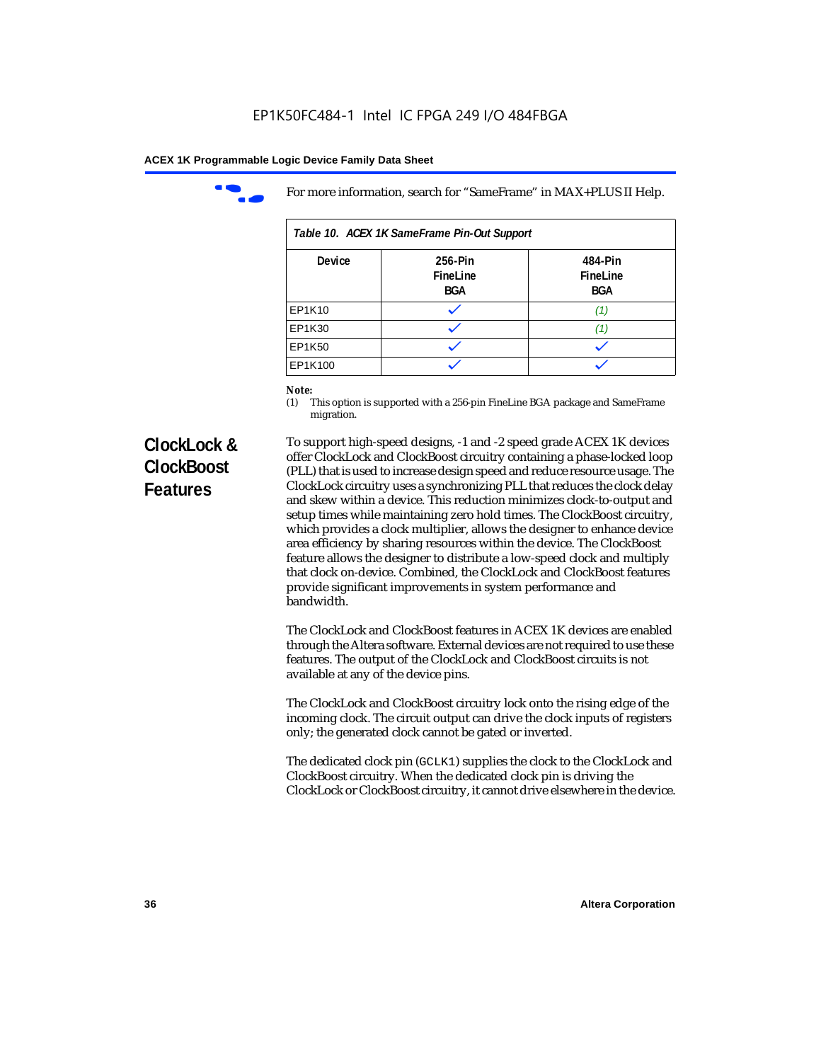For more information, search for “SameFrame” in MAX+PLUS II Help.

*Table 10. ACEX 1K SameFrame Pin-Out Support*

| Device | 256-Pin FineLine BGA | 484-Pin FineLine BGA |
|---|---|---|
| EP1K10 | ✓ | *(1)* |
| EP1K30 | ✓ | *(1)* |
| EP1K50 | ✓ | ✓ |
| EP1K100 | ✓ | ✓ |

**Note:**

(1) This option is supported with a 256-pin FineLine BGA package and SameFrame migration.

## ClockLock & ClockBoost Features

To support high-speed designs, -1 and -2 speed grade ACEX 1K devices offer ClockLock and ClockBoost circuitry containing a phase-locked loop (PLL) that is used to increase design speed and reduce resource usage. The ClockLock circuitry uses a synchronizing PLL that reduces the clock delay and skew within a device. This reduction minimizes clock-to-output and setup times while maintaining zero hold times. The ClockBoost circuitry, which provides a clock multiplier, allows the designer to enhance device area efficiency by sharing resources within the device. The ClockBoost feature allows the designer to distribute a low-speed clock and multiply that clock on-device. Combined, the ClockLock and ClockBoost features provide significant improvements in system performance and bandwidth.

The ClockLock and ClockBoost features in ACEX 1K devices are enabled through the Altera software. External devices are not required to use these features. The output of the ClockLock and ClockBoost circuits is not available at any of the device pins.

The ClockLock and ClockBoost circuitry lock onto the rising edge of the incoming clock. The circuit output can drive the clock inputs of registers only; the generated clock cannot be gated or inverted.

The dedicated clock pin (`GCLK1`) supplies the clock to the ClockLock and ClockBoost circuitry. When the dedicated clock pin is driving the ClockLock or ClockBoost circuitry, it cannot drive elsewhere in the device.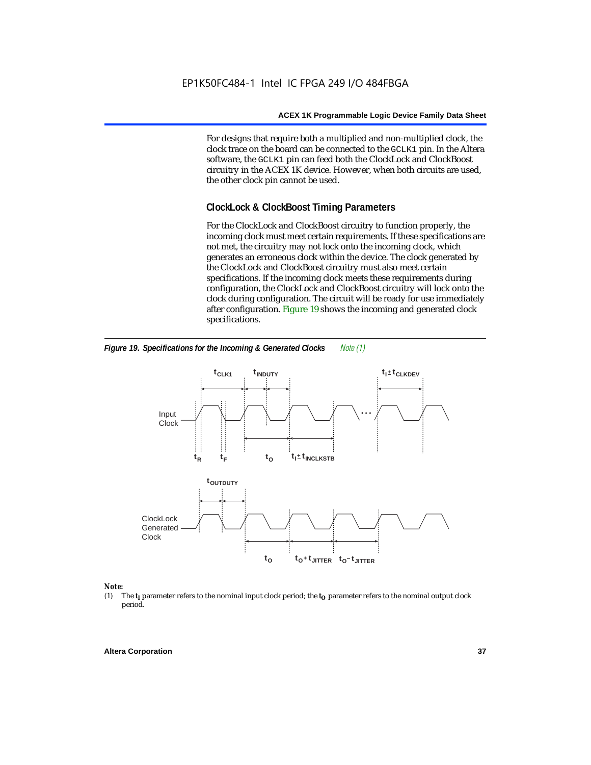For designs that require both a multiplied and non-multiplied clock, the clock trace on the board can be connected to the GCLK1 pin. In the Altera software, the GCLK1 pin can feed both the ClockLock and ClockBoost circuitry in the ACEX 1K device. However, when both circuits are used, the other clock pin cannot be used.

## ClockLock & ClockBoost Timing Parameters

For the ClockLock and ClockBoost circuitry to function properly, the incoming clock must meet certain requirements. If these specifications are not met, the circuitry may not lock onto the incoming clock, which generates an erroneous clock within the device. The clock generated by the ClockLock and ClockBoost circuitry must also meet certain specifications. If the incoming clock meets these requirements during configuration, the ClockLock and ClockBoost circuitry will lock onto the clock during configuration. The circuit will be ready for use immediately after configuration. Figure 19 shows the incoming and generated clock specifications.

***Figure 19. Specifications for the Incoming & Generated Clocks*** *Note (1)*

*Note:*

(1) The $t_I$ parameter refers to the nominal input clock period; the $t_O$ parameter refers to the nominal output clock period.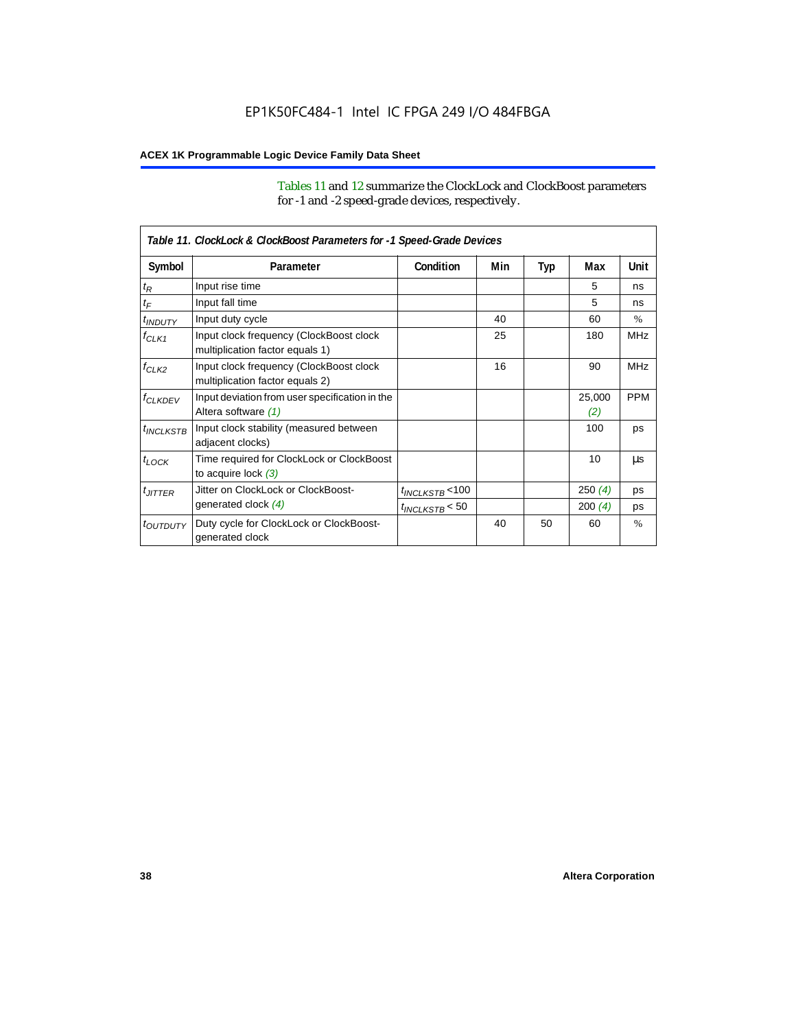Tables 11 and 12 summarize the ClockLock and ClockBoost parameters for -1 and -2 speed-grade devices, respectively.

*Table 11. ClockLock & ClockBoost Parameters for -1 Speed-Grade Devices*

| Symbol | Parameter | Condition | Min | Typ | Max | Unit |
|---|---|---|---|---|---|---|
| $t_R$ | Input rise time | | | | 5 | ns |
| $t_F$ | Input fall time | | | | 5 | ns |
| $t_{INDUTY}$ | Input duty cycle | | 40 | | 60 | % |
| $f_{CLK1}$ | Input clock frequency (ClockBoost clock multiplication factor equals 1) | | 25 | | 180 | MHz |
| $f_{CLK2}$ | Input clock frequency (ClockBoost clock multiplication factor equals 2) | | 16 | | 90 | MHz |
| $f_{CLKDEV}$ | Input deviation from user specification in the Altera software *(1)* | | | | 25,000 *(2)* | PPM |
| $t_{INCLKSTB}$ | Input clock stability (measured between adjacent clocks) | | | | 100 | ps |
| $t_{LOCK}$ | Time required for ClockLock or ClockBoost to acquire lock *(3)* | | | | 10 | µs |
| $t_{JITTER}$ | Jitter on ClockLock or ClockBoost-generated clock *(4)* | $t_{INCLKSTB}$ <100 | | | 250 *(4)* | ps |
| | | $t_{INCLKSTB}$ < 50 | | | 200 *(4)* | ps |
| $t_{OUTDUTY}$ | Duty cycle for ClockLock or ClockBoost-generated clock | | 40 | 50 | 60 | % |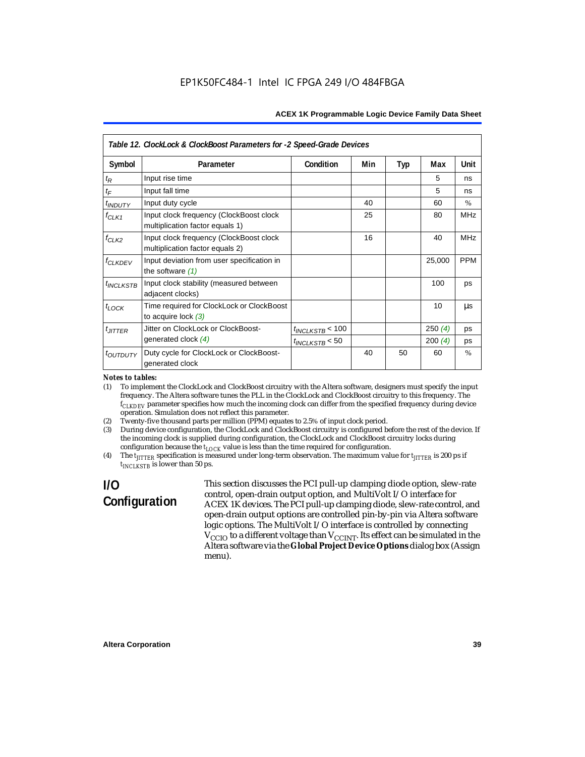Table 12. ClockLock & ClockBoost Parameters for -2 Speed-Grade Devices

| Symbol | Parameter | Condition | Min | Typ | Max | Unit |
|---|---|---|---|---|---|---|
| $t_R$ | Input rise time | | | | 5 | ns |
| $t_F$ | Input fall time | | | | 5 | ns |
| $t_{INDUTY}$ | Input duty cycle | | 40 | | 60 | % |
| $f_{CLK1}$ | Input clock frequency (ClockBoost clock multiplication factor equals 1) | | 25 | | 80 | MHz |
| $f_{CLK2}$ | Input clock frequency (ClockBoost clock multiplication factor equals 2) | | 16 | | 40 | MHz |
| $f_{CLKDEV}$ | Input deviation from user specification in the software (1) | | | | 25,000 | PPM |
| $t_{INCLKSTB}$ | Input clock stability (measured between adjacent clocks) | | | | 100 | ps |
| $t_{LOCK}$ | Time required for ClockLock or ClockBoost to acquire lock (3) | | | | 10 | µs |
| $t_{JITTER}$ | Jitter on ClockLock or ClockBoost-generated clock (4) | $t_{INCLKSTB}$ < 100 | | | 250 (4) | ps |
| | | $t_{INCLKSTB}$ < 50 | | | 200 (4) | ps |
| $t_{OUTDUTY}$ | Duty cycle for ClockLock or ClockBoost-generated clock | | 40 | 50 | 60 | % |

*Notes to tables:*

(1) To implement the ClockLock and ClockBoost circuitry with the Altera software, designers must specify the input frequency. The Altera software tunes the PLL in the ClockLock and ClockBoost circuitry to this frequency. The $f_{CLKDEV}$ parameter specifies how much the incoming clock can differ from the specified frequency during device operation. Simulation does not reflect this parameter.

(2) Twenty-five thousand parts per million (PPM) equates to 2.5% of input clock period.

(3) During device configuration, the ClockLock and ClockBoost circuitry is configured before the rest of the device. If the incoming clock is supplied during configuration, the ClockLock and ClockBoost circuitry locks during configuration because the $t_{LOCK}$ value is less than the time required for configuration.

(4) The $t_{JITTER}$ specification is measured under long-term observation. The maximum value for $t_{JITTER}$ is 200 ps if $t_{INCLKSTB}$ is lower than 50 ps.

## I/O Configuration

This section discusses the PCI pull-up clamping diode option, slew-rate control, open-drain output option, and MultiVolt I/O interface for ACEX 1K devices. The PCI pull-up clamping diode, slew-rate control, and open-drain output options are controlled pin-by-pin via Altera software logic options. The MultiVolt I/O interface is controlled by connecting $V_{CCIO}$ to a different voltage than $V_{CCINT}$. Its effect can be simulated in the Altera software via the **Global Project Device Options** dialog box (Assign menu).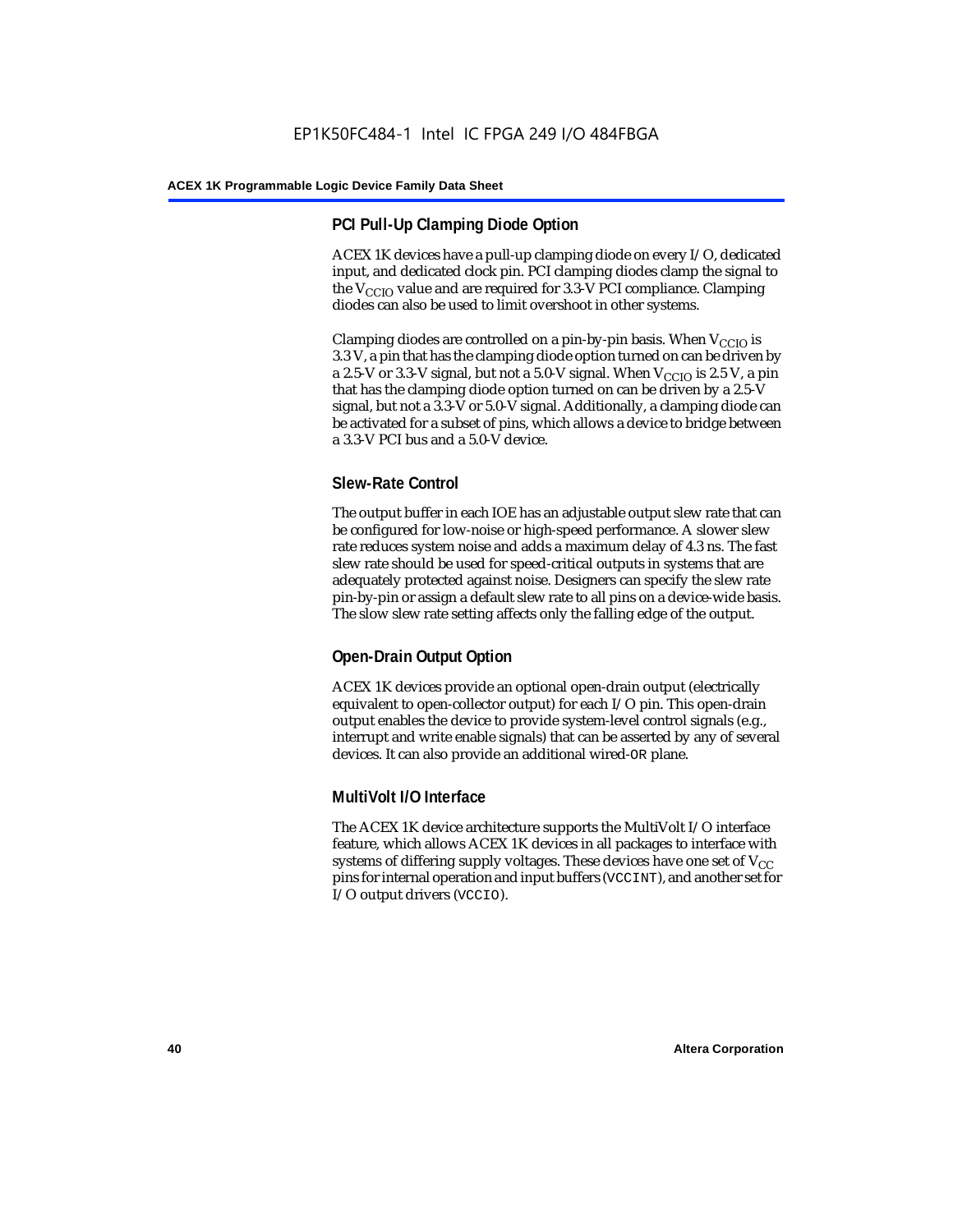### PCI Pull-Up Clamping Diode Option

ACEX 1K devices have a pull-up clamping diode on every I/O, dedicated input, and dedicated clock pin. PCI clamping diodes clamp the signal to the $V_{CCIO}$ value and are required for 3.3-V PCI compliance. Clamping diodes can also be used to limit overshoot in other systems.

Clamping diodes are controlled on a pin-by-pin basis. When $V_{CCIO}$ is 3.3 V, a pin that has the clamping diode option turned on can be driven by a 2.5-V or 3.3-V signal, but not a 5.0-V signal. When $V_{CCIO}$ is 2.5 V, a pin that has the clamping diode option turned on can be driven by a 2.5-V signal, but not a 3.3-V or 5.0-V signal. Additionally, a clamping diode can be activated for a subset of pins, which allows a device to bridge between a 3.3-V PCI bus and a 5.0-V device.

### Slew-Rate Control

The output buffer in each IOE has an adjustable output slew rate that can be configured for low-noise or high-speed performance. A slower slew rate reduces system noise and adds a maximum delay of 4.3 ns. The fast slew rate should be used for speed-critical outputs in systems that are adequately protected against noise. Designers can specify the slew rate pin-by-pin or assign a default slew rate to all pins on a device-wide basis. The slow slew rate setting affects only the falling edge of the output.

### Open-Drain Output Option

ACEX 1K devices provide an optional open-drain output (electrically equivalent to open-collector output) for each I/O pin. This open-drain output enables the device to provide system-level control signals (e.g., interrupt and write enable signals) that can be asserted by any of several devices. It can also provide an additional wired-`OR` plane.

### MultiVolt I/O Interface

The ACEX 1K device architecture supports the MultiVolt I/O interface feature, which allows ACEX 1K devices in all packages to interface with systems of differing supply voltages. These devices have one set of $V_{CC}$ pins for internal operation and input buffers (`VCCINT`), and another set for I/O output drivers (`VCCIO`).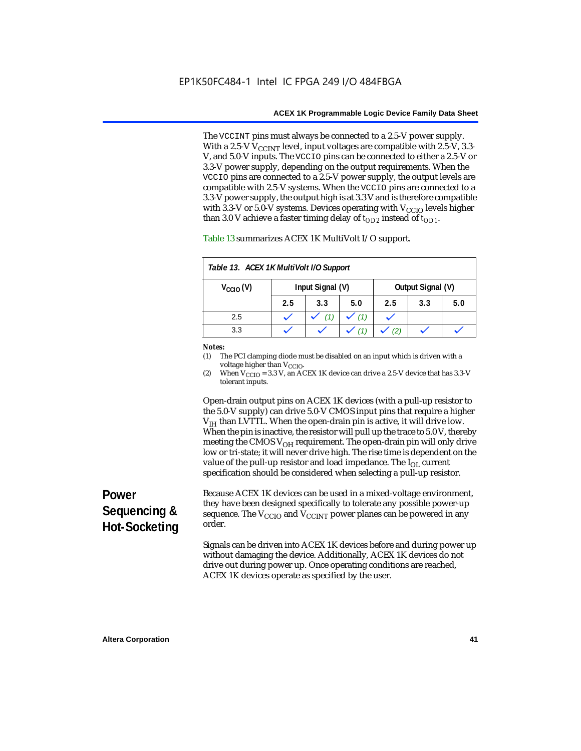The VCCINT pins must always be connected to a 2.5-V power supply. With a 2.5-V $V_{CCINT}$ level, input voltages are compatible with 2.5-V, 3.3-V, and 5.0-V inputs. The VCCIO pins can be connected to either a 2.5-V or 3.3-V power supply, depending on the output requirements. When the VCCIO pins are connected to a 2.5-V power supply, the output levels are compatible with 2.5-V systems. When the VCCIO pins are connected to a 3.3-V power supply, the output high is at 3.3 V and is therefore compatible with 3.3-V or 5.0-V systems. Devices operating with $V_{CCIO}$ levels higher than 3.0 V achieve a faster timing delay of $t_{OD2}$ instead of $t_{OD1}$.

Table 13 summarizes ACEX 1K MultiVolt I/O support.

*Table 13. ACEX 1K MultiVolt I/O Support*

| $V_{CCIO}$ (V) | Input Signal (V) | | | Output Signal (V) | | |
|---|---|---|---|---|---|---|
| | 2.5 | 3.3 | 5.0 | 2.5 | 3.3 | 5.0 |
| 2.5 | ✓ | ✓ (1) | ✓ (1) | ✓ | | |
| 3.3 | ✓ | ✓ | ✓ (1) | ✓ (2) | ✓ | ✓ |

***Notes:***

(1) The PCI clamping diode must be disabled on an input which is driven with a voltage higher than $V_{CCIO}$.

(2) When $V_{CCIO}$ = 3.3 V, an ACEX 1K device can drive a 2.5-V device that has 3.3-V tolerant inputs.

Open-drain output pins on ACEX 1K devices (with a pull-up resistor to the 5.0-V supply) can drive 5.0-V CMOS input pins that require a higher $V_{IH}$ than LVTTL. When the open-drain pin is active, it will drive low. When the pin is inactive, the resistor will pull up the trace to 5.0 V, thereby meeting the CMOS $V_{OH}$ requirement. The open-drain pin will only drive low or tri-state; it will never drive high. The rise time is dependent on the value of the pull-up resistor and load impedance. The $I_{OL}$ current specification should be considered when selecting a pull-up resistor.

## Power Sequencing & Hot-Socketing

Because ACEX 1K devices can be used in a mixed-voltage environment, they have been designed specifically to tolerate any possible power-up sequence. The $V_{CCIO}$ and $V_{CCINT}$ power planes can be powered in any order.

Signals can be driven into ACEX 1K devices before and during power up without damaging the device. Additionally, ACEX 1K devices do not drive out during power up. Once operating conditions are reached, ACEX 1K devices operate as specified by the user.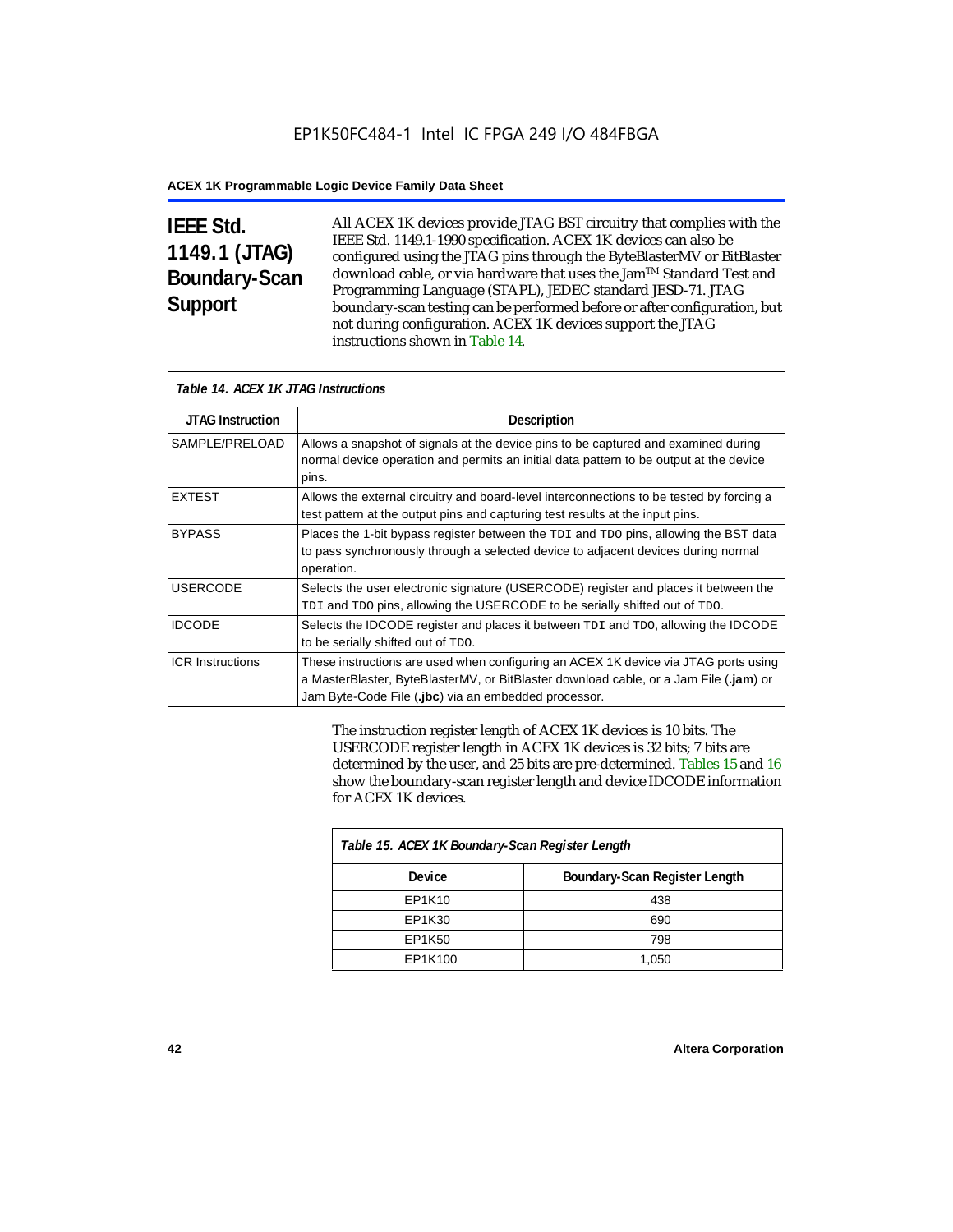## IEEE Std. 1149.1 (JTAG) Boundary-Scan Support

All ACEX 1K devices provide JTAG BST circuitry that complies with the IEEE Std. 1149.1-1990 specification. ACEX 1K devices can also be configured using the JTAG pins through the ByteBlasterMV or BitBlaster download cable, or via hardware that uses the Jam™ Standard Test and Programming Language (STAPL), JEDEC standard JESD-71. JTAG boundary-scan testing can be performed before or after configuration, but not during configuration. ACEX 1K devices support the JTAG instructions shown in Table 14.

*Table 14. ACEX 1K JTAG Instructions*

| JTAG Instruction | Description |
|---|---|
| SAMPLE/PRELOAD | Allows a snapshot of signals at the device pins to be captured and examined during normal device operation and permits an initial data pattern to be output at the device pins. |
| EXTEST | Allows the external circuitry and board-level interconnections to be tested by forcing a test pattern at the output pins and capturing test results at the input pins. |
| BYPASS | Places the 1-bit bypass register between the `TDI` and `TDO` pins, allowing the BST data to pass synchronously through a selected device to adjacent devices during normal operation. |
| USERCODE | Selects the user electronic signature (USERCODE) register and places it between the `TDI` and `TDO` pins, allowing the USERCODE to be serially shifted out of `TDO`. |
| IDCODE | Selects the IDCODE register and places it between `TDI` and `TDO`, allowing the IDCODE to be serially shifted out of `TDO`. |
| ICR Instructions | These instructions are used when configuring an ACEX 1K device via JTAG ports using a MasterBlaster, ByteBlasterMV, or BitBlaster download cable, or a Jam File (**.jam**) or Jam Byte-Code File (**.jbc**) via an embedded processor. |

The instruction register length of ACEX 1K devices is 10 bits. The USERCODE register length in ACEX 1K devices is 32 bits; 7 bits are determined by the user, and 25 bits are pre-determined. Tables 15 and 16 show the boundary-scan register length and device IDCODE information for ACEX 1K devices.

*Table 15. ACEX 1K Boundary-Scan Register Length*

| Device | Boundary-Scan Register Length |
|---|---|
| EP1K10 | 438 |
| EP1K30 | 690 |
| EP1K50 | 798 |
| EP1K100 | 1,050 |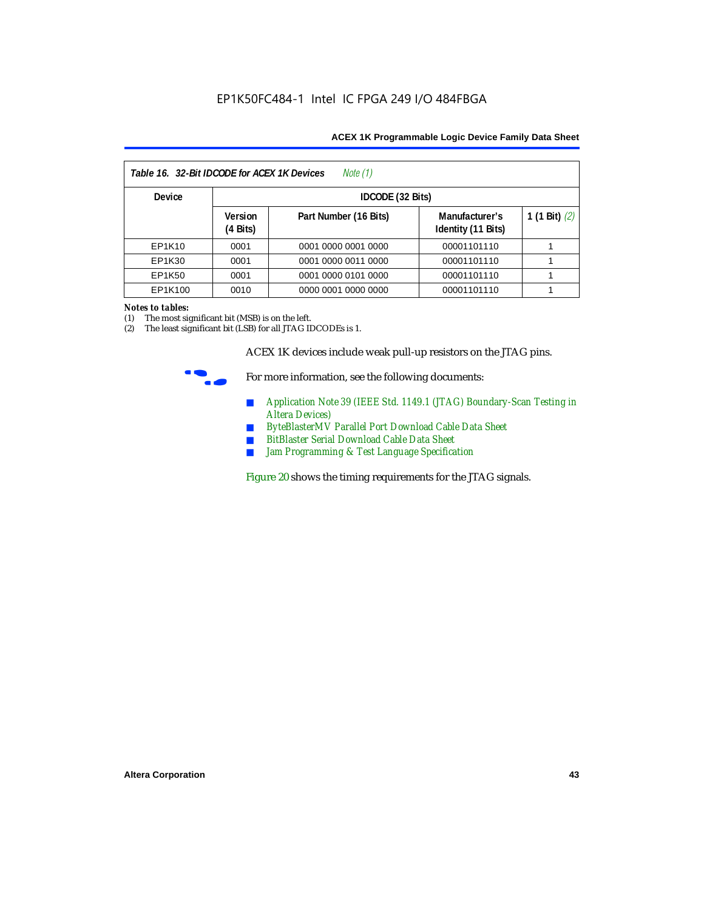| *Table 16. 32-Bit IDCODE for ACEX 1K Devices Note (1)* | | | | |
|---|---|---|---|---|
| **Device** | **IDCODE (32 Bits)** | | | |
| | **Version (4 Bits)** | **Part Number (16 Bits)** | **Manufacturer's Identity (11 Bits)** | **1 (1 Bit)** *(2)* |
| EP1K10 | 0001 | 0001 0000 0001 0000 | 00001101110 | 1 |
| EP1K30 | 0001 | 0001 0000 0011 0000 | 00001101110 | 1 |
| EP1K50 | 0001 | 0001 0000 0101 0000 | 00001101110 | 1 |
| EP1K100 | 0010 | 0000 0001 0000 0000 | 00001101110 | 1 |

***Notes to tables:***

(1) The most significant bit (MSB) is on the left.
(2) The least significant bit (LSB) for all JTAG IDCODEs is 1.

ACEX 1K devices include weak pull-up resistors on the JTAG pins.

For more information, see the following documents:

- Application Note 39 (IEEE Std. 1149.1 (JTAG) Boundary-Scan Testing in Altera Devices)
- ByteBlasterMV Parallel Port Download Cable Data Sheet
- BitBlaster Serial Download Cable Data Sheet
- Jam Programming & Test Language Specification

Figure 20 shows the timing requirements for the JTAG signals.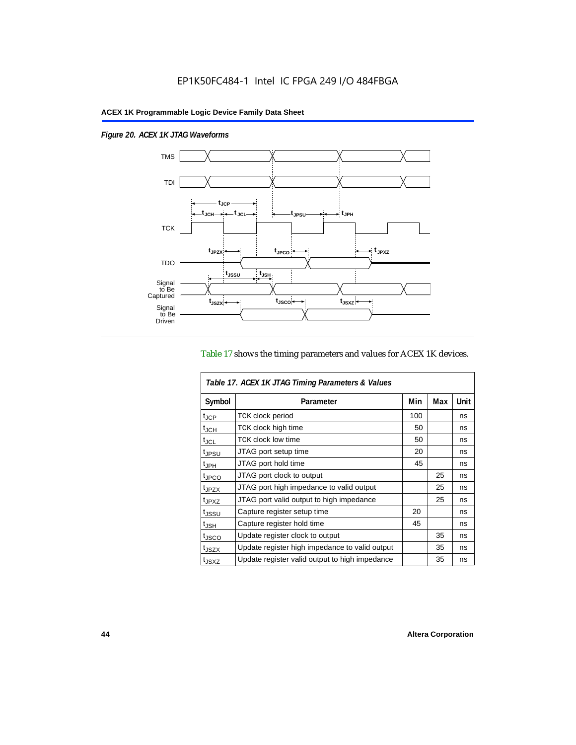*Figure 20. ACEX 1K JTAG Waveforms*

Table 17 shows the timing parameters and values for ACEX 1K devices.

| *Table 17. ACEX 1K JTAG Timing Parameters & Values* | | | | |
|---|---|---|---|---|
| **Symbol** | **Parameter** | **Min** | **Max** | **Unit** |
| $t_{JCP}$ | TCK clock period | 100 | | ns |
| $t_{JCH}$ | TCK clock high time | 50 | | ns |
| $t_{JCL}$ | TCK clock low time | 50 | | ns |
| $t_{JPSU}$ | JTAG port setup time | 20 | | ns |
| $t_{JPH}$ | JTAG port hold time | 45 | | ns |
| $t_{JPCO}$ | JTAG port clock to output | | 25 | ns |
| $t_{JPZX}$ | JTAG port high impedance to valid output | | 25 | ns |
| $t_{JPXZ}$ | JTAG port valid output to high impedance | | 25 | ns |
| $t_{JSSU}$ | Capture register setup time | 20 | | ns |
| $t_{JSH}$ | Capture register hold time | 45 | | ns |
| $t_{JSCO}$ | Update register clock to output | | 35 | ns |
| $t_{JSZX}$ | Update register high impedance to valid output | | 35 | ns |
| $t_{JSXZ}$ | Update register valid output to high impedance | | 35 | ns |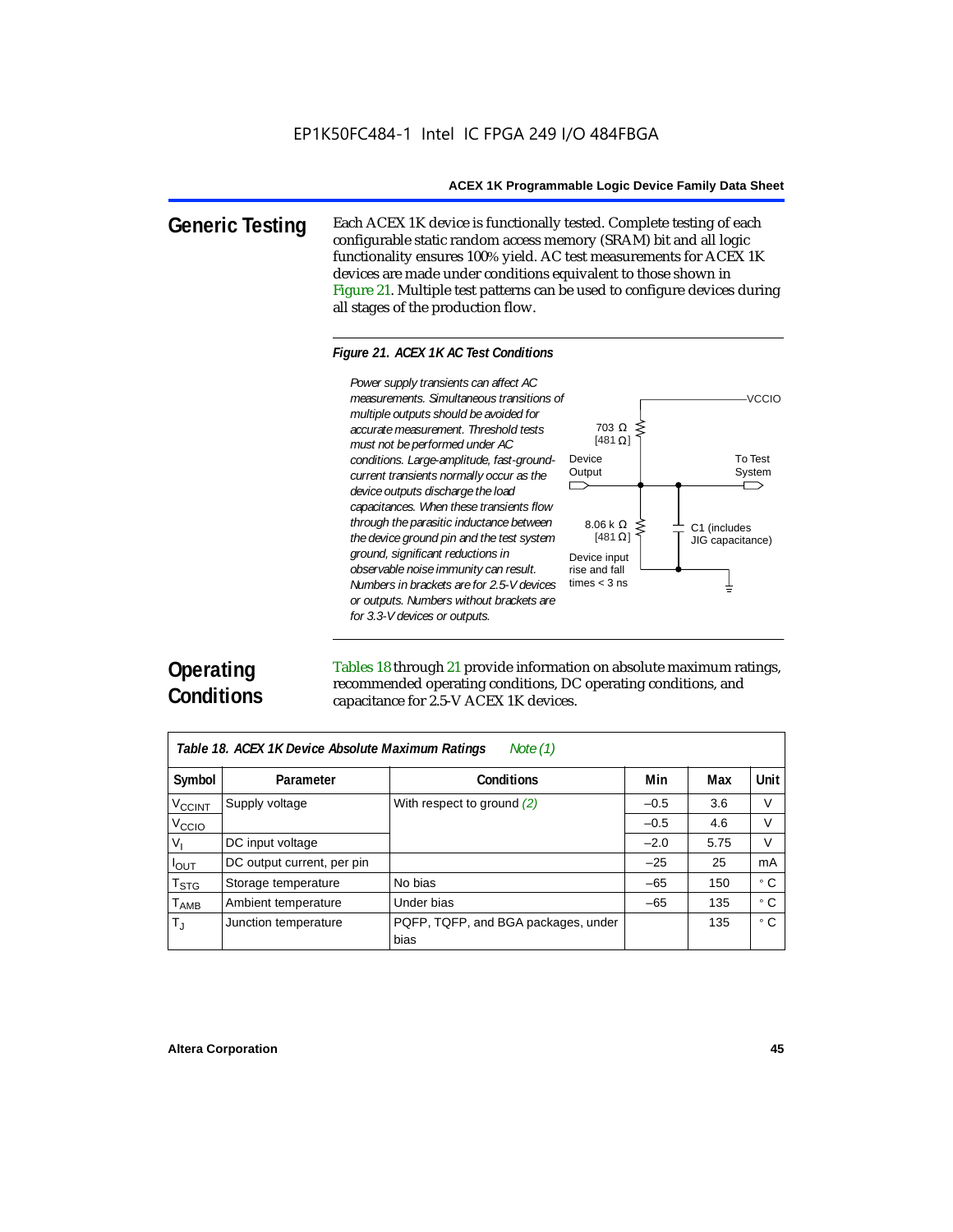## Generic Testing

Each ACEX 1K device is functionally tested. Complete testing of each configurable static random access memory (SRAM) bit and all logic functionality ensures 100% yield. AC test measurements for ACEX 1K devices are made under conditions equivalent to those shown in Figure 21. Multiple test patterns can be used to configure devices during all stages of the production flow.

*Figure 21. ACEX 1K AC Test Conditions*

*Power supply transients can affect AC measurements. Simultaneous transitions of multiple outputs should be avoided for accurate measurement. Threshold tests must not be performed under AC conditions. Large-amplitude, fast-ground-current transients normally occur as the device outputs discharge the load capacitances. When these transients flow through the parasitic inductance between the device ground pin and the test system ground, significant reductions in observable noise immunity can result. Numbers in brackets are for 2.5-V devices or outputs. Numbers without brackets are for 3.3-V devices or outputs.*

VCCIO

703 Ω [481 Ω]

Device Output

To Test System

8.06 k Ω [481 Ω]

C1 (includes JIG capacitance)

Device input rise and fall times < 3 ns

## Operating Conditions

Tables 18 through 21 provide information on absolute maximum ratings, recommended operating conditions, DC operating conditions, and capacitance for 2.5-V ACEX 1K devices.

*Table 18. ACEX 1K Device Absolute Maximum Ratings* Note (1)

| Symbol | Parameter | Conditions | Min | Max | Unit |
|---|---|---|---|---|---|
| $V_{CCINT}$ | Supply voltage | With respect to ground (2) | –0.5 | 3.6 | V |
| $V_{CCIO}$ | | | –0.5 | 4.6 | V |
| $V_I$ | DC input voltage | | –2.0 | 5.75 | V |
| $I_{OUT}$ | DC output current, per pin | | –25 | 25 | mA |
| $T_{STG}$ | Storage temperature | No bias | –65 | 150 | ° C |
| $T_{AMB}$ | Ambient temperature | Under bias | –65 | 135 | ° C |
| $T_J$ | Junction temperature | PQFP, TQFP, and BGA packages, under bias | | 135 | ° C |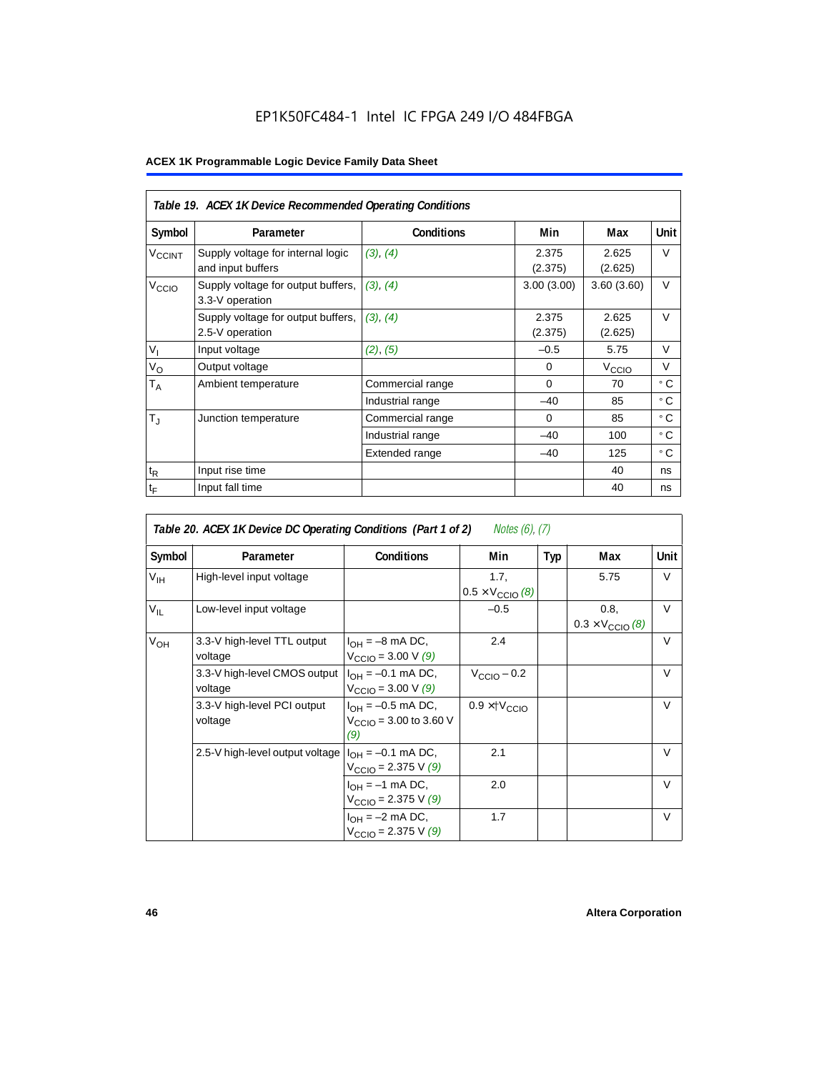EP1K50FC484-1 Intel IC FPGA 249 I/O 484FBGA

**ACEX 1K Programmable Logic Device Family Data Sheet**

*Table 19. ACEX 1K Device Recommended Operating Conditions*

| Symbol | Parameter | Conditions | Min | Max | Unit |
|---|---|---|---|---|---|
| $V_{CCINT}$ | Supply voltage for internal logic and input buffers | *(3)*, *(4)* | 2.375 (2.375) | 2.625 (2.625) | V |
| $V_{CCIO}$ | Supply voltage for output buffers, 3.3-V operation | *(3)*, *(4)* | 3.00 (3.00) | 3.60 (3.60) | V |
| | Supply voltage for output buffers, 2.5-V operation | *(3)*, *(4)* | 2.375 (2.375) | 2.625 (2.625) | V |
| $V_I$ | Input voltage | *(2)*, *(5)* | –0.5 | 5.75 | V |
| $V_O$ | Output voltage | | 0 | $V_{CCIO}$ | V |
| $T_A$ | Ambient temperature | Commercial range | 0 | 70 | ° C |
| | | Industrial range | –40 | 85 | ° C |
| $T_J$ | Junction temperature | Commercial range | 0 | 85 | ° C |
| | | Industrial range | –40 | 100 | ° C |
| | | Extended range | –40 | 125 | ° C |
| $t_R$ | Input rise time | | | 40 | ns |
| $t_F$ | Input fall time | | | 40 | ns |

*Table 20. ACEX 1K Device DC Operating Conditions (Part 1 of 2)* *Notes (6), (7)*

| Symbol | Parameter | Conditions | Min | Typ | Max | Unit |
|---|---|---|---|---|---|---|
| $V_{IH}$ | High-level input voltage | | 1.7, $0.5 \times V_{CCIO}$ *(8)* | | 5.75 | V |
| $V_{IL}$ | Low-level input voltage | | –0.5 | | 0.8, $0.3 \times V_{CCIO}$ *(8)* | V |
| $V_{OH}$ | 3.3-V high-level TTL output voltage | $I_{OH}$ = –8 mA DC, $V_{CCIO}$ = 3.00 V *(9)* | 2.4 | | | V |
| | 3.3-V high-level CMOS output voltage | $I_{OH}$ = –0.1 mA DC, $V_{CCIO}$ = 3.00 V *(9)* | $V_{CCIO}$ – 0.2 | | | V |
| | 3.3-V high-level PCI output voltage | $I_{OH}$ = –0.5 mA DC, $V_{CCIO}$ = 3.00 to 3.60 V *(9)* | $0.9 \times V_{CCIO}$ | | | V |
| | 2.5-V high-level output voltage | $I_{OH}$ = –0.1 mA DC, $V_{CCIO}$ = 2.375 V *(9)* | 2.1 | | | V |
| | | $I_{OH}$ = –1 mA DC, $V_{CCIO}$ = 2.375 V *(9)* | 2.0 | | | V |
| | | $I_{OH}$ = –2 mA DC, $V_{CCIO}$ = 2.375 V *(9)* | 1.7 | | | V |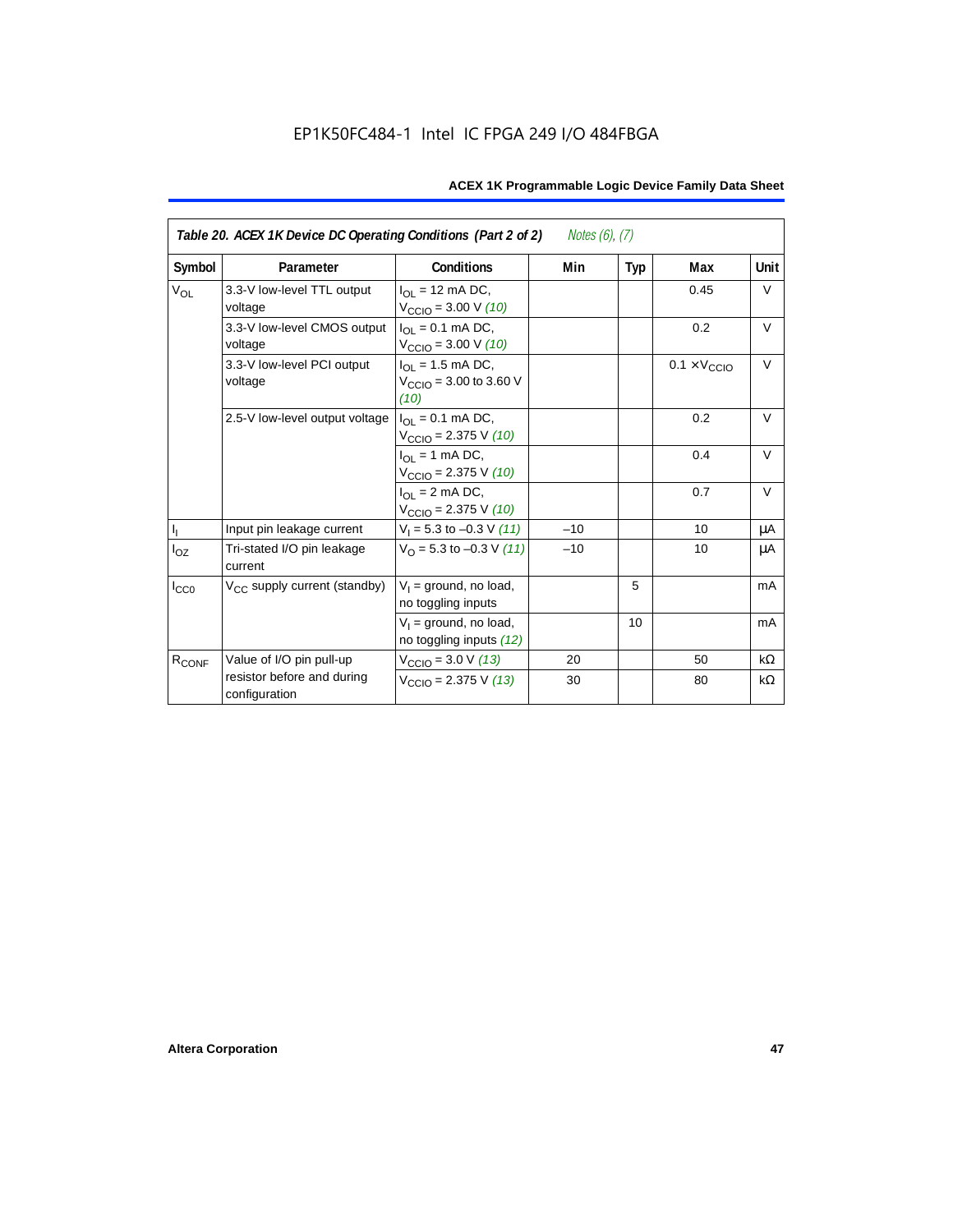| Table 20. ACEX 1K Device DC Operating Conditions (Part 2 of 2) *Notes (6), (7)* | | | | | | |
|---|---|---|---|---|---|---|
| **Symbol** | **Parameter** | **Conditions** | **Min** | **Typ** | **Max** | **Unit** |
| $V_{OL}$ | 3.3-V low-level TTL output voltage | $I_{OL}$ = 12 mA DC, $V_{CCIO}$ = 3.00 V *(10)* | | | 0.45 | V |
| | 3.3-V low-level CMOS output voltage | $I_{OL}$ = 0.1 mA DC, $V_{CCIO}$ = 3.00 V *(10)* | | | 0.2 | V |
| | 3.3-V low-level PCI output voltage | $I_{OL}$ = 1.5 mA DC, $V_{CCIO}$ = 3.00 to 3.60 V *(10)* | | | $0.1 \times V_{CCIO}$ | V |
| | 2.5-V low-level output voltage | $I_{OL}$ = 0.1 mA DC, $V_{CCIO}$ = 2.375 V *(10)* | | | 0.2 | V |
| | | $I_{OL}$ = 1 mA DC, $V_{CCIO}$ = 2.375 V *(10)* | | | 0.4 | V |
| | | $I_{OL}$ = 2 mA DC, $V_{CCIO}$ = 2.375 V *(10)* | | | 0.7 | V |
| $I_I$ | Input pin leakage current | $V_I$ = 5.3 to –0.3 V *(11)* | –10 | | 10 | μA |
| $I_{OZ}$ | Tri-stated I/O pin leakage current | $V_O$ = 5.3 to –0.3 V *(11)* | –10 | | 10 | μA |
| $I_{CC0}$ | $V_{CC}$ supply current (standby) | $V_I$ = ground, no load, no toggling inputs | | 5 | | mA |
| | | $V_I$ = ground, no load, no toggling inputs *(12)* | | 10 | | mA |
| $R_{CONF}$ | Value of I/O pin pull-up resistor before and during configuration | $V_{CCIO}$ = 3.0 V *(13)* | 20 | | 50 | kΩ |
| | | $V_{CCIO}$ = 2.375 V *(13)* | 30 | | 80 | kΩ |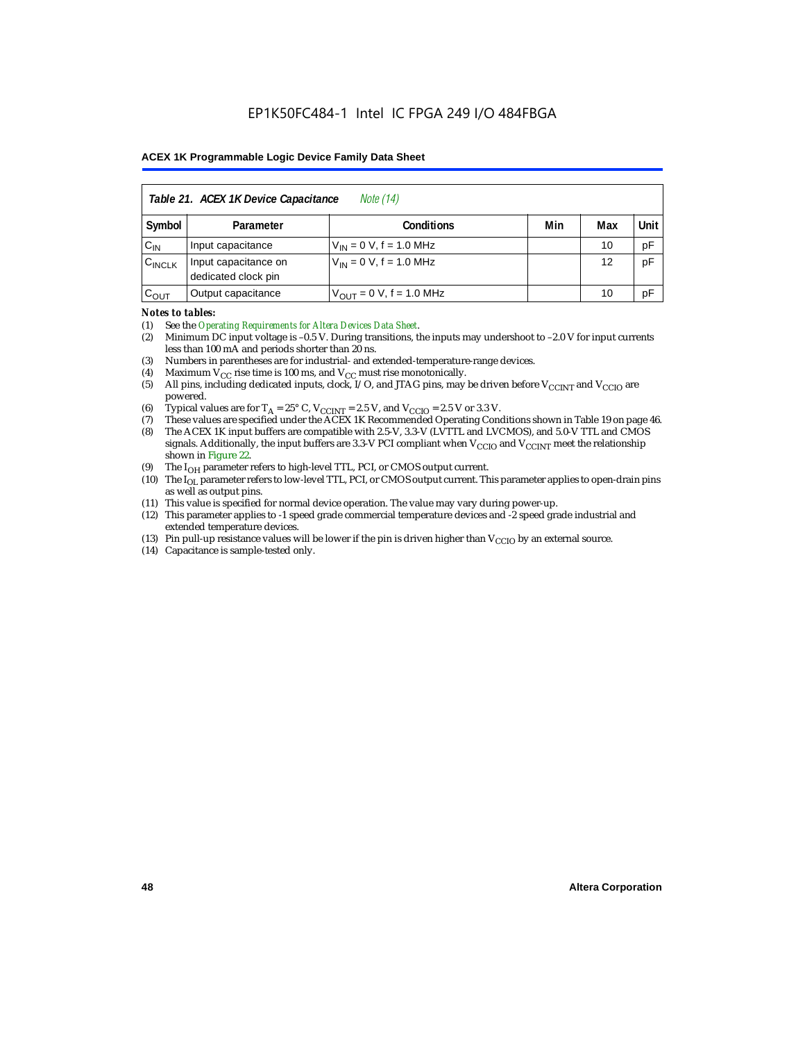**Table 21. ACEX 1K Device Capacitance** *Note (14)*

| Symbol | Parameter | Conditions | Min | Max | Unit |
|---|---|---|---|---|---|
| $C_{IN}$ | Input capacitance | $V_{IN}$ = 0 V, f = 1.0 MHz | | 10 | pF |
| $C_{INCLK}$ | Input capacitance on dedicated clock pin | $V_{IN}$ = 0 V, f = 1.0 MHz | | 12 | pF |
| $C_{OUT}$ | Output capacitance | $V_{OUT}$ = 0 V, f = 1.0 MHz | | 10 | pF |

***Notes to tables:***

(1) See the *Operating Requirements for Altera Devices Data Sheet*.

(2) Minimum DC input voltage is –0.5 V. During transitions, the inputs may undershoot to –2.0 V for input currents less than 100 mA and periods shorter than 20 ns.

(3) Numbers in parentheses are for industrial- and extended-temperature-range devices.

(4) Maximum $V_{CC}$ rise time is 100 ms, and $V_{CC}$ must rise monotonically.

(5) All pins, including dedicated inputs, clock, I/O, and JTAG pins, may be driven before $V_{CCINT}$ and $V_{CCIO}$ are powered.

(6) Typical values are for $T_A$ = 25° C, $V_{CCINT}$ = 2.5 V, and $V_{CCIO}$ = 2.5 V or 3.3 V.

(7) These values are specified under the ACEX 1K Recommended Operating Conditions shown in Table 19 on page 46.

(8) The ACEX 1K input buffers are compatible with 2.5-V, 3.3-V (LVTTL and LVCMOS), and 5.0-V TTL and CMOS signals. Additionally, the input buffers are 3.3-V PCI compliant when $V_{CCIO}$ and $V_{CCINT}$ meet the relationship shown in Figure 22.

(9) The $I_{OH}$ parameter refers to high-level TTL, PCI, or CMOS output current.

(10) The $I_{OL}$ parameter refers to low-level TTL, PCI, or CMOS output current. This parameter applies to open-drain pins as well as output pins.

(11) This value is specified for normal device operation. The value may vary during power-up.

(12) This parameter applies to -1 speed grade commercial temperature devices and -2 speed grade industrial and extended temperature devices.

(13) Pin pull-up resistance values will be lower if the pin is driven higher than $V_{CCIO}$ by an external source.

(14) Capacitance is sample-tested only.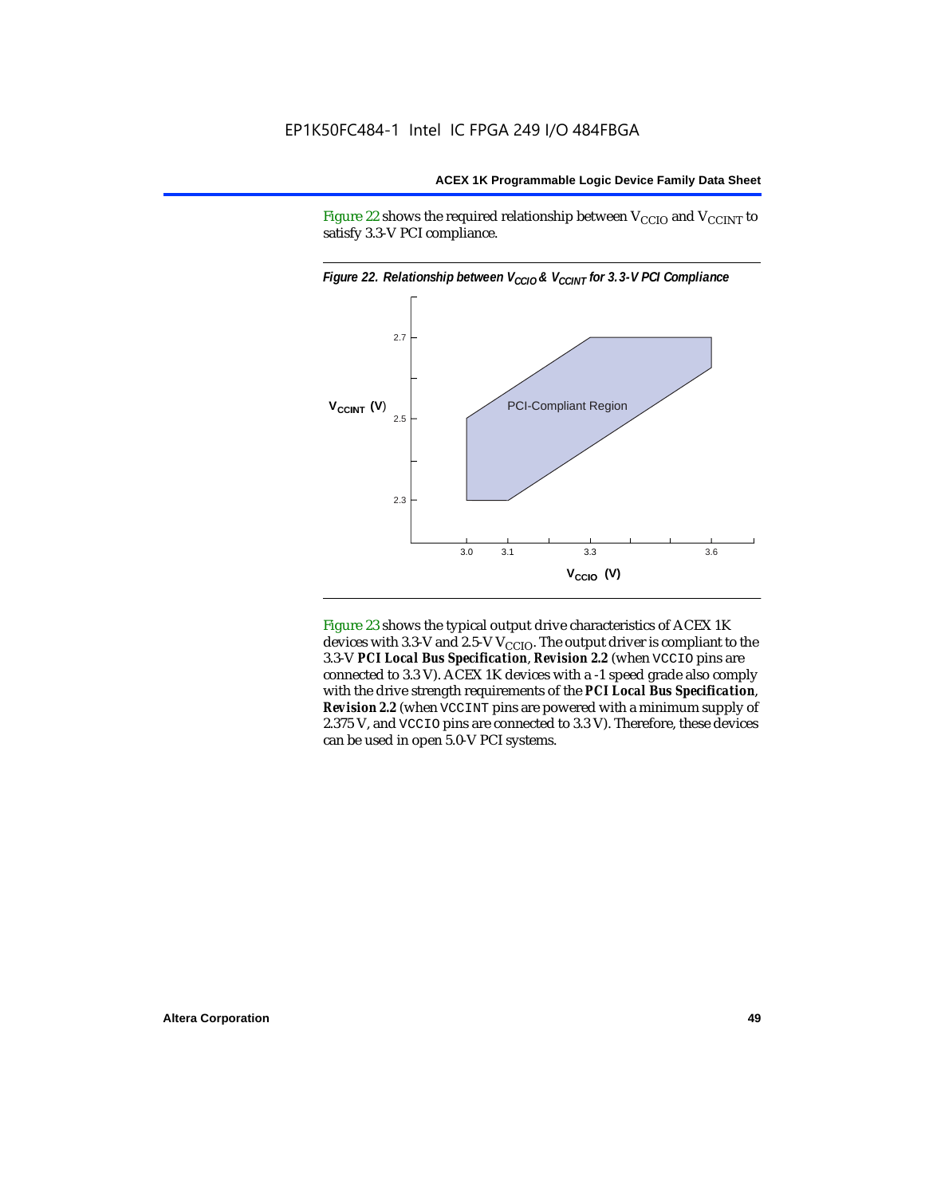Figure 22 shows the required relationship between $V_{CCIO}$ and $V_{CCINT}$ to satisfy 3.3-V PCI compliance.

*Figure 22. Relationship between $V_{CCIO}$ & $V_{CCINT}$ for 3.3-V PCI Compliance*

Figure 23 shows the typical output drive characteristics of ACEX 1K devices with 3.3-V and 2.5-V $V_{CCIO}$. The output driver is compliant to the 3.3-V ***PCI Local Bus Specification***, ***Revision 2.2*** (when VCCIO pins are connected to 3.3 V). ACEX 1K devices with a -1 speed grade also comply with the drive strength requirements of the ***PCI Local Bus Specification***, ***Revision 2.2*** (when VCCINT pins are powered with a minimum supply of 2.375 V, and VCCIO pins are connected to 3.3 V). Therefore, these devices can be used in open 5.0-V PCI systems.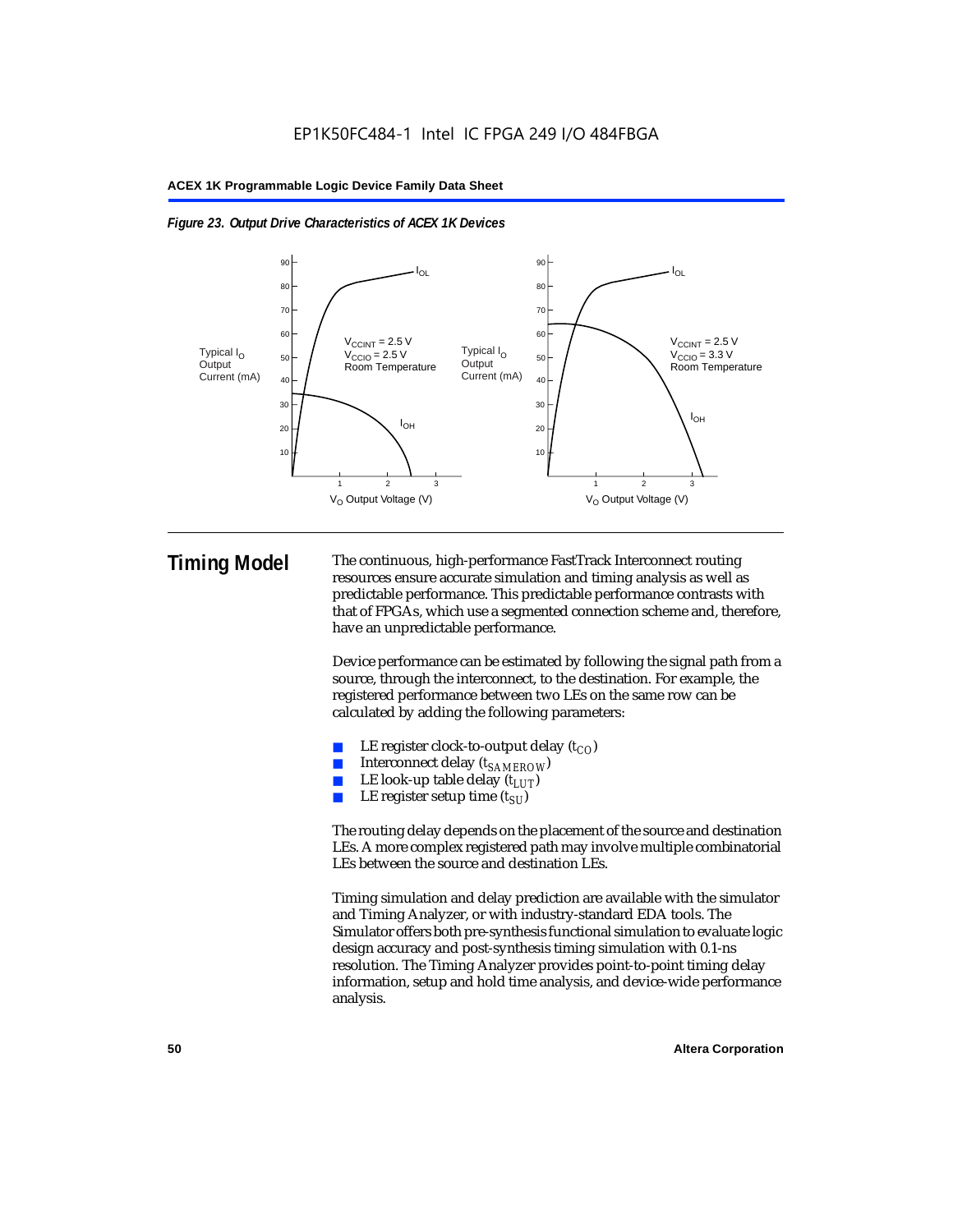*Figure 23. Output Drive Characteristics of ACEX 1K Devices*

## Timing Model

The continuous, high-performance FastTrack Interconnect routing resources ensure accurate simulation and timing analysis as well as predictable performance. This predictable performance contrasts with that of FPGAs, which use a segmented connection scheme and, therefore, have an unpredictable performance.

Device performance can be estimated by following the signal path from a source, through the interconnect, to the destination. For example, the registered performance between two LEs on the same row can be calculated by adding the following parameters:

- LE register clock-to-output delay ($t_{CO}$)
- Interconnect delay ($t_{SAMEROW}$)
- LE look-up table delay ($t_{LUT}$)
- LE register setup time ($t_{SU}$)

The routing delay depends on the placement of the source and destination LEs. A more complex registered path may involve multiple combinatorial LEs between the source and destination LEs.

Timing simulation and delay prediction are available with the simulator and Timing Analyzer, or with industry-standard EDA tools. The Simulator offers both pre-synthesis functional simulation to evaluate logic design accuracy and post-synthesis timing simulation with 0.1-ns resolution. The Timing Analyzer provides point-to-point timing delay information, setup and hold time analysis, and device-wide performance analysis.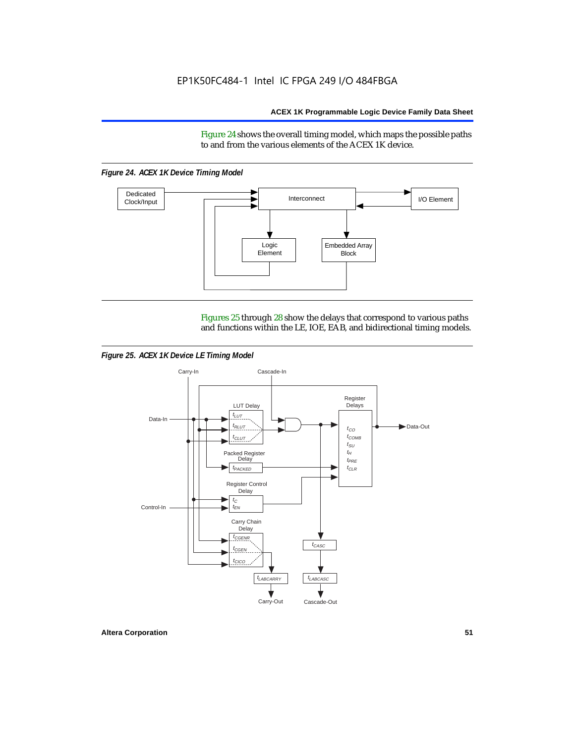Figure 24 shows the overall timing model, which maps the possible paths to and from the various elements of the ACEX 1K device.

*Figure 24. ACEX 1K Device Timing Model*

Figures 25 through 28 show the delays that correspond to various paths and functions within the LE, IOE, EAB, and bidirectional timing models.

*Figure 25. ACEX 1K Device LE Timing Model*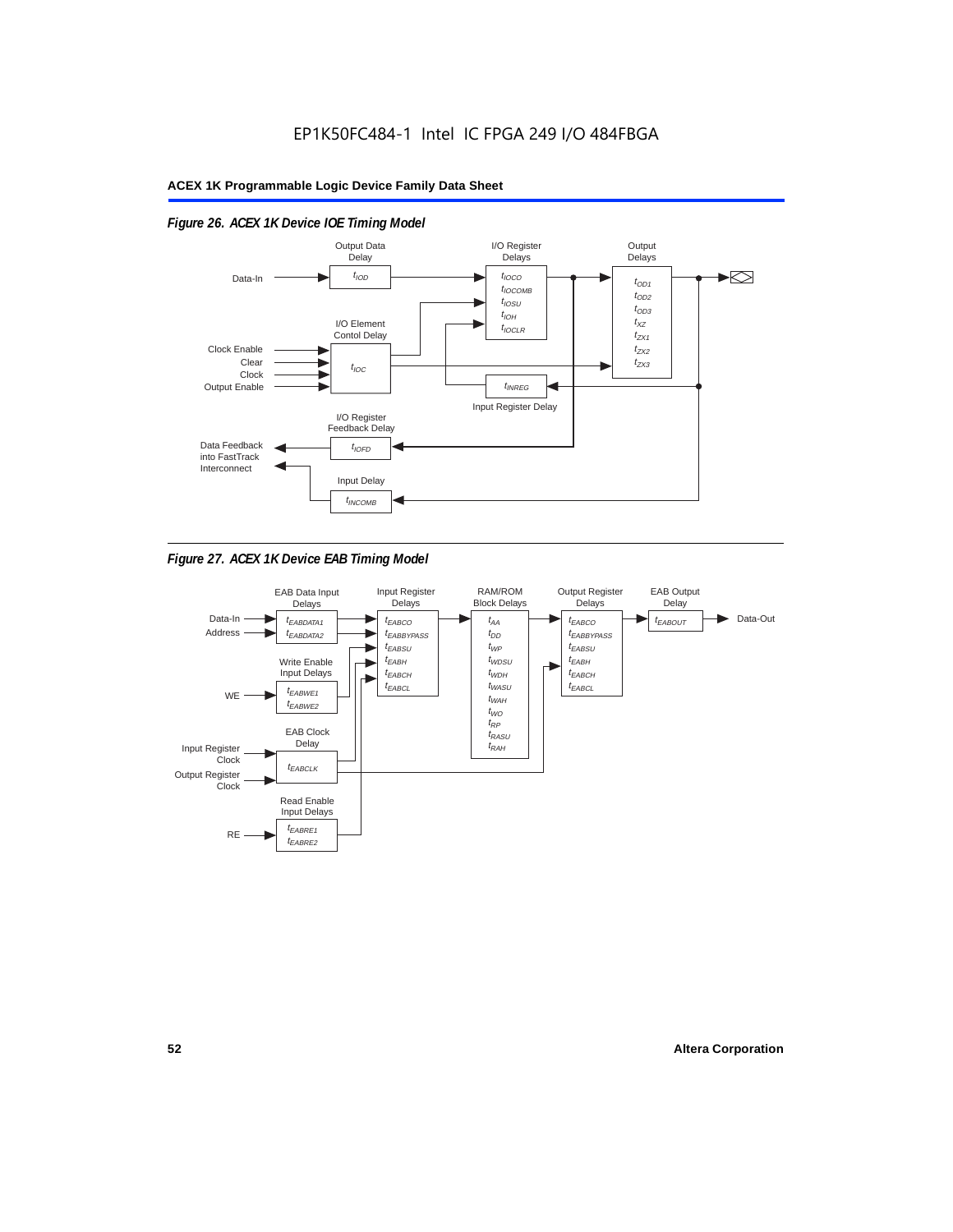*Figure 26. ACEX 1K Device IOE Timing Model*

*Figure 27. ACEX 1K Device EAB Timing Model*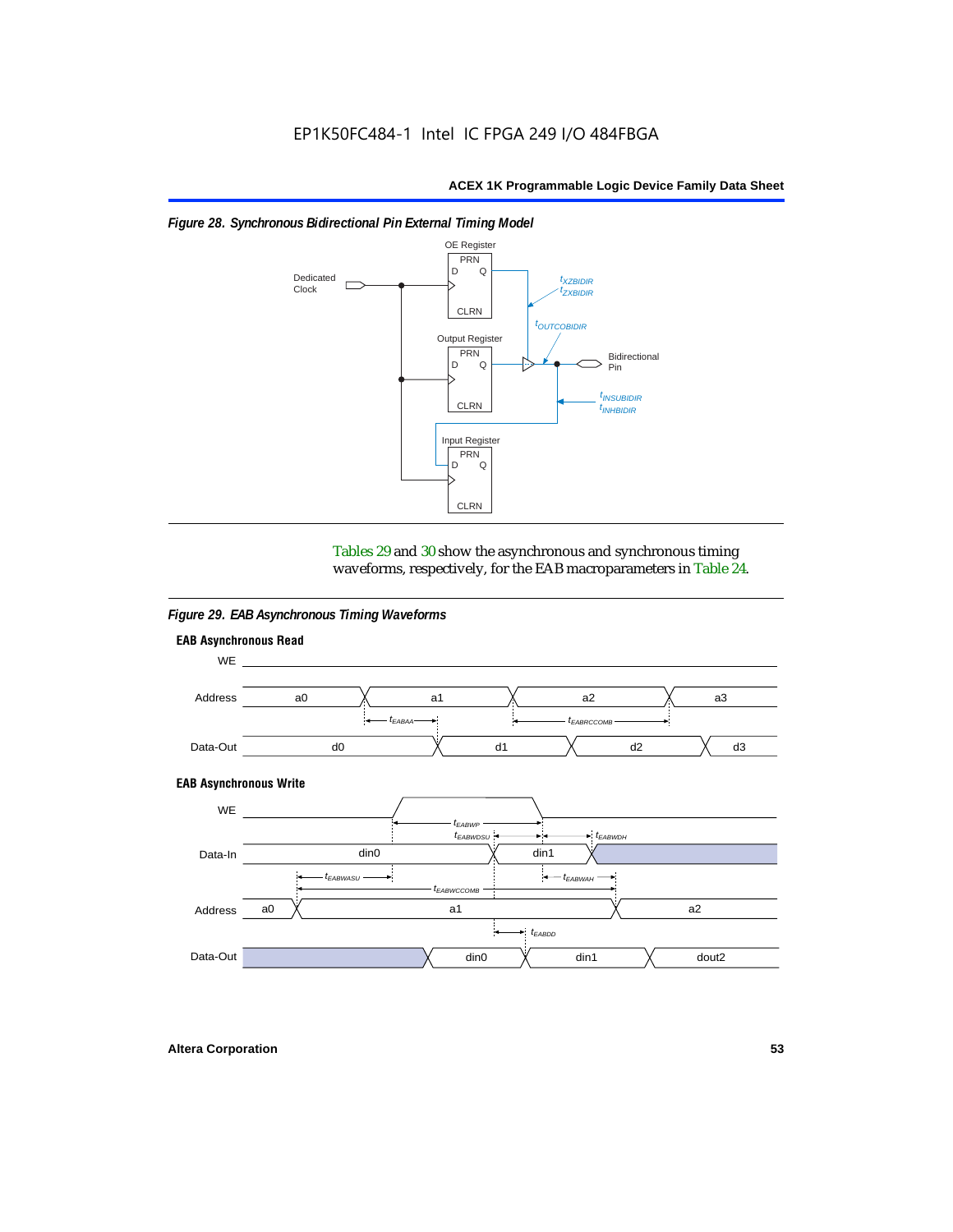*Figure 28. Synchronous Bidirectional Pin External Timing Model*

Tables 29 and 30 show the asynchronous and synchronous timing waveforms, respectively, for the EAB macroparameters in Table 24.

*Figure 29. EAB Asynchronous Timing Waveforms*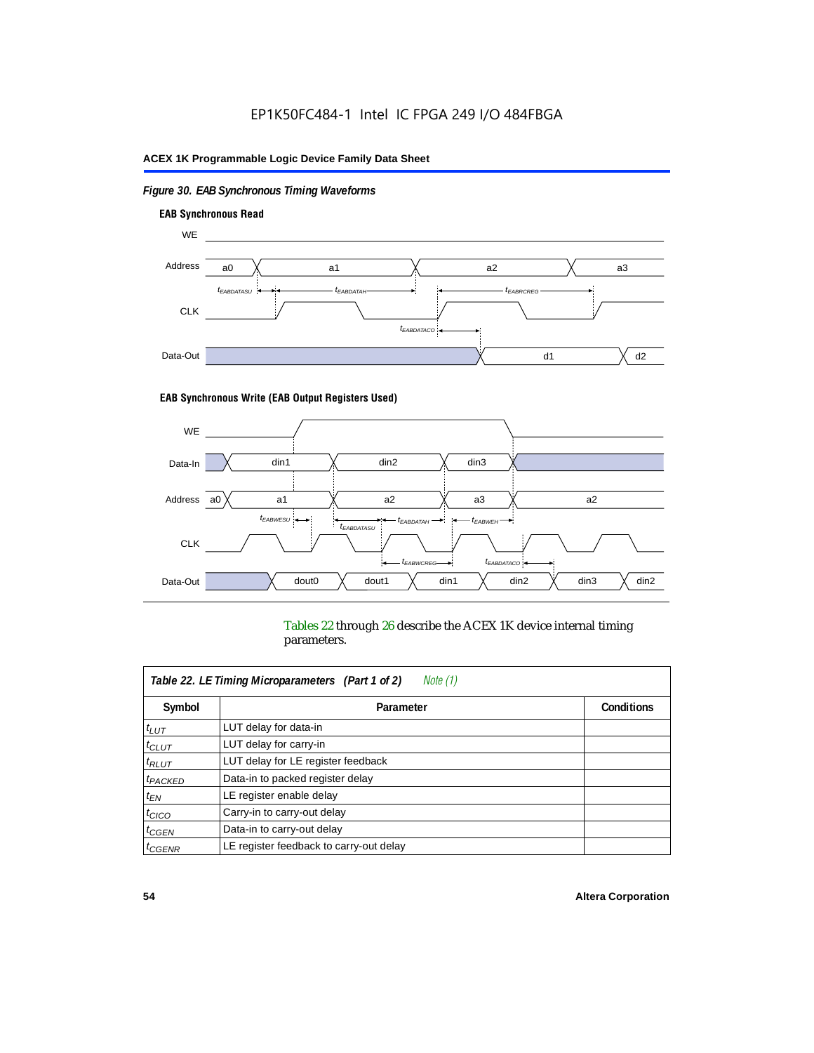*Figure 30. EAB Synchronous Timing Waveforms*

**EAB Synchronous Read**

**EAB Synchronous Write (EAB Output Registers Used)**

Tables 22 through 26 describe the ACEX 1K device internal timing parameters.

| *Table 22. LE Timing Microparameters (Part 1 of 2) Note (1)* | | |
|---|---|---|
| **Symbol** | **Parameter** | **Conditions** |
| $t_{LUT}$ | LUT delay for data-in | |
| $t_{CLUT}$ | LUT delay for carry-in | |
| $t_{RLUT}$ | LUT delay for LE register feedback | |
| $t_{PACKED}$ | Data-in to packed register delay | |
| $t_{EN}$ | LE register enable delay | |
| $t_{CICO}$ | Carry-in to carry-out delay | |
| $t_{CGEN}$ | Data-in to carry-out delay | |
| $t_{CGENR}$ | LE register feedback to carry-out delay | |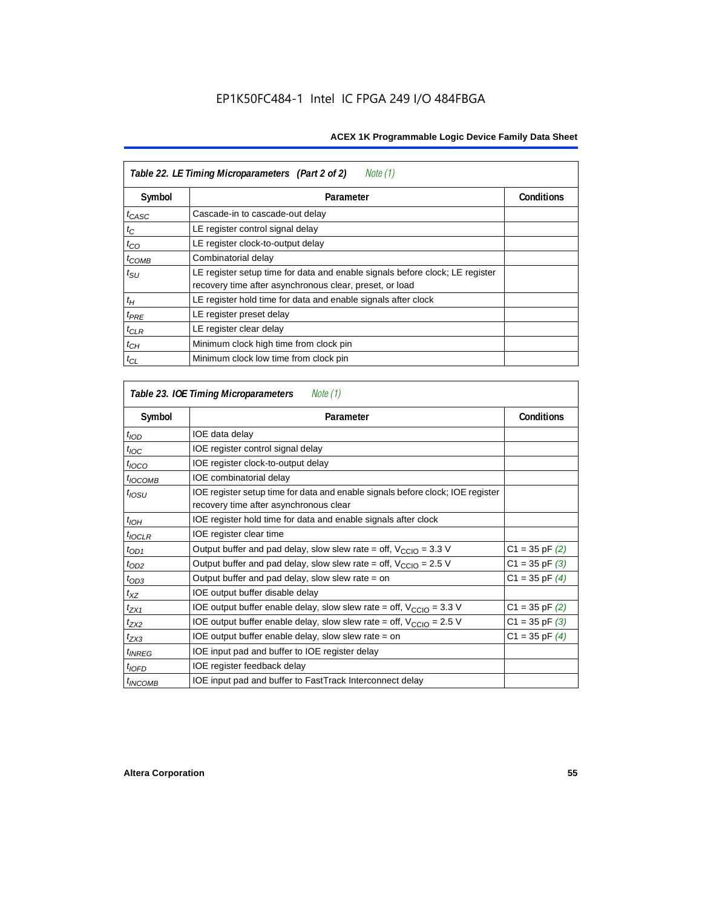| Table 22. LE Timing Microparameters (Part 2 of 2) *Note (1)* | | |
|---|---|---|
| **Symbol** | **Parameter** | **Conditions** |
| $t_{CASC}$ | Cascade-in to cascade-out delay | |
| $t_{C}$ | LE register control signal delay | |
| $t_{CO}$ | LE register clock-to-output delay | |
| $t_{COMB}$ | Combinatorial delay | |
| $t_{SU}$ | LE register setup time for data and enable signals before clock; LE register recovery time after asynchronous clear, preset, or load | |
| $t_{H}$ | LE register hold time for data and enable signals after clock | |
| $t_{PRE}$ | LE register preset delay | |
| $t_{CLR}$ | LE register clear delay | |
| $t_{CH}$ | Minimum clock high time from clock pin | |
| $t_{CL}$ | Minimum clock low time from clock pin | |

| Table 23. IOE Timing Microparameters *Note (1)* | | |
|---|---|---|
| **Symbol** | **Parameter** | **Conditions** |
| $t_{IOD}$ | IOE data delay | |
| $t_{IOC}$ | IOE register control signal delay | |
| $t_{IOCO}$ | IOE register clock-to-output delay | |
| $t_{IOCOMB}$ | IOE combinatorial delay | |
| $t_{IOSU}$ | IOE register setup time for data and enable signals before clock; IOE register recovery time after asynchronous clear | |
| $t_{IOH}$ | IOE register hold time for data and enable signals after clock | |
| $t_{IOCLR}$ | IOE register clear time | |
| $t_{OD1}$ | Output buffer and pad delay, slow slew rate = off, $V_{CCIO}$ = 3.3 V | C1 = 35 pF *(2)* |
| $t_{OD2}$ | Output buffer and pad delay, slow slew rate = off, $V_{CCIO}$ = 2.5 V | C1 = 35 pF *(3)* |
| $t_{OD3}$ | Output buffer and pad delay, slow slew rate = on | C1 = 35 pF *(4)* |
| $t_{XZ}$ | IOE output buffer disable delay | |
| $t_{ZX1}$ | IOE output buffer enable delay, slow slew rate = off, $V_{CCIO}$ = 3.3 V | C1 = 35 pF *(2)* |
| $t_{ZX2}$ | IOE output buffer enable delay, slow slew rate = off, $V_{CCIO}$ = 2.5 V | C1 = 35 pF *(3)* |
| $t_{ZX3}$ | IOE output buffer enable delay, slow slew rate = on | C1 = 35 pF *(4)* |
| $t_{INREG}$ | IOE input pad and buffer to IOE register delay | |
| $t_{IOFD}$ | IOE register feedback delay | |
| $t_{INCOMB}$ | IOE input pad and buffer to FastTrack Interconnect delay | |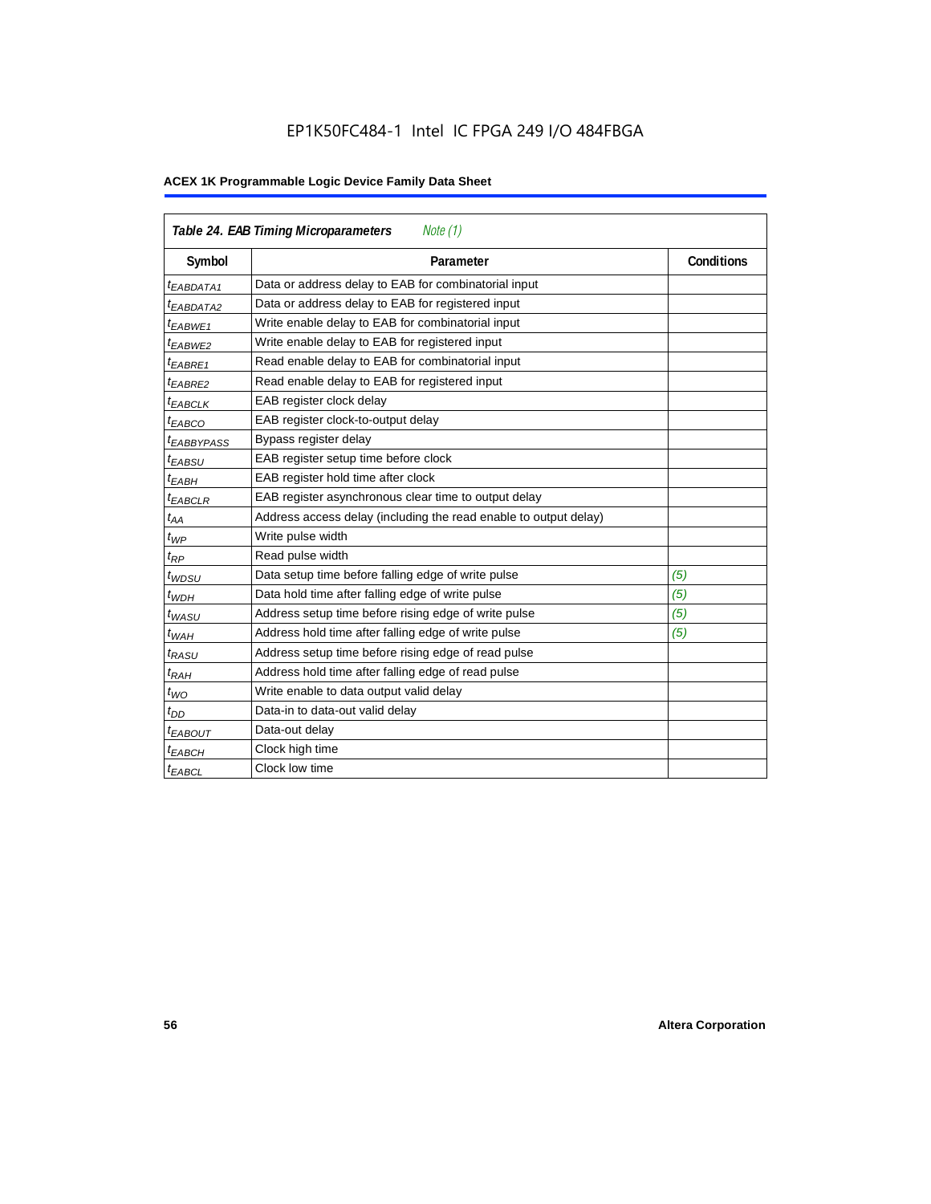Table 24. EAB Timing Microparameters *Note (1)*

| Symbol | Parameter | Conditions |
|---|---|---|
| $t_{EABDATA1}$ | Data or address delay to EAB for combinatorial input | |
| $t_{EABDATA2}$ | Data or address delay to EAB for registered input | |
| $t_{EABWE1}$ | Write enable delay to EAB for combinatorial input | |
| $t_{EABWE2}$ | Write enable delay to EAB for registered input | |
| $t_{EABRE1}$ | Read enable delay to EAB for combinatorial input | |
| $t_{EABRE2}$ | Read enable delay to EAB for registered input | |
| $t_{EABCLK}$ | EAB register clock delay | |
| $t_{EABCO}$ | EAB register clock-to-output delay | |
| $t_{EABBYPASS}$ | Bypass register delay | |
| $t_{EABSU}$ | EAB register setup time before clock | |
| $t_{EABH}$ | EAB register hold time after clock | |
| $t_{EABCLR}$ | EAB register asynchronous clear time to output delay | |
| $t_{AA}$ | Address access delay (including the read enable to output delay) | |
| $t_{WP}$ | Write pulse width | |
| $t_{RP}$ | Read pulse width | |
| $t_{WDSU}$ | Data setup time before falling edge of write pulse | *(5)* |
| $t_{WDH}$ | Data hold time after falling edge of write pulse | *(5)* |
| $t_{WASU}$ | Address setup time before rising edge of write pulse | *(5)* |
| $t_{WAH}$ | Address hold time after falling edge of write pulse | *(5)* |
| $t_{RASU}$ | Address setup time before rising edge of read pulse | |
| $t_{RAH}$ | Address hold time after falling edge of read pulse | |
| $t_{WO}$ | Write enable to data output valid delay | |
| $t_{DD}$ | Data-in to data-out valid delay | |
| $t_{EABOUT}$ | Data-out delay | |
| $t_{EABCH}$ | Clock high time | |
| $t_{EABCL}$ | Clock low time | |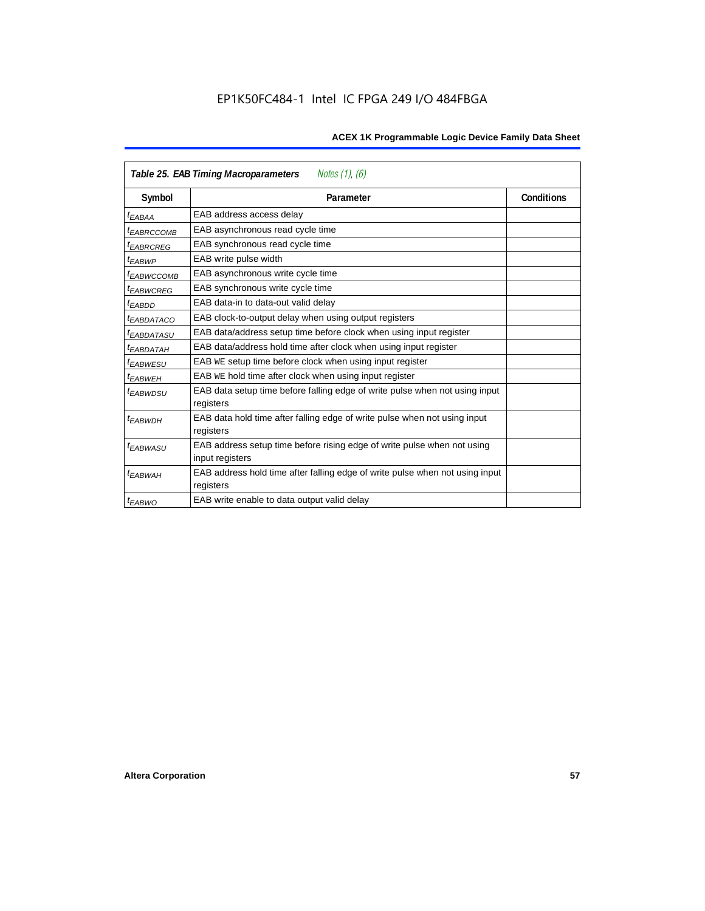EP1K50FC484-1 Intel IC FPGA 249 I/O 484FBGA

| *Table 25. EAB Timing Macroparameters* *Notes (1), (6)* | | |
|---|---|---|
| **Symbol** | **Parameter** | **Conditions** |
| $t_{EABAA}$ | EAB address access delay | |
| $t_{EABRCCOMB}$ | EAB asynchronous read cycle time | |
| $t_{EABRCREG}$ | EAB synchronous read cycle time | |
| $t_{EABWP}$ | EAB write pulse width | |
| $t_{EABWCCOMB}$ | EAB asynchronous write cycle time | |
| $t_{EABWCREG}$ | EAB synchronous write cycle time | |
| $t_{EABDD}$ | EAB data-in to data-out valid delay | |
| $t_{EABDATACO}$ | EAB clock-to-output delay when using output registers | |
| $t_{EABDATASU}$ | EAB data/address setup time before clock when using input register | |
| $t_{EABDATAH}$ | EAB data/address hold time after clock when using input register | |
| $t_{EABWESU}$ | EAB WE setup time before clock when using input register | |
| $t_{EABWEH}$ | EAB WE hold time after clock when using input register | |
| $t_{EABWDSU}$ | EAB data setup time before falling edge of write pulse when not using input registers | |
| $t_{EABWDH}$ | EAB data hold time after falling edge of write pulse when not using input registers | |
| $t_{EABWASU}$ | EAB address setup time before rising edge of write pulse when not using input registers | |
| $t_{EABWAH}$ | EAB address hold time after falling edge of write pulse when not using input registers | |
| $t_{EABWO}$ | EAB write enable to data output valid delay | |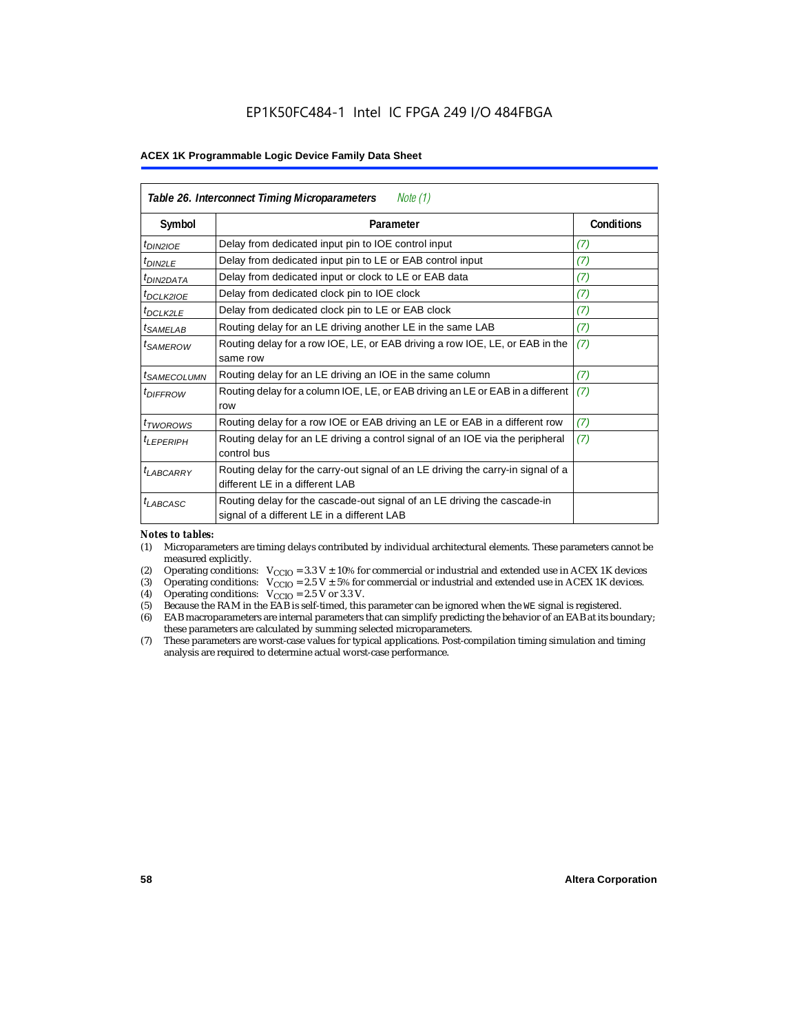**Table 26. Interconnect Timing Microparameters** *Note (1)*

| Symbol | Parameter | Conditions |
|---|---|---|
| $t_{DIN2IOE}$ | Delay from dedicated input pin to IOE control input | (7) |
| $t_{DIN2LE}$ | Delay from dedicated input pin to LE or EAB control input | (7) |
| $t_{DIN2DATA}$ | Delay from dedicated input or clock to LE or EAB data | (7) |
| $t_{DCLK2IOE}$ | Delay from dedicated clock pin to IOE clock | (7) |
| $t_{DCLK2LE}$ | Delay from dedicated clock pin to LE or EAB clock | (7) |
| $t_{SAMELAB}$ | Routing delay for an LE driving another LE in the same LAB | (7) |
| $t_{SAMEROW}$ | Routing delay for a row IOE, LE, or EAB driving a row IOE, LE, or EAB in the same row | (7) |
| $t_{SAMECOLUMN}$ | Routing delay for an LE driving an IOE in the same column | (7) |
| $t_{DIFFROW}$ | Routing delay for a column IOE, LE, or EAB driving an LE or EAB in a different row | (7) |
| $t_{TWOROWS}$ | Routing delay for a row IOE or EAB driving an LE or EAB in a different row | (7) |
| $t_{LEPERIPH}$ | Routing delay for an LE driving a control signal of an IOE via the peripheral control bus | (7) |
| $t_{LABCARRY}$ | Routing delay for the carry-out signal of an LE driving the carry-in signal of a different LE in a different LAB | |
| $t_{LABCASC}$ | Routing delay for the cascade-out signal of an LE driving the cascade-in signal of a different LE in a different LAB | |

*Notes to tables:*

(1) Microparameters are timing delays contributed by individual architectural elements. These parameters cannot be measured explicitly.

(2) Operating conditions: $V_{CCIO} = 3.3\text{ V} \pm 10\%$ for commercial or industrial and extended use in ACEX 1K devices

(3) Operating conditions: $V_{CCIO} = 2.5\text{ V} \pm 5\%$ for commercial or industrial and extended use in ACEX 1K devices.

(4) Operating conditions: $V_{CCIO} = 2.5\text{ V}$ or $3.3\text{ V}$.

(5) Because the RAM in the EAB is self-timed, this parameter can be ignored when the WE signal is registered.

(6) EAB macroparameters are internal parameters that can simplify predicting the behavior of an EAB at its boundary; these parameters are calculated by summing selected microparameters.

(7) These parameters are worst-case values for typical applications. Post-compilation timing simulation and timing analysis are required to determine actual worst-case performance.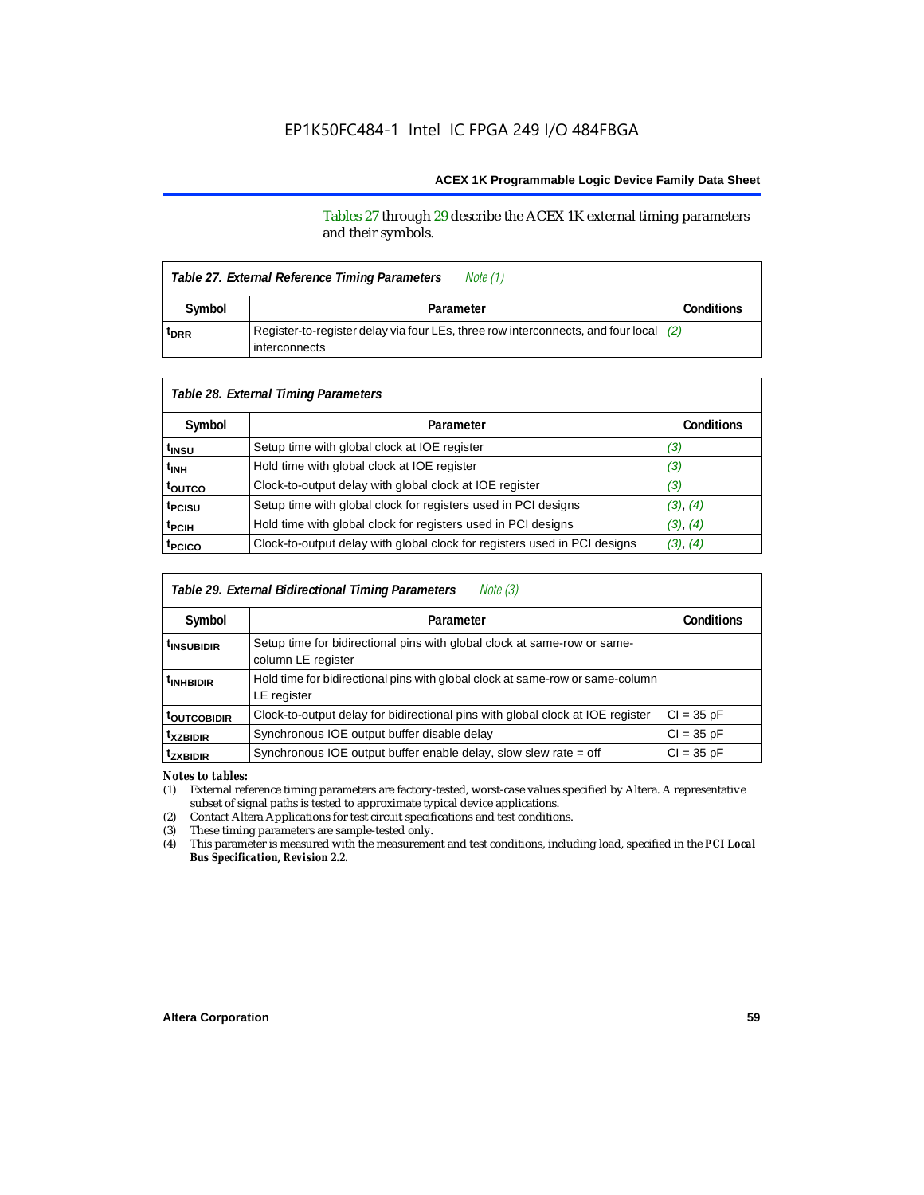Tables 27 through 29 describe the ACEX 1K external timing parameters and their symbols.

| *Table 27. External Reference Timing Parameters* *Note (1)* | | |
|---|---|---|
| Symbol | Parameter | Conditions |
| $t_{DRR}$ | Register-to-register delay via four LEs, three row interconnects, and four local interconnects | *(2)* |

| *Table 28. External Timing Parameters* | | |
|---|---|---|
| Symbol | Parameter | Conditions |
| $t_{INSU}$ | Setup time with global clock at IOE register | *(3)* |
| $t_{INH}$ | Hold time with global clock at IOE register | *(3)* |
| $t_{OUTCO}$ | Clock-to-output delay with global clock at IOE register | *(3)* |
| $t_{PCISU}$ | Setup time with global clock for registers used in PCI designs | *(3)*, *(4)* |
| $t_{PCIH}$ | Hold time with global clock for registers used in PCI designs | *(3)*, *(4)* |
| $t_{PCICO}$ | Clock-to-output delay with global clock for registers used in PCI designs | *(3)*, *(4)* |

| *Table 29. External Bidirectional Timing Parameters* *Note (3)* | | |
|---|---|---|
| Symbol | Parameter | Conditions |
| $t_{INSUBIDIR}$ | Setup time for bidirectional pins with global clock at same-row or same-column LE register | |
| $t_{INHBIDIR}$ | Hold time for bidirectional pins with global clock at same-row or same-column LE register | |
| $t_{OUTCOBIDIR}$ | Clock-to-output delay for bidirectional pins with global clock at IOE register | CI = 35 pF |
| $t_{XZBIDIR}$ | Synchronous IOE output buffer disable delay | CI = 35 pF |
| $t_{ZXBIDIR}$ | Synchronous IOE output buffer enable delay, slow slew rate = off | CI = 35 pF |

*Notes to tables:*

(1) External reference timing parameters are factory-tested, worst-case values specified by Altera. A representative subset of signal paths is tested to approximate typical device applications.

(2) Contact Altera Applications for test circuit specifications and test conditions.

(3) These timing parameters are sample-tested only.

(4) This parameter is measured with the measurement and test conditions, including load, specified in the ***PCI Local Bus Specification, Revision 2.2.***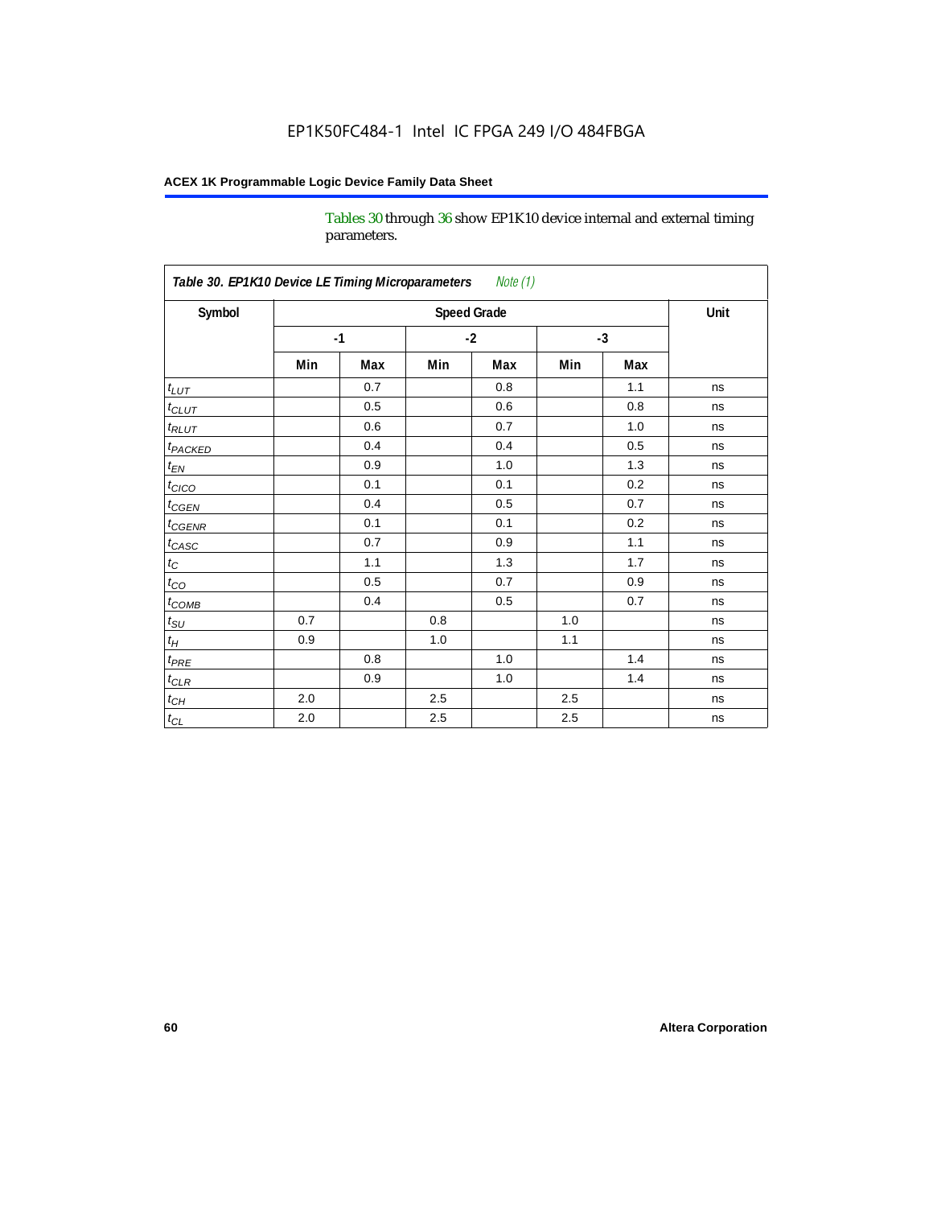Tables 30 through 36 show EP1K10 device internal and external timing parameters.

| Table 30. EP1K10 Device LE Timing Microparameters *Note (1)* | | | | | | | |
|---|---|---|---|---|---|---|---|
| Symbol | Speed Grade | | | | | | Unit |
| | -1 | | -2 | | -3 | | |
| | Min | Max | Min | Max | Min | Max | |
| $t_{LUT}$ | | 0.7 | | 0.8 | | 1.1 | ns |
| $t_{CLUT}$ | | 0.5 | | 0.6 | | 0.8 | ns |
| $t_{RLUT}$ | | 0.6 | | 0.7 | | 1.0 | ns |
| $t_{PACKED}$ | | 0.4 | | 0.4 | | 0.5 | ns |
| $t_{EN}$ | | 0.9 | | 1.0 | | 1.3 | ns |
| $t_{CICO}$ | | 0.1 | | 0.1 | | 0.2 | ns |
| $t_{CGEN}$ | | 0.4 | | 0.5 | | 0.7 | ns |
| $t_{CGENR}$ | | 0.1 | | 0.1 | | 0.2 | ns |
| $t_{CASC}$ | | 0.7 | | 0.9 | | 1.1 | ns |
| $t_C$ | | 1.1 | | 1.3 | | 1.7 | ns |
| $t_{CO}$ | | 0.5 | | 0.7 | | 0.9 | ns |
| $t_{COMB}$ | | 0.4 | | 0.5 | | 0.7 | ns |
| $t_{SU}$ | 0.7 | | 0.8 | | 1.0 | | ns |
| $t_H$ | 0.9 | | 1.0 | | 1.1 | | ns |
| $t_{PRE}$ | | 0.8 | | 1.0 | | 1.4 | ns |
| $t_{CLR}$ | | 0.9 | | 1.0 | | 1.4 | ns |
| $t_{CH}$ | 2.0 | | 2.5 | | 2.5 | | ns |
| $t_{CL}$ | 2.0 | | 2.5 | | 2.5 | | ns |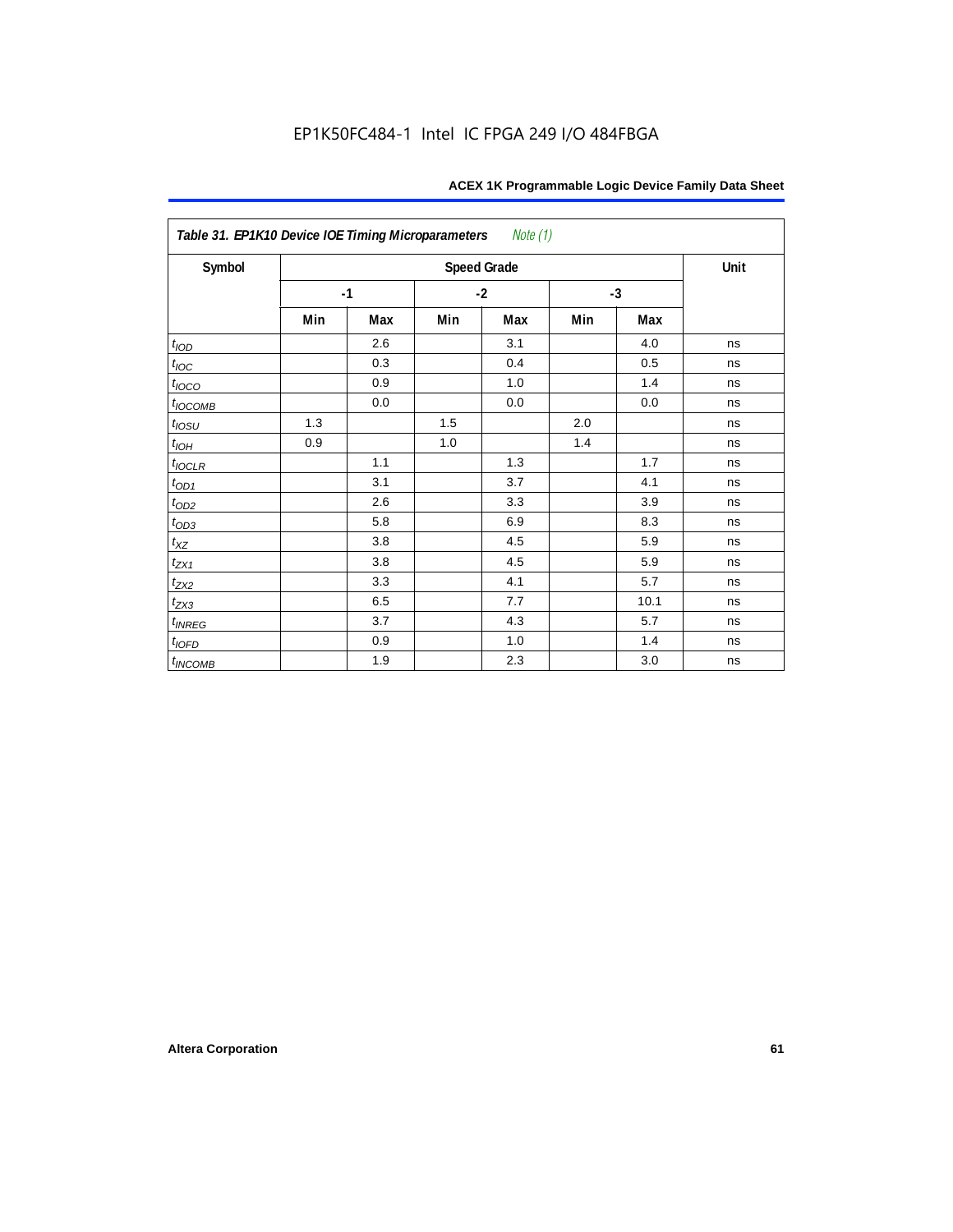Table 31. EP1K10 Device IOE Timing Microparameters *Note (1)*

| Symbol | Speed Grade | | | | | | Unit |
|---|---|---|---|---|---|---|---|
| | -1 | | -2 | | -3 | | |
| | Min | Max | Min | Max | Min | Max | |
| $t_{IOD}$ | | 2.6 | | 3.1 | | 4.0 | ns |
| $t_{IOC}$ | | 0.3 | | 0.4 | | 0.5 | ns |
| $t_{IOCO}$ | | 0.9 | | 1.0 | | 1.4 | ns |
| $t_{IOCOMB}$ | | 0.0 | | 0.0 | | 0.0 | ns |
| $t_{IOSU}$ | 1.3 | | 1.5 | | 2.0 | | ns |
| $t_{IOH}$ | 0.9 | | 1.0 | | 1.4 | | ns |
| $t_{IOCLR}$ | | 1.1 | | 1.3 | | 1.7 | ns |
| $t_{OD1}$ | | 3.1 | | 3.7 | | 4.1 | ns |
| $t_{OD2}$ | | 2.6 | | 3.3 | | 3.9 | ns |
| $t_{OD3}$ | | 5.8 | | 6.9 | | 8.3 | ns |
| $t_{XZ}$ | | 3.8 | | 4.5 | | 5.9 | ns |
| $t_{ZX1}$ | | 3.8 | | 4.5 | | 5.9 | ns |
| $t_{ZX2}$ | | 3.3 | | 4.1 | | 5.7 | ns |
| $t_{ZX3}$ | | 6.5 | | 7.7 | | 10.1 | ns |
| $t_{INREG}$ | | 3.7 | | 4.3 | | 5.7 | ns |
| $t_{IOFD}$ | | 0.9 | | 1.0 | | 1.4 | ns |
| $t_{INCOMB}$ | | 1.9 | | 2.3 | | 3.0 | ns |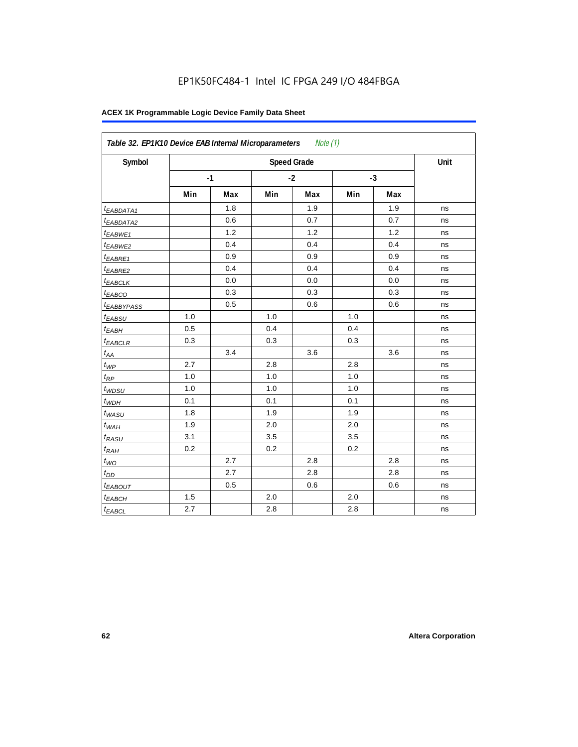EP1K50FC484-1 Intel IC FPGA 249 I/O 484FBGA

**ACEX 1K Programmable Logic Device Family Data Sheet**

| Table 32. EP1K10 Device EAB Internal Microparameters *Note (1)* | | | | | | | |
|---|---|---|---|---|---|---|---|
| Symbol | Speed Grade | | | | | | Unit |
| | -1 | | -2 | | -3 | | |
| | Min | Max | Min | Max | Min | Max | |
| $t_{EABDATA1}$ | | 1.8 | | 1.9 | | 1.9 | ns |
| $t_{EABDATA2}$ | | 0.6 | | 0.7 | | 0.7 | ns |
| $t_{EABWE1}$ | | 1.2 | | 1.2 | | 1.2 | ns |
| $t_{EABWE2}$ | | 0.4 | | 0.4 | | 0.4 | ns |
| $t_{EABRE1}$ | | 0.9 | | 0.9 | | 0.9 | ns |
| $t_{EABRE2}$ | | 0.4 | | 0.4 | | 0.4 | ns |
| $t_{EABCLK}$ | | 0.0 | | 0.0 | | 0.0 | ns |
| $t_{EABCO}$ | | 0.3 | | 0.3 | | 0.3 | ns |
| $t_{EABBYPASS}$ | | 0.5 | | 0.6 | | 0.6 | ns |
| $t_{EABSU}$ | 1.0 | | 1.0 | | 1.0 | | ns |
| $t_{EABH}$ | 0.5 | | 0.4 | | 0.4 | | ns |
| $t_{EABCLR}$ | 0.3 | | 0.3 | | 0.3 | | ns |
| $t_{AA}$ | | 3.4 | | 3.6 | | 3.6 | ns |
| $t_{WP}$ | 2.7 | | 2.8 | | 2.8 | | ns |
| $t_{RP}$ | 1.0 | | 1.0 | | 1.0 | | ns |
| $t_{WDSU}$ | 1.0 | | 1.0 | | 1.0 | | ns |
| $t_{WDH}$ | 0.1 | | 0.1 | | 0.1 | | ns |
| $t_{WASU}$ | 1.8 | | 1.9 | | 1.9 | | ns |
| $t_{WAH}$ | 1.9 | | 2.0 | | 2.0 | | ns |
| $t_{RASU}$ | 3.1 | | 3.5 | | 3.5 | | ns |
| $t_{RAH}$ | 0.2 | | 0.2 | | 0.2 | | ns |
| $t_{WO}$ | | 2.7 | | 2.8 | | 2.8 | ns |
| $t_{DD}$ | | 2.7 | | 2.8 | | 2.8 | ns |
| $t_{EABOUT}$ | | 0.5 | | 0.6 | | 0.6 | ns |
| $t_{EABCH}$ | 1.5 | | 2.0 | | 2.0 | | ns |
| $t_{EABCL}$ | 2.7 | | 2.8 | | 2.8 | | ns |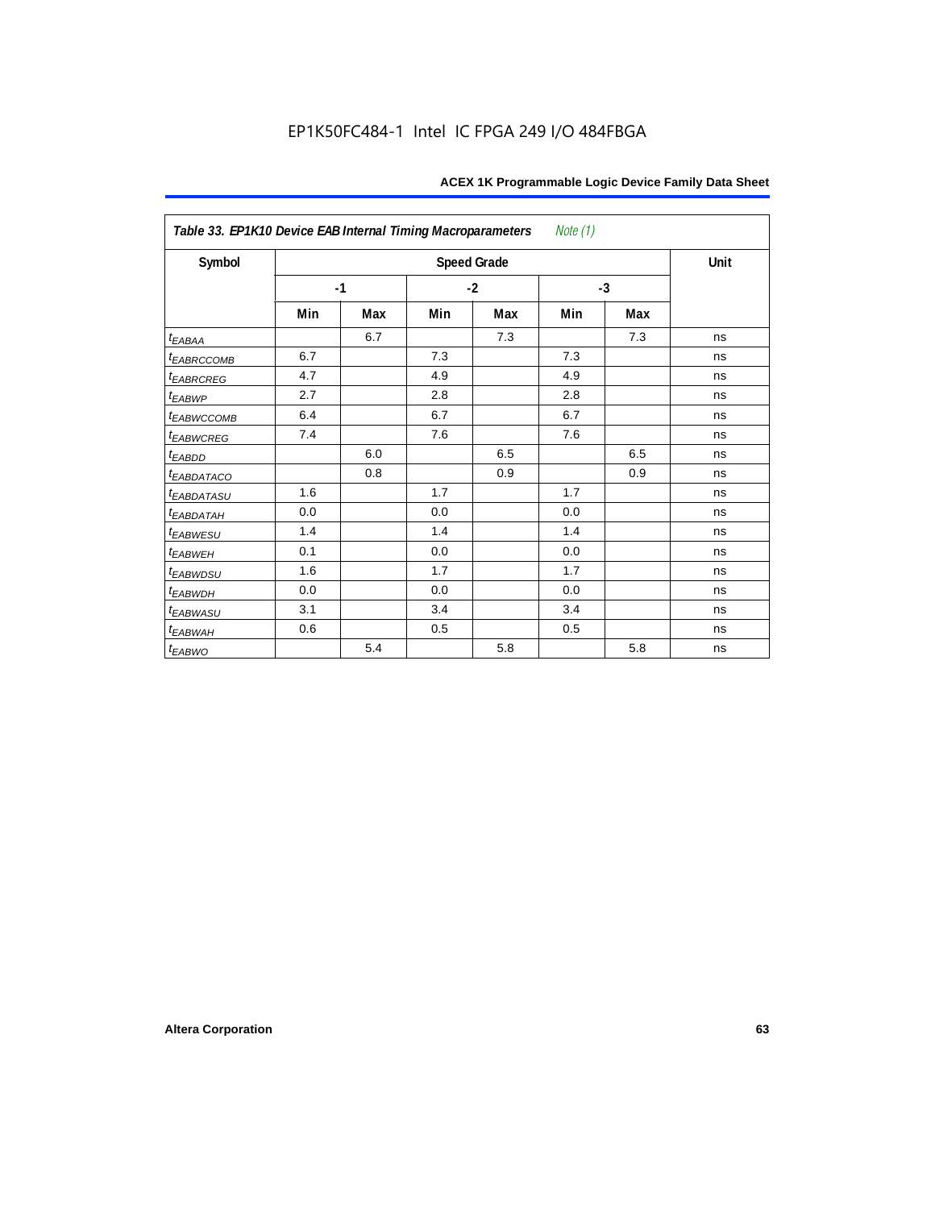EP1K50FC484-1 Intel IC FPGA 249 I/O 484FBGA

| *Table 33. EP1K10 Device EAB Internal Timing Macroparameters* *Note (1)* | | | | | | | |
|---|---|---|---|---|---|---|---|
| **Symbol** | **Speed Grade** | | | | | | **Unit** |
| | **-1** | | **-2** | | **-3** | | |
| | **Min** | **Max** | **Min** | **Max** | **Min** | **Max** | |
| $t_{EABAA}$ | | 6.7 | | 7.3 | | 7.3 | ns |
| $t_{EABRCCOMB}$ | 6.7 | | 7.3 | | 7.3 | | ns |
| $t_{EABRCREG}$ | 4.7 | | 4.9 | | 4.9 | | ns |
| $t_{EABWP}$ | 2.7 | | 2.8 | | 2.8 | | ns |
| $t_{EABWCCOMB}$ | 6.4 | | 6.7 | | 6.7 | | ns |
| $t_{EABWCREG}$ | 7.4 | | 7.6 | | 7.6 | | ns |
| $t_{EABDD}$ | | 6.0 | | 6.5 | | 6.5 | ns |
| $t_{EABDATACO}$ | | 0.8 | | 0.9 | | 0.9 | ns |
| $t_{EABDATASU}$ | 1.6 | | 1.7 | | 1.7 | | ns |
| $t_{EABDATAH}$ | 0.0 | | 0.0 | | 0.0 | | ns |
| $t_{EABWESU}$ | 1.4 | | 1.4 | | 1.4 | | ns |
| $t_{EABWEH}$ | 0.1 | | 0.0 | | 0.0 | | ns |
| $t_{EABWDSU}$ | 1.6 | | 1.7 | | 1.7 | | ns |
| $t_{EABWDH}$ | 0.0 | | 0.0 | | 0.0 | | ns |
| $t_{EABWASU}$ | 3.1 | | 3.4 | | 3.4 | | ns |
| $t_{EABWAH}$ | 0.6 | | 0.5 | | 0.5 | | ns |
| $t_{EABWO}$ | | 5.4 | | 5.8 | | 5.8 | ns |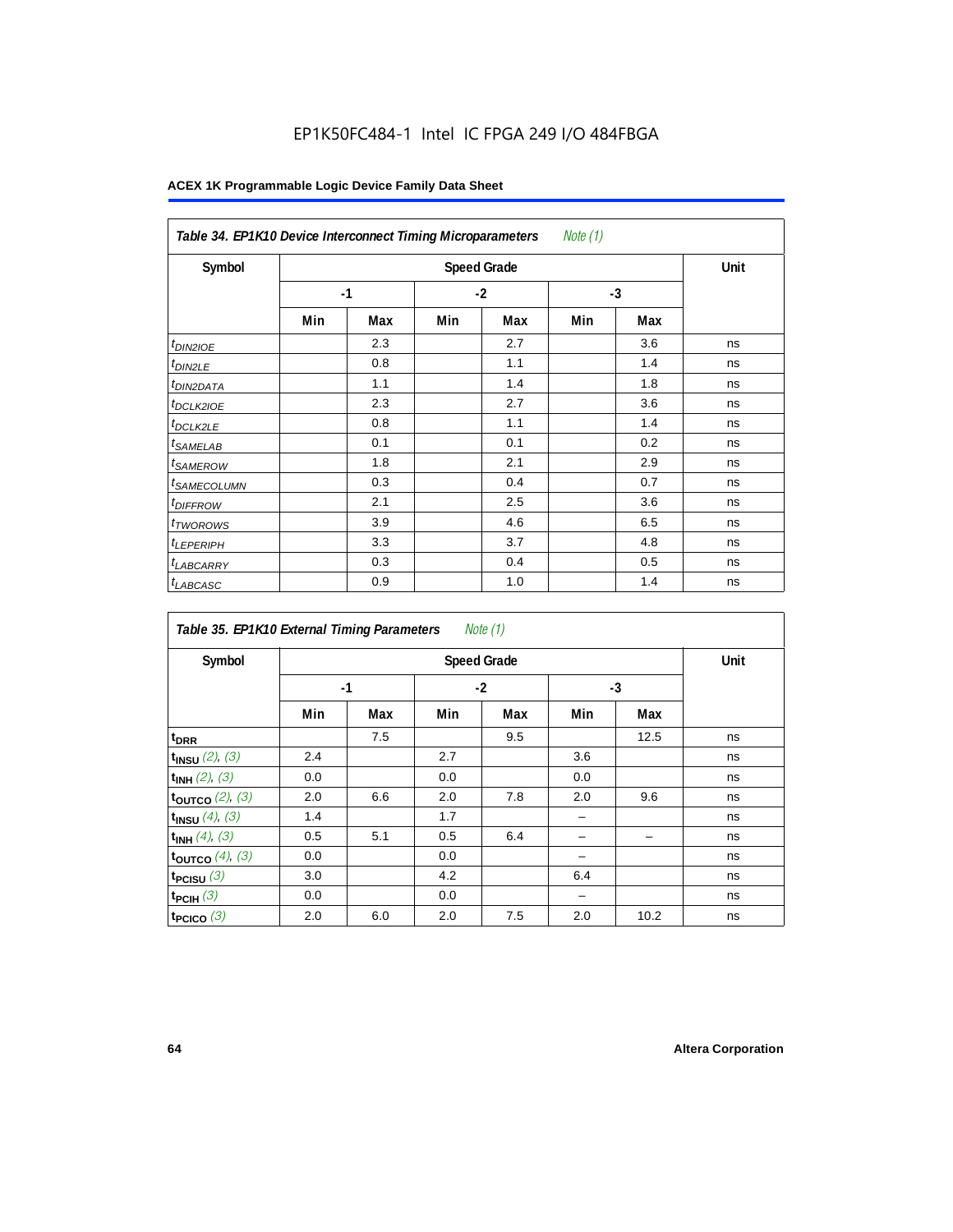Table 34. EP1K10 Device Interconnect Timing Microparameters *Note (1)*

| Symbol | Speed Grade | | | | | | Unit |
|---|---|---|---|---|---|---|---|
| | -1 | | -2 | | -3 | | |
| | Min | Max | Min | Max | Min | Max | |
| $t_{DIN2IOE}$ | | 2.3 | | 2.7 | | 3.6 | ns |
| $t_{DIN2LE}$ | | 0.8 | | 1.1 | | 1.4 | ns |
| $t_{DIN2DATA}$ | | 1.1 | | 1.4 | | 1.8 | ns |
| $t_{DCLK2IOE}$ | | 2.3 | | 2.7 | | 3.6 | ns |
| $t_{DCLK2LE}$ | | 0.8 | | 1.1 | | 1.4 | ns |
| $t_{SAMELAB}$ | | 0.1 | | 0.1 | | 0.2 | ns |
| $t_{SAMEROW}$ | | 1.8 | | 2.1 | | 2.9 | ns |
| $t_{SAMECOLUMN}$ | | 0.3 | | 0.4 | | 0.7 | ns |
| $t_{DIFFROW}$ | | 2.1 | | 2.5 | | 3.6 | ns |
| $t_{TWOROWS}$ | | 3.9 | | 4.6 | | 6.5 | ns |
| $t_{LEPERIPH}$ | | 3.3 | | 3.7 | | 4.8 | ns |
| $t_{LABCARRY}$ | | 0.3 | | 0.4 | | 0.5 | ns |
| $t_{LABCASC}$ | | 0.9 | | 1.0 | | 1.4 | ns |

Table 35. EP1K10 External Timing Parameters *Note (1)*

| Symbol | Speed Grade | | | | | | Unit |
|---|---|---|---|---|---|---|---|
| | -1 | | -2 | | -3 | | |
| | Min | Max | Min | Max | Min | Max | |
| $t_{DRR}$ | | 7.5 | | 9.5 | | 12.5 | ns |
| $t_{INSU}$ *(2), (3)* | 2.4 | | 2.7 | | 3.6 | | ns |
| $t_{INH}$ *(2), (3)* | 0.0 | | 0.0 | | 0.0 | | ns |
| $t_{OUTCO}$ *(2), (3)* | 2.0 | 6.6 | 2.0 | 7.8 | 2.0 | 9.6 | ns |
| $t_{INSU}$ *(4), (3)* | 1.4 | | 1.7 | | – | | ns |
| $t_{INH}$ *(4), (3)* | 0.5 | 5.1 | 0.5 | 6.4 | – | – | ns |
| $t_{OUTCO}$ *(4), (3)* | 0.0 | | 0.0 | | – | | ns |
| $t_{PCISU}$ *(3)* | 3.0 | | 4.2 | | 6.4 | | ns |
| $t_{PCIH}$ *(3)* | 0.0 | | 0.0 | | – | | ns |
| $t_{PCICO}$ *(3)* | 2.0 | 6.0 | 2.0 | 7.5 | 2.0 | 10.2 | ns |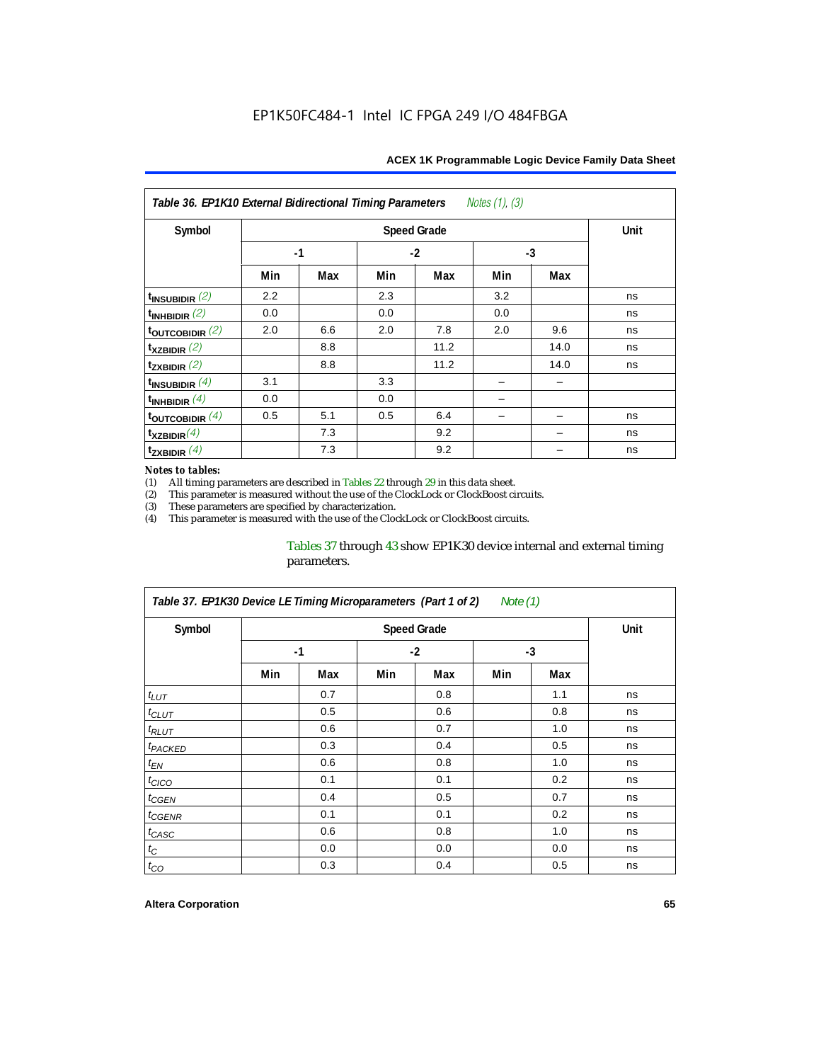## Table 36. EP1K10 External Bidirectional Timing Parameters *Notes (1), (3)*

| Symbol | Speed Grade | | | | | | Unit |
|---|---|---|---|---|---|---|---|
| | -1 | | -2 | | -3 | | |
| | Min | Max | Min | Max | Min | Max | |
| $t_{INSUBIDIR}$ *(2)* | 2.2 | | 2.3 | | 3.2 | | ns |
| $t_{INHBIDIR}$ *(2)* | 0.0 | | 0.0 | | 0.0 | | ns |
| $t_{OUTCOBIDIR}$ *(2)* | 2.0 | 6.6 | 2.0 | 7.8 | 2.0 | 9.6 | ns |
| $t_{XZBIDIR}$ *(2)* | | 8.8 | | 11.2 | | 14.0 | ns |
| $t_{ZXBIDIR}$ *(2)* | | 8.8 | | 11.2 | | 14.0 | ns |
| $t_{INSUBIDIR}$ *(4)* | 3.1 | | 3.3 | | – | – | |
| $t_{INHBIDIR}$ *(4)* | 0.0 | | 0.0 | | – | | |
| $t_{OUTCOBIDIR}$ *(4)* | 0.5 | 5.1 | 0.5 | 6.4 | – | – | ns |
| $t_{XZBIDIR}$ *(4)* | | 7.3 | | 9.2 | | – | ns |
| $t_{ZXBIDIR}$ *(4)* | | 7.3 | | 9.2 | | – | ns |

*Notes to tables:*

(1) All timing parameters are described in Tables 22 through 29 in this data sheet.
(2) This parameter is measured without the use of the ClockLock or ClockBoost circuits.
(3) These parameters are specified by characterization.
(4) This parameter is measured with the use of the ClockLock or ClockBoost circuits.

Tables 37 through 43 show EP1K30 device internal and external timing parameters.

## Table 37. EP1K30 Device LE Timing Microparameters (Part 1 of 2) *Note (1)*

| Symbol | Speed Grade | | | | | | Unit |
|---|---|---|---|---|---|---|---|
| | -1 | | -2 | | -3 | | |
| | Min | Max | Min | Max | Min | Max | |
| $t_{LUT}$ | | 0.7 | | 0.8 | | 1.1 | ns |
| $t_{CLUT}$ | | 0.5 | | 0.6 | | 0.8 | ns |
| $t_{RLUT}$ | | 0.6 | | 0.7 | | 1.0 | ns |
| $t_{PACKED}$ | | 0.3 | | 0.4 | | 0.5 | ns |
| $t_{EN}$ | | 0.6 | | 0.8 | | 1.0 | ns |
| $t_{CICO}$ | | 0.1 | | 0.1 | | 0.2 | ns |
| $t_{CGEN}$ | | 0.4 | | 0.5 | | 0.7 | ns |
| $t_{CGENR}$ | | 0.1 | | 0.1 | | 0.2 | ns |
| $t_{CASC}$ | | 0.6 | | 0.8 | | 1.0 | ns |
| $t_{C}$ | | 0.0 | | 0.0 | | 0.0 | ns |
| $t_{CO}$ | | 0.3 | | 0.4 | | 0.5 | ns |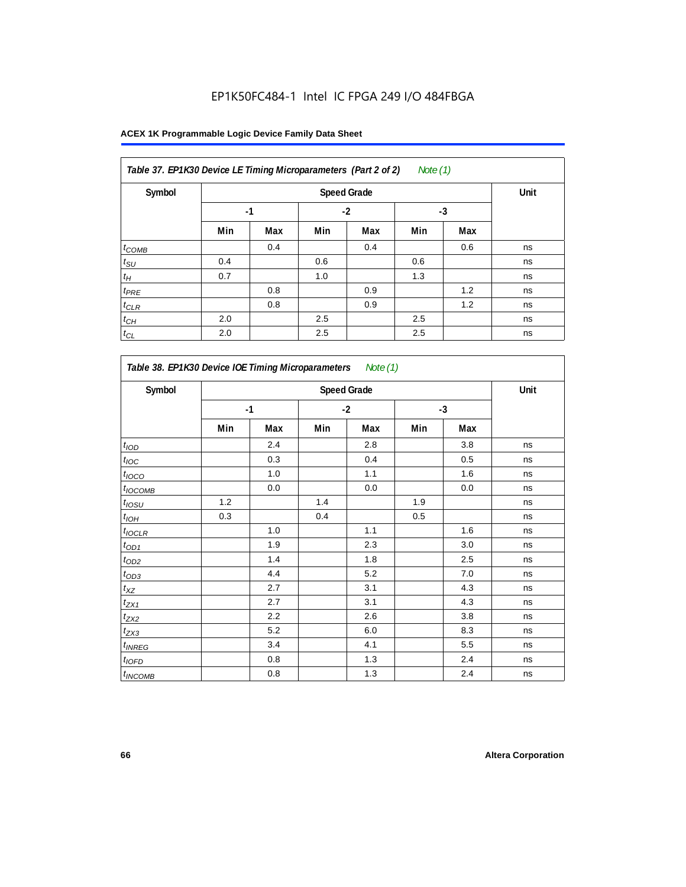EP1K50FC484-1 Intel IC FPGA 249 I/O 484FBGA

**ACEX 1K Programmable Logic Device Family Data Sheet**

| *Table 37. EP1K30 Device LE Timing Microparameters (Part 2 of 2) Note (1)* | | | | | | | |
|---|---|---|---|---|---|---|---|
| Symbol | Speed Grade | | | | | | Unit |
| | -1 | | -2 | | -3 | | |
| | Min | Max | Min | Max | Min | Max | |
| $t_{COMB}$ | | 0.4 | | 0.4 | | 0.6 | ns |
| $t_{SU}$ | 0.4 | | 0.6 | | 0.6 | | ns |
| $t_{H}$ | 0.7 | | 1.0 | | 1.3 | | ns |
| $t_{PRE}$ | | 0.8 | | 0.9 | | 1.2 | ns |
| $t_{CLR}$ | | 0.8 | | 0.9 | | 1.2 | ns |
| $t_{CH}$ | 2.0 | | 2.5 | | 2.5 | | ns |
| $t_{CL}$ | 2.0 | | 2.5 | | 2.5 | | ns |

| *Table 38. EP1K30 Device IOE Timing Microparameters Note (1)* | | | | | | | |
|---|---|---|---|---|---|---|---|
| Symbol | Speed Grade | | | | | | Unit |
| | -1 | | -2 | | -3 | | |
| | Min | Max | Min | Max | Min | Max | |
| $t_{IOD}$ | | 2.4 | | 2.8 | | 3.8 | ns |
| $t_{IOC}$ | | 0.3 | | 0.4 | | 0.5 | ns |
| $t_{IOCO}$ | | 1.0 | | 1.1 | | 1.6 | ns |
| $t_{IOCOMB}$ | | 0.0 | | 0.0 | | 0.0 | ns |
| $t_{IOSU}$ | 1.2 | | 1.4 | | 1.9 | | ns |
| $t_{IOH}$ | 0.3 | | 0.4 | | 0.5 | | ns |
| $t_{IOCLR}$ | | 1.0 | | 1.1 | | 1.6 | ns |
| $t_{OD1}$ | | 1.9 | | 2.3 | | 3.0 | ns |
| $t_{OD2}$ | | 1.4 | | 1.8 | | 2.5 | ns |
| $t_{OD3}$ | | 4.4 | | 5.2 | | 7.0 | ns |
| $t_{XZ}$ | | 2.7 | | 3.1 | | 4.3 | ns |
| $t_{ZX1}$ | | 2.7 | | 3.1 | | 4.3 | ns |
| $t_{ZX2}$ | | 2.2 | | 2.6 | | 3.8 | ns |
| $t_{ZX3}$ | | 5.2 | | 6.0 | | 8.3 | ns |
| $t_{INREG}$ | | 3.4 | | 4.1 | | 5.5 | ns |
| $t_{IOFD}$ | | 0.8 | | 1.3 | | 2.4 | ns |
| $t_{INCOMB}$ | | 0.8 | | 1.3 | | 2.4 | ns |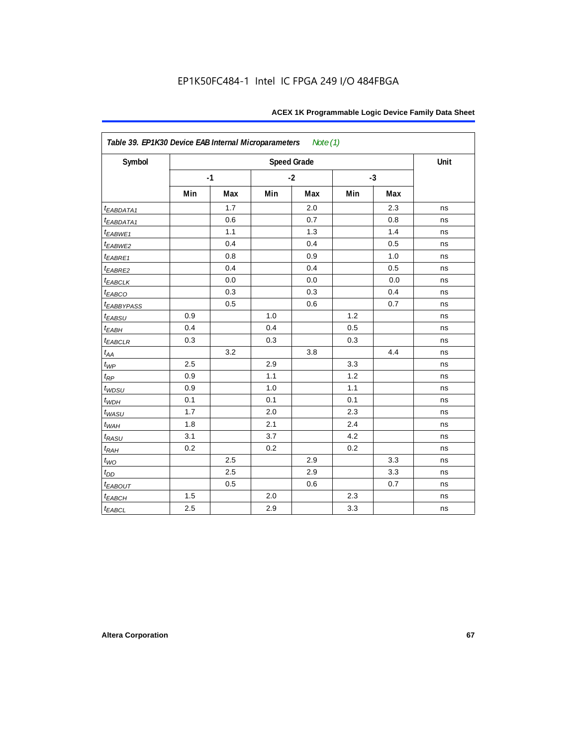EP1K50FC484-1 Intel IC FPGA 249 I/O 484FBGA

| *Table 39. EP1K30 Device EAB Internal Microparameters* *Note (1)* | | | | | | | |
|---|---|---|---|---|---|---|---|
| **Symbol** | **Speed Grade** | | | | | | **Unit** |
| | **-1** | | **-2** | | **-3** | | |
| | **Min** | **Max** | **Min** | **Max** | **Min** | **Max** | |
| $t_{EABDATA1}$ | | 1.7 | | 2.0 | | 2.3 | ns |
| $t_{EABDATA1}$ | | 0.6 | | 0.7 | | 0.8 | ns |
| $t_{EABWE1}$ | | 1.1 | | 1.3 | | 1.4 | ns |
| $t_{EABWE2}$ | | 0.4 | | 0.4 | | 0.5 | ns |
| $t_{EABRE1}$ | | 0.8 | | 0.9 | | 1.0 | ns |
| $t_{EABRE2}$ | | 0.4 | | 0.4 | | 0.5 | ns |
| $t_{EABCLK}$ | | 0.0 | | 0.0 | | 0.0 | ns |
| $t_{EABCO}$ | | 0.3 | | 0.3 | | 0.4 | ns |
| $t_{EABBYPASS}$ | | 0.5 | | 0.6 | | 0.7 | ns |
| $t_{EABSU}$ | 0.9 | | 1.0 | | 1.2 | | ns |
| $t_{EABH}$ | 0.4 | | 0.4 | | 0.5 | | ns |
| $t_{EABCLR}$ | 0.3 | | 0.3 | | 0.3 | | ns |
| $t_{AA}$ | | 3.2 | | 3.8 | | 4.4 | ns |
| $t_{WP}$ | 2.5 | | 2.9 | | 3.3 | | ns |
| $t_{RP}$ | 0.9 | | 1.1 | | 1.2 | | ns |
| $t_{WDSU}$ | 0.9 | | 1.0 | | 1.1 | | ns |
| $t_{WDH}$ | 0.1 | | 0.1 | | 0.1 | | ns |
| $t_{WASU}$ | 1.7 | | 2.0 | | 2.3 | | ns |
| $t_{WAH}$ | 1.8 | | 2.1 | | 2.4 | | ns |
| $t_{RASU}$ | 3.1 | | 3.7 | | 4.2 | | ns |
| $t_{RAH}$ | 0.2 | | 0.2 | | 0.2 | | ns |
| $t_{WO}$ | | 2.5 | | 2.9 | | 3.3 | ns |
| $t_{DD}$ | | 2.5 | | 2.9 | | 3.3 | ns |
| $t_{EABOUT}$ | | 0.5 | | 0.6 | | 0.7 | ns |
| $t_{EABCH}$ | 1.5 | | 2.0 | | 2.3 | | ns |
| $t_{EABCL}$ | 2.5 | | 2.9 | | 3.3 | | ns |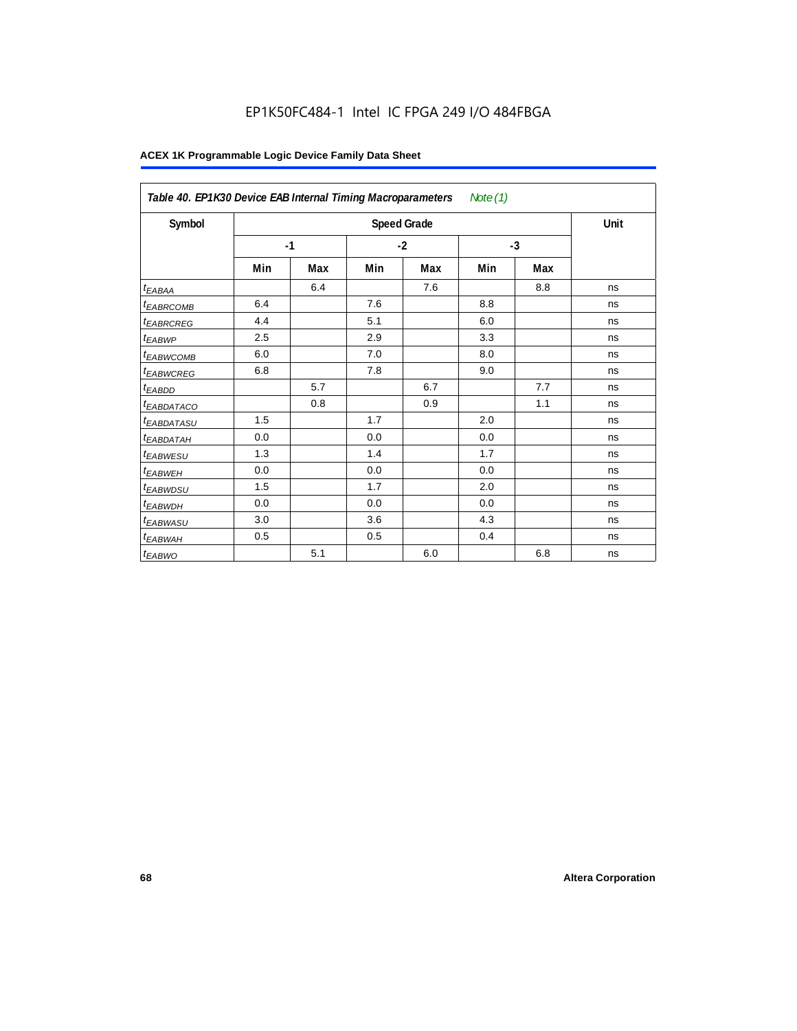**Table 40. EP1K30 Device EAB Internal Timing Macroparameters** *Note (1)*

| Symbol | Speed Grade | | | | | | Unit |
|---|---|---|---|---|---|---|---|
| | -1 | | -2 | | -3 | | |
| | Min | Max | Min | Max | Min | Max | |
| $t_{EABAA}$ | | 6.4 | | 7.6 | | 8.8 | ns |
| $t_{EABRCOMB}$ | 6.4 | | 7.6 | | 8.8 | | ns |
| $t_{EABRCREG}$ | 4.4 | | 5.1 | | 6.0 | | ns |
| $t_{EABWP}$ | 2.5 | | 2.9 | | 3.3 | | ns |
| $t_{EABWCOMB}$ | 6.0 | | 7.0 | | 8.0 | | ns |
| $t_{EABWCREG}$ | 6.8 | | 7.8 | | 9.0 | | ns |
| $t_{EABDD}$ | | 5.7 | | 6.7 | | 7.7 | ns |
| $t_{EABDATACO}$ | | 0.8 | | 0.9 | | 1.1 | ns |
| $t_{EABDATASU}$ | 1.5 | | 1.7 | | 2.0 | | ns |
| $t_{EABDATAH}$ | 0.0 | | 0.0 | | 0.0 | | ns |
| $t_{EABWESU}$ | 1.3 | | 1.4 | | 1.7 | | ns |
| $t_{EABWEH}$ | 0.0 | | 0.0 | | 0.0 | | ns |
| $t_{EABWDSU}$ | 1.5 | | 1.7 | | 2.0 | | ns |
| $t_{EABWDH}$ | 0.0 | | 0.0 | | 0.0 | | ns |
| $t_{EABWASU}$ | 3.0 | | 3.6 | | 4.3 | | ns |
| $t_{EABWAH}$ | 0.5 | | 0.5 | | 0.4 | | ns |
| $t_{EABWO}$ | | 5.1 | | 6.0 | | 6.8 | ns |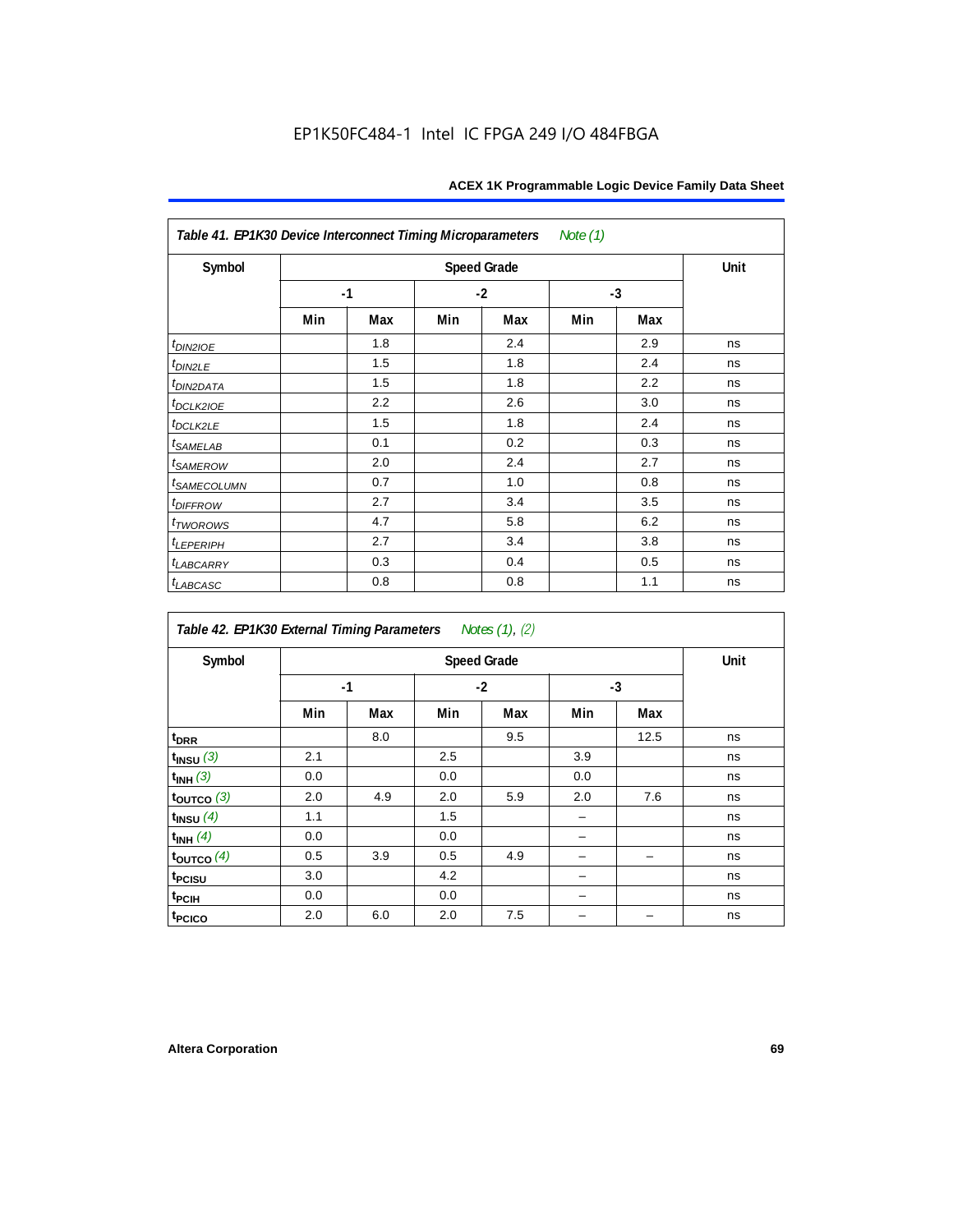EP1K50FC484-1 Intel IC FPGA 249 I/O 484FBGA

**Table 41. EP1K30 Device Interconnect Timing Microparameters** *Note (1)*

| Symbol | Speed Grade | | | | | | Unit |
|---|---|---|---|---|---|---|---|
| | -1 | | -2 | | -3 | | |
| | Min | Max | Min | Max | Min | Max | |
| $t_{DIN2IOE}$ | | 1.8 | | 2.4 | | 2.9 | ns |
| $t_{DIN2LE}$ | | 1.5 | | 1.8 | | 2.4 | ns |
| $t_{DIN2DATA}$ | | 1.5 | | 1.8 | | 2.2 | ns |
| $t_{DCLK2IOE}$ | | 2.2 | | 2.6 | | 3.0 | ns |
| $t_{DCLK2LE}$ | | 1.5 | | 1.8 | | 2.4 | ns |
| $t_{SAMELAB}$ | | 0.1 | | 0.2 | | 0.3 | ns |
| $t_{SAMEROW}$ | | 2.0 | | 2.4 | | 2.7 | ns |
| $t_{SAMECOLUMN}$ | | 0.7 | | 1.0 | | 0.8 | ns |
| $t_{DIFFROW}$ | | 2.7 | | 3.4 | | 3.5 | ns |
| $t_{TWOROWS}$ | | 4.7 | | 5.8 | | 6.2 | ns |
| $t_{LEPERIPH}$ | | 2.7 | | 3.4 | | 3.8 | ns |
| $t_{LABCARRY}$ | | 0.3 | | 0.4 | | 0.5 | ns |
| $t_{LABCASC}$ | | 0.8 | | 0.8 | | 1.1 | ns |

**Table 42. EP1K30 External Timing Parameters** *Notes (1), (2)*

| Symbol | Speed Grade | | | | | | Unit |
|---|---|---|---|---|---|---|---|
| | -1 | | -2 | | -3 | | |
| | Min | Max | Min | Max | Min | Max | |
| $t_{DRR}$ | | 8.0 | | 9.5 | | 12.5 | ns |
| $t_{INSU}$ *(3)* | 2.1 | | 2.5 | | 3.9 | | ns |
| $t_{INH}$ *(3)* | 0.0 | | 0.0 | | 0.0 | | ns |
| $t_{OUTCO}$ *(3)* | 2.0 | 4.9 | 2.0 | 5.9 | 2.0 | 7.6 | ns |
| $t_{INSU}$ *(4)* | 1.1 | | 1.5 | | – | | ns |
| $t_{INH}$ *(4)* | 0.0 | | 0.0 | | – | | ns |
| $t_{OUTCO}$ *(4)* | 0.5 | 3.9 | 0.5 | 4.9 | – | – | ns |
| $t_{PCISU}$ | 3.0 | | 4.2 | | – | | ns |
| $t_{PCIH}$ | 0.0 | | 0.0 | | – | | ns |
| $t_{PCICO}$ | 2.0 | 6.0 | 2.0 | 7.5 | – | – | ns |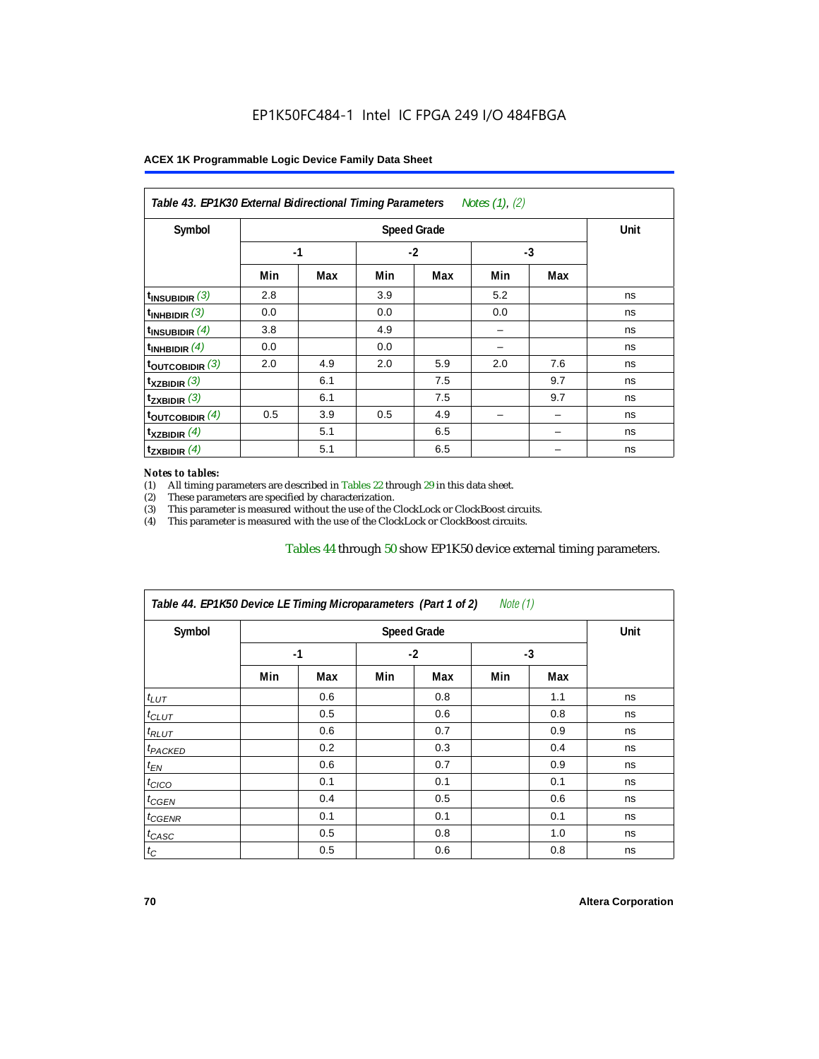**Table 43. EP1K30 External Bidirectional Timing Parameters** *Notes (1), (2)*

| Symbol | Speed Grade | | | | | | Unit |
|---|---|---|---|---|---|---|---|
| | -1 | | -2 | | -3 | | |
| | Min | Max | Min | Max | Min | Max | |
| $t_{INSUBIDIR}$ (3) | 2.8 | | 3.9 | | 5.2 | | ns |
| $t_{INHBIDIR}$ (3) | 0.0 | | 0.0 | | 0.0 | | ns |
| $t_{INSUBIDIR}$ (4) | 3.8 | | 4.9 | | – | | ns |
| $t_{INHBIDIR}$ (4) | 0.0 | | 0.0 | | – | | ns |
| $t_{OUTCOBIDIR}$ (3) | 2.0 | 4.9 | 2.0 | 5.9 | 2.0 | 7.6 | ns |
| $t_{XZBIDIR}$ (3) | | 6.1 | | 7.5 | | 9.7 | ns |
| $t_{ZXBIDIR}$ (3) | | 6.1 | | 7.5 | | 9.7 | ns |
| $t_{OUTCOBIDIR}$ (4) | 0.5 | 3.9 | 0.5 | 4.9 | – | – | ns |
| $t_{XZBIDIR}$ (4) | | 5.1 | | 6.5 | | – | ns |
| $t_{ZXBIDIR}$ (4) | | 5.1 | | 6.5 | | – | ns |

*Notes to tables:*

(1) All timing parameters are described in Tables 22 through 29 in this data sheet.
(2) These parameters are specified by characterization.
(3) This parameter is measured without the use of the ClockLock or ClockBoost circuits.
(4) This parameter is measured with the use of the ClockLock or ClockBoost circuits.

Tables 44 through 50 show EP1K50 device external timing parameters.

**Table 44. EP1K50 Device LE Timing Microparameters (Part 1 of 2)** *Note (1)*

| Symbol | Speed Grade | | | | | | Unit |
|---|---|---|---|---|---|---|---|
| | -1 | | -2 | | -3 | | |
| | Min | Max | Min | Max | Min | Max | |
| $t_{LUT}$ | | 0.6 | | 0.8 | | 1.1 | ns |
| $t_{CLUT}$ | | 0.5 | | 0.6 | | 0.8 | ns |
| $t_{RLUT}$ | | 0.6 | | 0.7 | | 0.9 | ns |
| $t_{PACKED}$ | | 0.2 | | 0.3 | | 0.4 | ns |
| $t_{EN}$ | | 0.6 | | 0.7 | | 0.9 | ns |
| $t_{CICO}$ | | 0.1 | | 0.1 | | 0.1 | ns |
| $t_{CGEN}$ | | 0.4 | | 0.5 | | 0.6 | ns |
| $t_{CGENR}$ | | 0.1 | | 0.1 | | 0.1 | ns |
| $t_{CASC}$ | | 0.5 | | 0.8 | | 1.0 | ns |
| $t_{C}$ | | 0.5 | | 0.6 | | 0.8 | ns |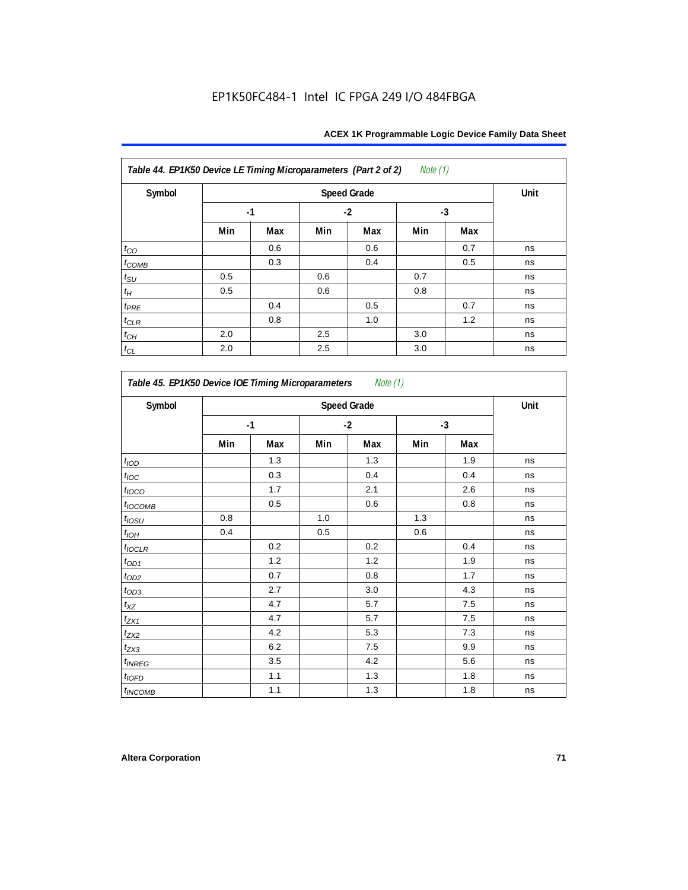EP1K50FC484-1 Intel IC FPGA 249 I/O 484FBGA

| *Table 44. EP1K50 Device LE Timing Microparameters (Part 2 of 2)* *Note (1)* | | | | | | | |
|---|---|---|---|---|---|---|---|
| **Symbol** | **Speed Grade** | | | | | | **Unit** |
| | **-1** | | **-2** | | **-3** | | |
| | **Min** | **Max** | **Min** | **Max** | **Min** | **Max** | |
| $t_{CO}$ | | 0.6 | | 0.6 | | 0.7 | ns |
| $t_{COMB}$ | | 0.3 | | 0.4 | | 0.5 | ns |
| $t_{SU}$ | 0.5 | | 0.6 | | 0.7 | | ns |
| $t_{H}$ | 0.5 | | 0.6 | | 0.8 | | ns |
| $t_{PRE}$ | | 0.4 | | 0.5 | | 0.7 | ns |
| $t_{CLR}$ | | 0.8 | | 1.0 | | 1.2 | ns |
| $t_{CH}$ | 2.0 | | 2.5 | | 3.0 | | ns |
| $t_{CL}$ | 2.0 | | 2.5 | | 3.0 | | ns |

| *Table 45. EP1K50 Device IOE Timing Microparameters* *Note (1)* | | | | | | | |
|---|---|---|---|---|---|---|---|
| **Symbol** | **Speed Grade** | | | | | | **Unit** |
| | **-1** | | **-2** | | **-3** | | |
| | **Min** | **Max** | **Min** | **Max** | **Min** | **Max** | |
| $t_{IOD}$ | | 1.3 | | 1.3 | | 1.9 | ns |
| $t_{IOC}$ | | 0.3 | | 0.4 | | 0.4 | ns |
| $t_{IOCO}$ | | 1.7 | | 2.1 | | 2.6 | ns |
| $t_{IOCOMB}$ | | 0.5 | | 0.6 | | 0.8 | ns |
| $t_{IOSU}$ | 0.8 | | 1.0 | | 1.3 | | ns |
| $t_{IOH}$ | 0.4 | | 0.5 | | 0.6 | | ns |
| $t_{IOCLR}$ | | 0.2 | | 0.2 | | 0.4 | ns |
| $t_{OD1}$ | | 1.2 | | 1.2 | | 1.9 | ns |
| $t_{OD2}$ | | 0.7 | | 0.8 | | 1.7 | ns |
| $t_{OD3}$ | | 2.7 | | 3.0 | | 4.3 | ns |
| $t_{XZ}$ | | 4.7 | | 5.7 | | 7.5 | ns |
| $t_{ZX1}$ | | 4.7 | | 5.7 | | 7.5 | ns |
| $t_{ZX2}$ | | 4.2 | | 5.3 | | 7.3 | ns |
| $t_{ZX3}$ | | 6.2 | | 7.5 | | 9.9 | ns |
| $t_{INREG}$ | | 3.5 | | 4.2 | | 5.6 | ns |
| $t_{IOFD}$ | | 1.1 | | 1.3 | | 1.8 | ns |
| $t_{INCOMB}$ | | 1.1 | | 1.3 | | 1.8 | ns |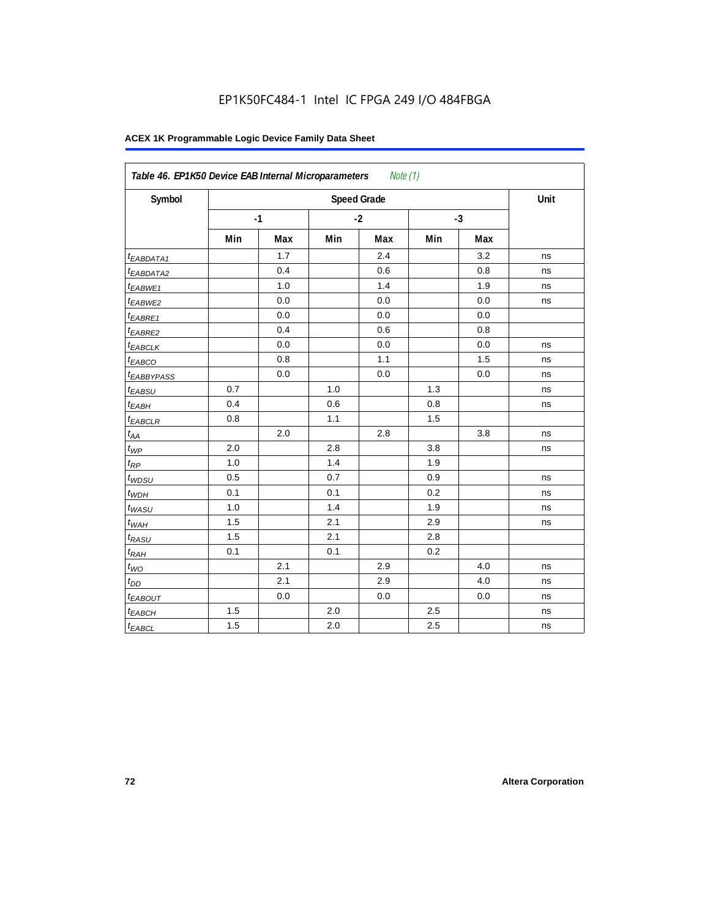Table 46. EP1K50 Device EAB Internal Microparameters *Note (1)*

| Symbol | Speed Grade | | | | | | Unit |
|---|---|---|---|---|---|---|---|
| | -1 | | -2 | | -3 | | |
| | Min | Max | Min | Max | Min | Max | |
| $t_{EABDATA1}$ | | 1.7 | | 2.4 | | 3.2 | ns |
| $t_{EABDATA2}$ | | 0.4 | | 0.6 | | 0.8 | ns |
| $t_{EABWE1}$ | | 1.0 | | 1.4 | | 1.9 | ns |
| $t_{EABWE2}$ | | 0.0 | | 0.0 | | 0.0 | ns |
| $t_{EABRE1}$ | | 0.0 | | 0.0 | | 0.0 | |
| $t_{EABRE2}$ | | 0.4 | | 0.6 | | 0.8 | |
| $t_{EABCLK}$ | | 0.0 | | 0.0 | | 0.0 | ns |
| $t_{EABCO}$ | | 0.8 | | 1.1 | | 1.5 | ns |
| $t_{EABBYPASS}$ | | 0.0 | | 0.0 | | 0.0 | ns |
| $t_{EABSU}$ | 0.7 | | 1.0 | | 1.3 | | ns |
| $t_{EABH}$ | 0.4 | | 0.6 | | 0.8 | | ns |
| $t_{EABCLR}$ | 0.8 | | 1.1 | | 1.5 | | |
| $t_{AA}$ | | 2.0 | | 2.8 | | 3.8 | ns |
| $t_{WP}$ | 2.0 | | 2.8 | | 3.8 | | ns |
| $t_{RP}$ | 1.0 | | 1.4 | | 1.9 | | |
| $t_{WDSU}$ | 0.5 | | 0.7 | | 0.9 | | ns |
| $t_{WDH}$ | 0.1 | | 0.1 | | 0.2 | | ns |
| $t_{WASU}$ | 1.0 | | 1.4 | | 1.9 | | ns |
| $t_{WAH}$ | 1.5 | | 2.1 | | 2.9 | | ns |
| $t_{RASU}$ | 1.5 | | 2.1 | | 2.8 | | |
| $t_{RAH}$ | 0.1 | | 0.1 | | 0.2 | | |
| $t_{WO}$ | | 2.1 | | 2.9 | | 4.0 | ns |
| $t_{DD}$ | | 2.1 | | 2.9 | | 4.0 | ns |
| $t_{EABOUT}$ | | 0.0 | | 0.0 | | 0.0 | ns |
| $t_{EABCH}$ | 1.5 | | 2.0 | | 2.5 | | ns |
| $t_{EABCL}$ | 1.5 | | 2.0 | | 2.5 | | ns |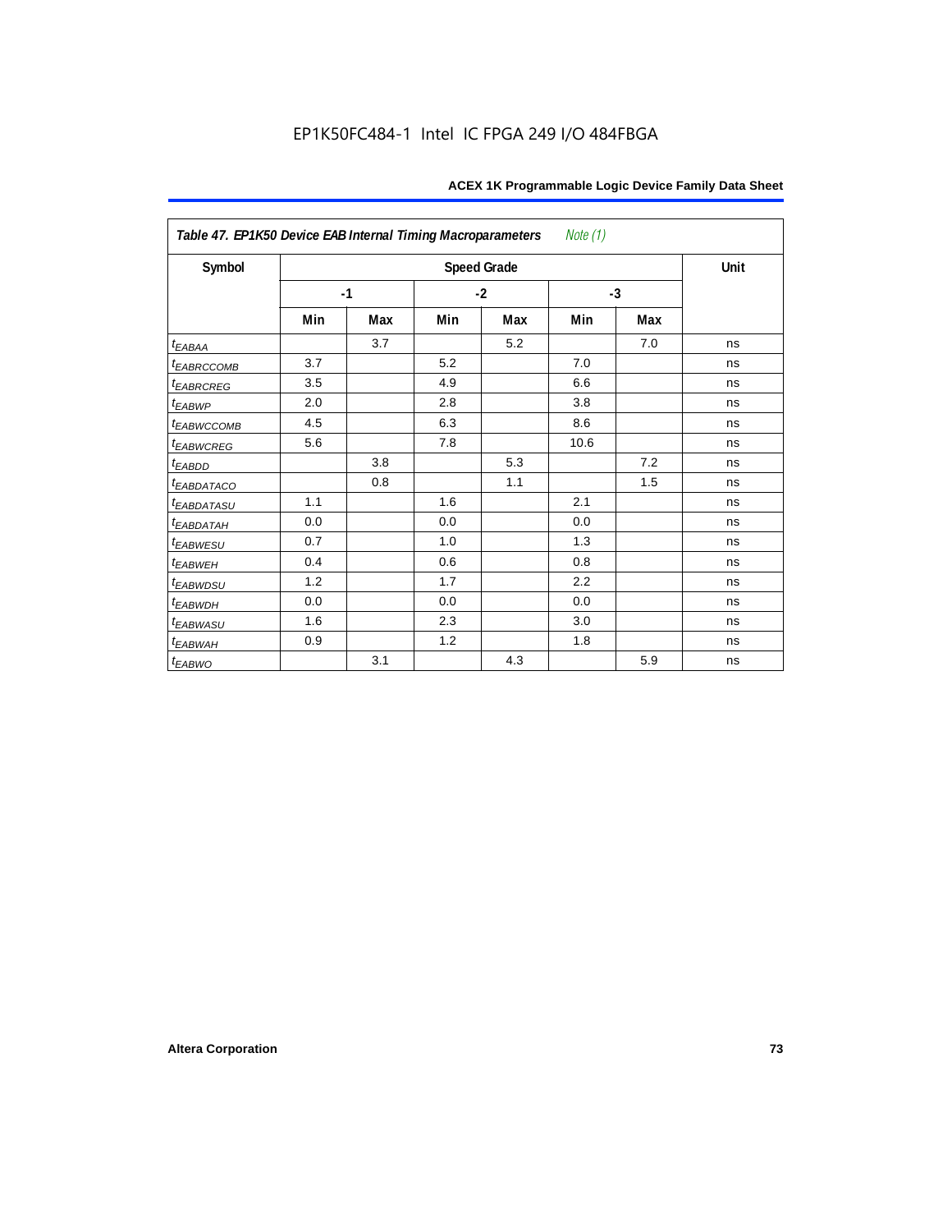**Table 47. EP1K50 Device EAB Internal Timing Macroparameters** *Note (1)*

| Symbol | Speed Grade | | | | | | Unit |
|---|---|---|---|---|---|---|---|
| | -1 | | -2 | | -3 | | |
| | Min | Max | Min | Max | Min | Max | |
| $t_{EABAA}$ | | 3.7 | | 5.2 | | 7.0 | ns |
| $t_{EABRCCOMB}$ | 3.7 | | 5.2 | | 7.0 | | ns |
| $t_{EABRCREG}$ | 3.5 | | 4.9 | | 6.6 | | ns |
| $t_{EABWP}$ | 2.0 | | 2.8 | | 3.8 | | ns |
| $t_{EABWCCOMB}$ | 4.5 | | 6.3 | | 8.6 | | ns |
| $t_{EABWCREG}$ | 5.6 | | 7.8 | | 10.6 | | ns |
| $t_{EABDD}$ | | 3.8 | | 5.3 | | 7.2 | ns |
| $t_{EABDATACO}$ | | 0.8 | | 1.1 | | 1.5 | ns |
| $t_{EABDATASU}$ | 1.1 | | 1.6 | | 2.1 | | ns |
| $t_{EABDATAH}$ | 0.0 | | 0.0 | | 0.0 | | ns |
| $t_{EABWESU}$ | 0.7 | | 1.0 | | 1.3 | | ns |
| $t_{EABWEH}$ | 0.4 | | 0.6 | | 0.8 | | ns |
| $t_{EABWDSU}$ | 1.2 | | 1.7 | | 2.2 | | ns |
| $t_{EABWDH}$ | 0.0 | | 0.0 | | 0.0 | | ns |
| $t_{EABWASU}$ | 1.6 | | 2.3 | | 3.0 | | ns |
| $t_{EABWAH}$ | 0.9 | | 1.2 | | 1.8 | | ns |
| $t_{EABWO}$ | | 3.1 | | 4.3 | | 5.9 | ns |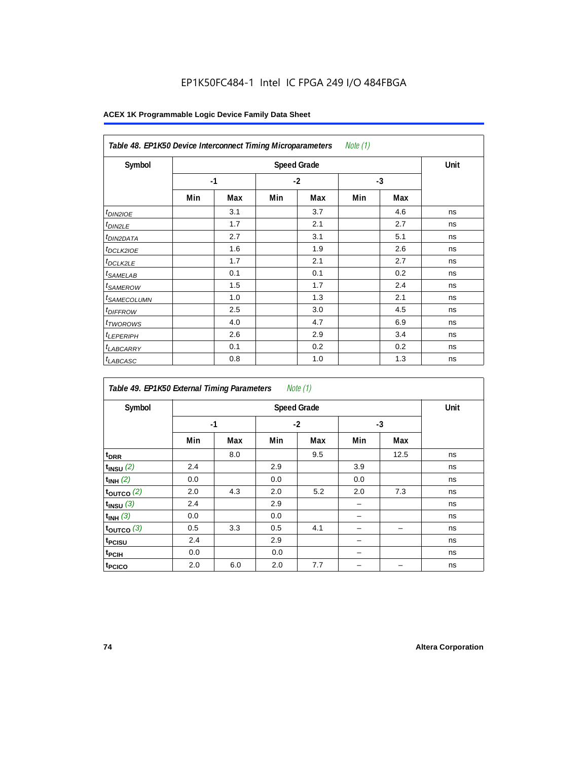EP1K50FC484-1 Intel IC FPGA 249 I/O 484FBGA

**Table 48. EP1K50 Device Interconnect Timing Microparameters** *Note (1)*

| Symbol | Speed Grade | | | | | | Unit |
|---|---|---|---|---|---|---|---|
| | -1 | | -2 | | -3 | | |
| | Min | Max | Min | Max | Min | Max | |
| $t_{DIN2IOE}$ | | 3.1 | | 3.7 | | 4.6 | ns |
| $t_{DIN2LE}$ | | 1.7 | | 2.1 | | 2.7 | ns |
| $t_{DIN2DATA}$ | | 2.7 | | 3.1 | | 5.1 | ns |
| $t_{DCLK2IOE}$ | | 1.6 | | 1.9 | | 2.6 | ns |
| $t_{DCLK2LE}$ | | 1.7 | | 2.1 | | 2.7 | ns |
| $t_{SAMELAB}$ | | 0.1 | | 0.1 | | 0.2 | ns |
| $t_{SAMEROW}$ | | 1.5 | | 1.7 | | 2.4 | ns |
| $t_{SAMECOLUMN}$ | | 1.0 | | 1.3 | | 2.1 | ns |
| $t_{DIFFROW}$ | | 2.5 | | 3.0 | | 4.5 | ns |
| $t_{TWOROWS}$ | | 4.0 | | 4.7 | | 6.9 | ns |
| $t_{LEPERIPH}$ | | 2.6 | | 2.9 | | 3.4 | ns |
| $t_{LABCARRY}$ | | 0.1 | | 0.2 | | 0.2 | ns |
| $t_{LABCASC}$ | | 0.8 | | 1.0 | | 1.3 | ns |

**Table 49. EP1K50 External Timing Parameters** *Note (1)*

| Symbol | Speed Grade | | | | | | Unit |
|---|---|---|---|---|---|---|---|
| | -1 | | -2 | | -3 | | |
| | Min | Max | Min | Max | Min | Max | |
| $t_{DRR}$ | | 8.0 | | 9.5 | | 12.5 | ns |
| $t_{INSU}$ *(2)* | 2.4 | | 2.9 | | 3.9 | | ns |
| $t_{INH}$ *(2)* | 0.0 | | 0.0 | | 0.0 | | ns |
| $t_{OUTCO}$ *(2)* | 2.0 | 4.3 | 2.0 | 5.2 | 2.0 | 7.3 | ns |
| $t_{INSU}$ *(3)* | 2.4 | | 2.9 | | – | | ns |
| $t_{INH}$ *(3)* | 0.0 | | 0.0 | | – | | ns |
| $t_{OUTCO}$ *(3)* | 0.5 | 3.3 | 0.5 | 4.1 | – | – | ns |
| $t_{PCISU}$ | 2.4 | | 2.9 | | – | | ns |
| $t_{PCIH}$ | 0.0 | | 0.0 | | – | | ns |
| $t_{PCICO}$ | 2.0 | 6.0 | 2.0 | 7.7 | – | – | ns |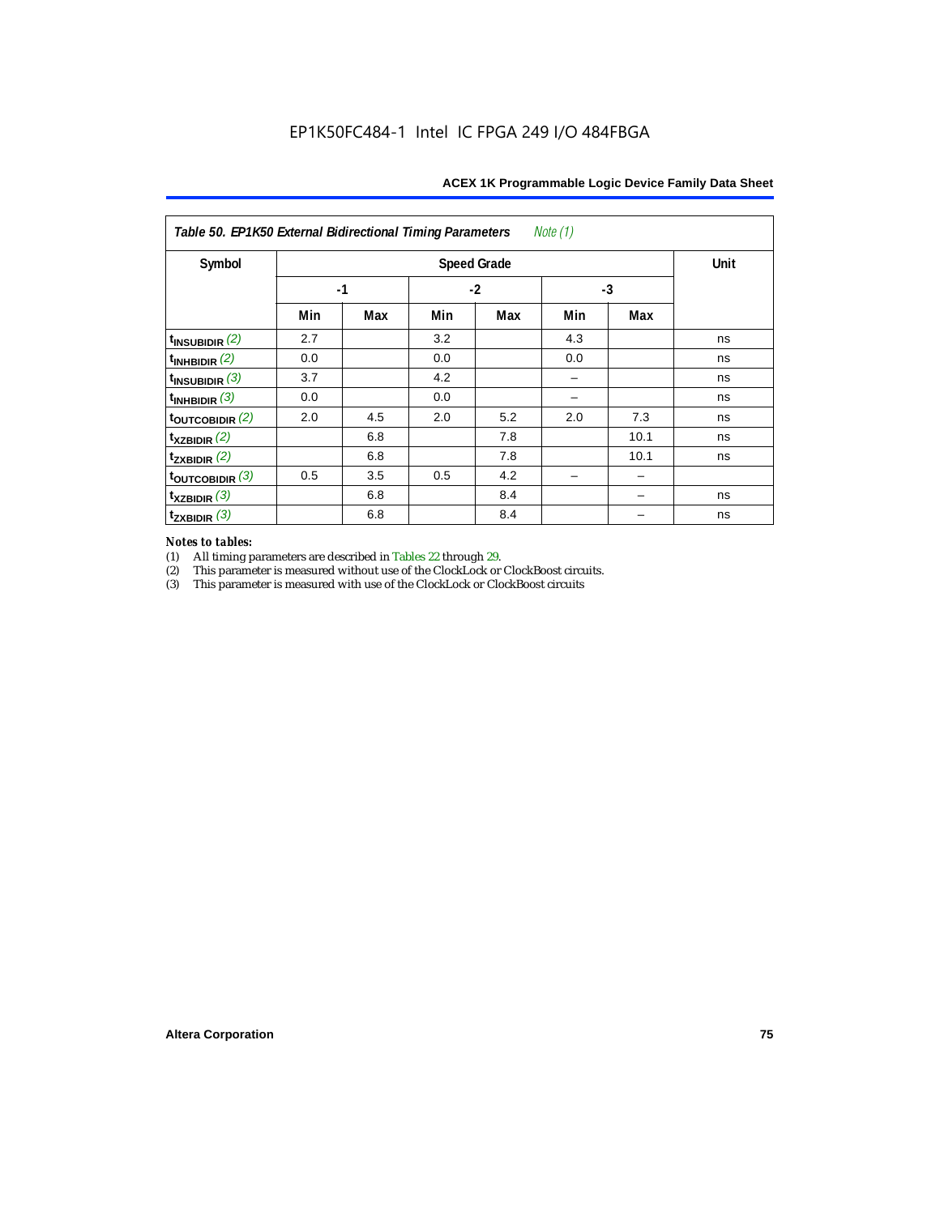EP1K50FC484-1 Intel IC FPGA 249 I/O 484FBGA

| Table 50. EP1K50 External Bidirectional Timing Parameters *Note (1)* | | | | | | | |
|---|---|---|---|---|---|---|---|
| Symbol | Speed Grade | | | | | | Unit |
| | -1 | | -2 | | -3 | | |
| | Min | Max | Min | Max | Min | Max | |
| $t_{INSUBIDIR}$ *(2)* | 2.7 | | 3.2 | | 4.3 | | ns |
| $t_{INHBIDIR}$ *(2)* | 0.0 | | 0.0 | | 0.0 | | ns |
| $t_{INSUBIDIR}$ *(3)* | 3.7 | | 4.2 | | – | | ns |
| $t_{INHBIDIR}$ *(3)* | 0.0 | | 0.0 | | – | | ns |
| $t_{OUTCOBIDIR}$ *(2)* | 2.0 | 4.5 | 2.0 | 5.2 | 2.0 | 7.3 | ns |
| $t_{XZBIDIR}$ *(2)* | | 6.8 | | 7.8 | | 10.1 | ns |
| $t_{ZXBIDIR}$ *(2)* | | 6.8 | | 7.8 | | 10.1 | ns |
| $t_{OUTCOBIDIR}$ *(3)* | 0.5 | 3.5 | 0.5 | 4.2 | – | – | |
| $t_{XZBIDIR}$ *(3)* | | 6.8 | | 8.4 | | – | ns |
| $t_{ZXBIDIR}$ *(3)* | | 6.8 | | 8.4 | | – | ns |

*Notes to tables:*

(1) All timing parameters are described in Tables 22 through 29.
(2) This parameter is measured without use of the ClockLock or ClockBoost circuits.
(3) This parameter is measured with use of the ClockLock or ClockBoost circuits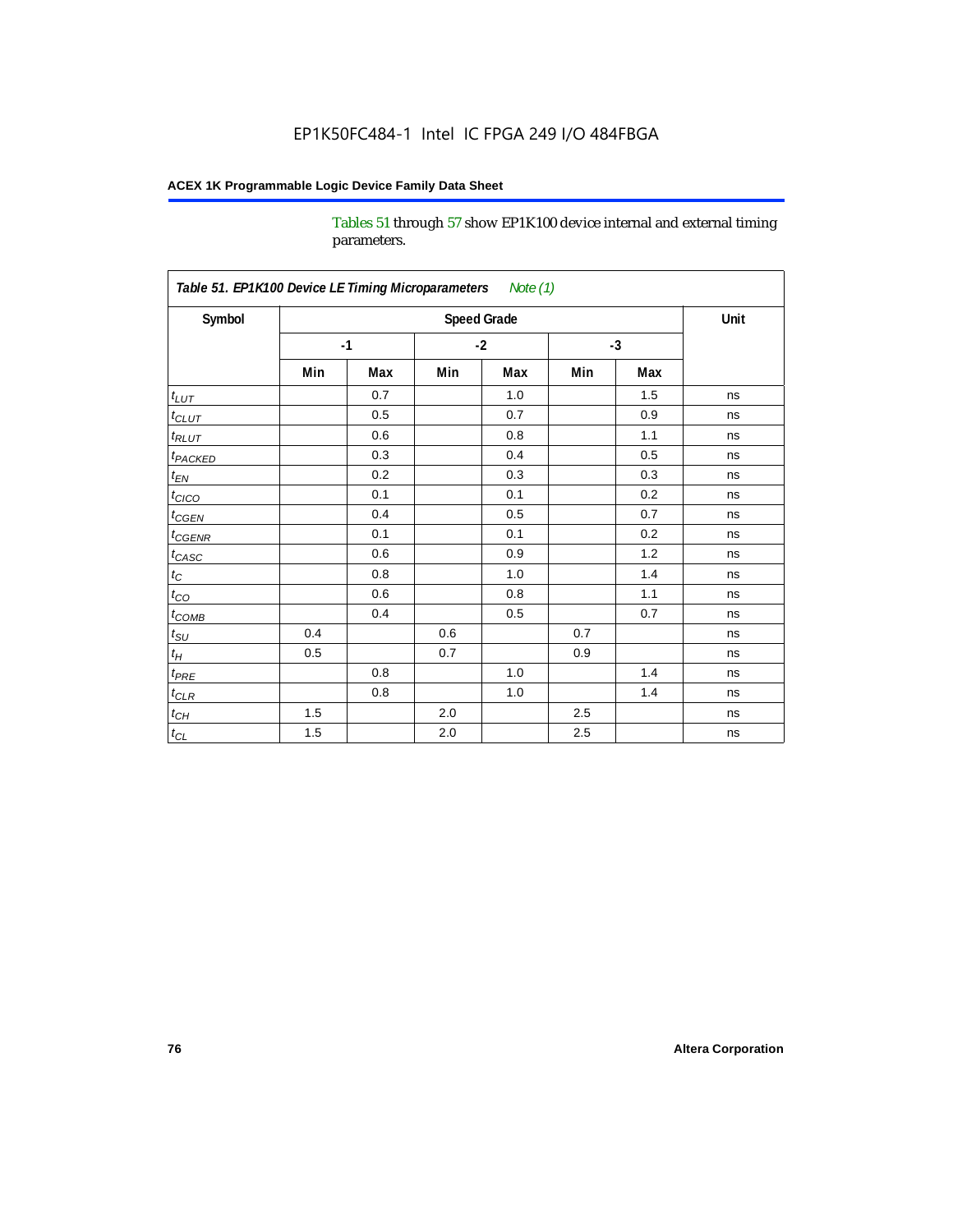Tables 51 through 57 show EP1K100 device internal and external timing parameters.

| Table 51. EP1K100 Device LE Timing Microparameters *Note (1)* | | | | | | | |
|---|---|---|---|---|---|---|---|
| Symbol | Speed Grade | | | | | | Unit |
| | -1 | | -2 | | -3 | | |
| | Min | Max | Min | Max | Min | Max | |
| $t_{LUT}$ | | 0.7 | | 1.0 | | 1.5 | ns |
| $t_{CLUT}$ | | 0.5 | | 0.7 | | 0.9 | ns |
| $t_{RLUT}$ | | 0.6 | | 0.8 | | 1.1 | ns |
| $t_{PACKED}$ | | 0.3 | | 0.4 | | 0.5 | ns |
| $t_{EN}$ | | 0.2 | | 0.3 | | 0.3 | ns |
| $t_{CICO}$ | | 0.1 | | 0.1 | | 0.2 | ns |
| $t_{CGEN}$ | | 0.4 | | 0.5 | | 0.7 | ns |
| $t_{CGENR}$ | | 0.1 | | 0.1 | | 0.2 | ns |
| $t_{CASC}$ | | 0.6 | | 0.9 | | 1.2 | ns |
| $t_{C}$ | | 0.8 | | 1.0 | | 1.4 | ns |
| $t_{CO}$ | | 0.6 | | 0.8 | | 1.1 | ns |
| $t_{COMB}$ | | 0.4 | | 0.5 | | 0.7 | ns |
| $t_{SU}$ | 0.4 | | 0.6 | | 0.7 | | ns |
| $t_{H}$ | 0.5 | | 0.7 | | 0.9 | | ns |
| $t_{PRE}$ | | 0.8 | | 1.0 | | 1.4 | ns |
| $t_{CLR}$ | | 0.8 | | 1.0 | | 1.4 | ns |
| $t_{CH}$ | 1.5 | | 2.0 | | 2.5 | | ns |
| $t_{CL}$ | 1.5 | | 2.0 | | 2.5 | | ns |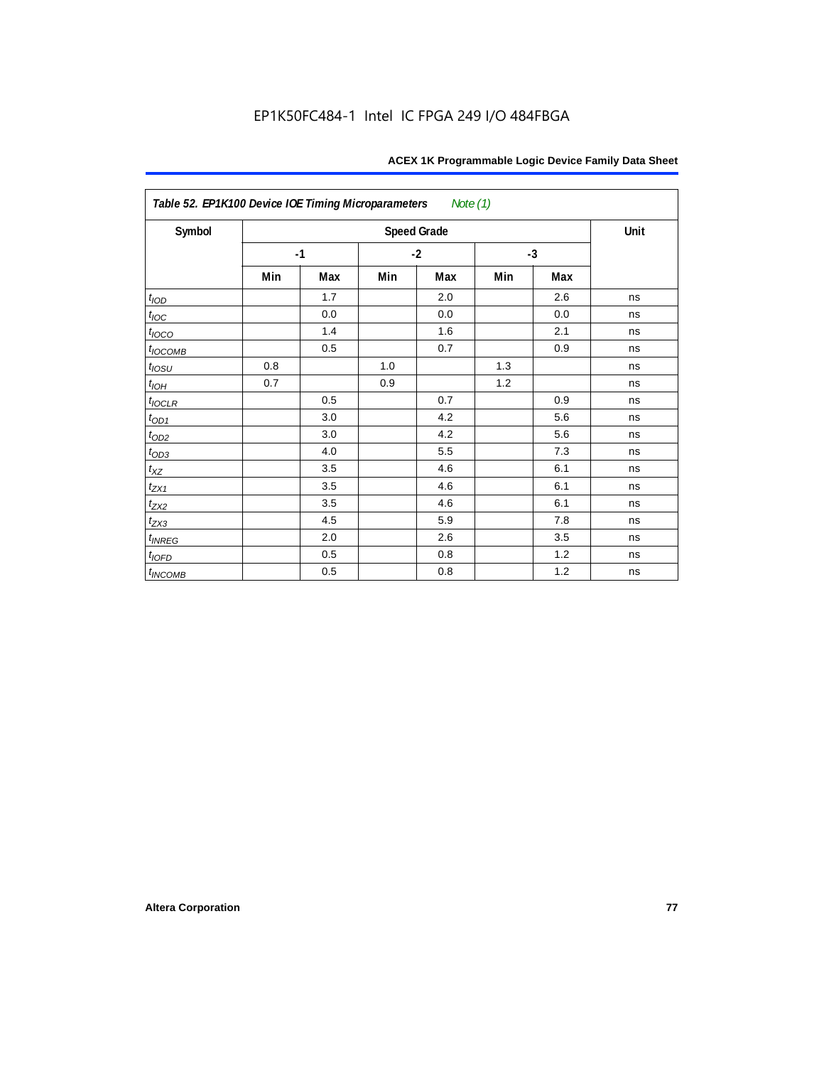**Table 52. EP1K100 Device IOE Timing Microparameters** *Note (1)*

| Symbol | Speed Grade | | | | | | Unit |
|---|---|---|---|---|---|---|---|
| | -1 | | -2 | | -3 | | |
| | Min | Max | Min | Max | Min | Max | |
| $t_{IOD}$ | | 1.7 | | 2.0 | | 2.6 | ns |
| $t_{IOC}$ | | 0.0 | | 0.0 | | 0.0 | ns |
| $t_{IOCO}$ | | 1.4 | | 1.6 | | 2.1 | ns |
| $t_{IOCOMB}$ | | 0.5 | | 0.7 | | 0.9 | ns |
| $t_{IOSU}$ | 0.8 | | 1.0 | | 1.3 | | ns |
| $t_{IOH}$ | 0.7 | | 0.9 | | 1.2 | | ns |
| $t_{IOCLR}$ | | 0.5 | | 0.7 | | 0.9 | ns |
| $t_{OD1}$ | | 3.0 | | 4.2 | | 5.6 | ns |
| $t_{OD2}$ | | 3.0 | | 4.2 | | 5.6 | ns |
| $t_{OD3}$ | | 4.0 | | 5.5 | | 7.3 | ns |
| $t_{XZ}$ | | 3.5 | | 4.6 | | 6.1 | ns |
| $t_{ZX1}$ | | 3.5 | | 4.6 | | 6.1 | ns |
| $t_{ZX2}$ | | 3.5 | | 4.6 | | 6.1 | ns |
| $t_{ZX3}$ | | 4.5 | | 5.9 | | 7.8 | ns |
| $t_{INREG}$ | | 2.0 | | 2.6 | | 3.5 | ns |
| $t_{IOFD}$ | | 0.5 | | 0.8 | | 1.2 | ns |
| $t_{INCOMB}$ | | 0.5 | | 0.8 | | 1.2 | ns |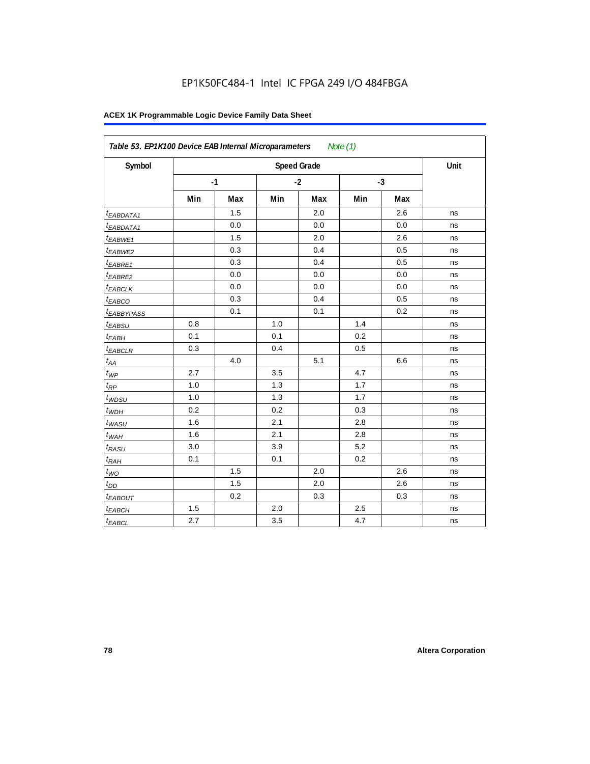| Table 53. EP1K100 Device EAB Internal Microparameters *Note (1)* | | | | | | | |
|---|---|---|---|---|---|---|---|
| Symbol | Speed Grade | | | | | | Unit |
| | -1 | | -2 | | -3 | | |
| | Min | Max | Min | Max | Min | Max | |
| $t_{EABDATA1}$ | | 1.5 | | 2.0 | | 2.6 | ns |
| $t_{EABDATA1}$ | | 0.0 | | 0.0 | | 0.0 | ns |
| $t_{EABWE1}$ | | 1.5 | | 2.0 | | 2.6 | ns |
| $t_{EABWE2}$ | | 0.3 | | 0.4 | | 0.5 | ns |
| $t_{EABRE1}$ | | 0.3 | | 0.4 | | 0.5 | ns |
| $t_{EABRE2}$ | | 0.0 | | 0.0 | | 0.0 | ns |
| $t_{EABCLK}$ | | 0.0 | | 0.0 | | 0.0 | ns |
| $t_{EABCO}$ | | 0.3 | | 0.4 | | 0.5 | ns |
| $t_{EABBYPASS}$ | | 0.1 | | 0.1 | | 0.2 | ns |
| $t_{EABSU}$ | 0.8 | | 1.0 | | 1.4 | | ns |
| $t_{EABH}$ | 0.1 | | 0.1 | | 0.2 | | ns |
| $t_{EABCLR}$ | 0.3 | | 0.4 | | 0.5 | | ns |
| $t_{AA}$ | | 4.0 | | 5.1 | | 6.6 | ns |
| $t_{WP}$ | 2.7 | | 3.5 | | 4.7 | | ns |
| $t_{RP}$ | 1.0 | | 1.3 | | 1.7 | | ns |
| $t_{WDSU}$ | 1.0 | | 1.3 | | 1.7 | | ns |
| $t_{WDH}$ | 0.2 | | 0.2 | | 0.3 | | ns |
| $t_{WASU}$ | 1.6 | | 2.1 | | 2.8 | | ns |
| $t_{WAH}$ | 1.6 | | 2.1 | | 2.8 | | ns |
| $t_{RASU}$ | 3.0 | | 3.9 | | 5.2 | | ns |
| $t_{RAH}$ | 0.1 | | 0.1 | | 0.2 | | ns |
| $t_{WO}$ | | 1.5 | | 2.0 | | 2.6 | ns |
| $t_{DD}$ | | 1.5 | | 2.0 | | 2.6 | ns |
| $t_{EABOUT}$ | | 0.2 | | 0.3 | | 0.3 | ns |
| $t_{EABCH}$ | 1.5 | | 2.0 | | 2.5 | | ns |
| $t_{EABCL}$ | 2.7 | | 3.5 | | 4.7 | | ns |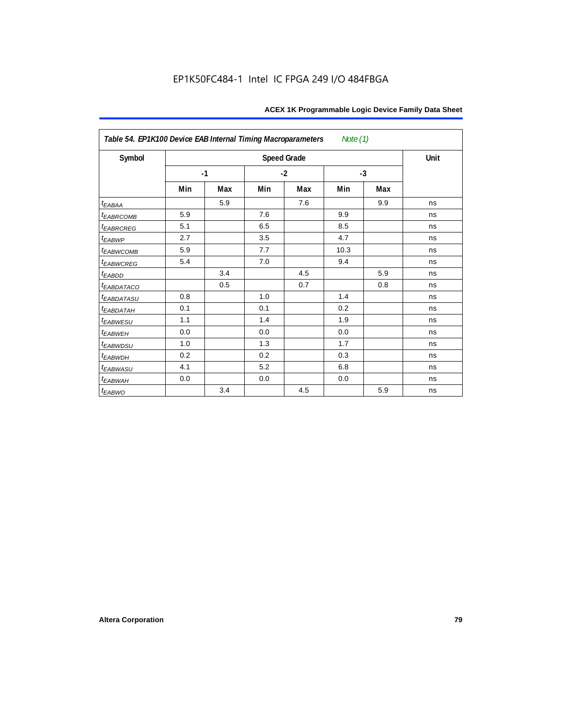**Table 54. EP1K100 Device EAB Internal Timing Macroparameters** *Note (1)*

| Symbol | Speed Grade | | | | | | Unit |
|---|---|---|---|---|---|---|---|
| | -1 | | -2 | | -3 | | |
| | Min | Max | Min | Max | Min | Max | |
| $t_{EABAA}$ | | 5.9 | | 7.6 | | 9.9 | ns |
| $t_{EABRCOMB}$ | 5.9 | | 7.6 | | 9.9 | | ns |
| $t_{EABRCREG}$ | 5.1 | | 6.5 | | 8.5 | | ns |
| $t_{EABWP}$ | 2.7 | | 3.5 | | 4.7 | | ns |
| $t_{EABWCOMB}$ | 5.9 | | 7.7 | | 10.3 | | ns |
| $t_{EABWCREG}$ | 5.4 | | 7.0 | | 9.4 | | ns |
| $t_{EABDD}$ | | 3.4 | | 4.5 | | 5.9 | ns |
| $t_{EABDATACO}$ | | 0.5 | | 0.7 | | 0.8 | ns |
| $t_{EABDATASU}$ | 0.8 | | 1.0 | | 1.4 | | ns |
| $t_{EABDATAH}$ | 0.1 | | 0.1 | | 0.2 | | ns |
| $t_{EABWESU}$ | 1.1 | | 1.4 | | 1.9 | | ns |
| $t_{EABWEH}$ | 0.0 | | 0.0 | | 0.0 | | ns |
| $t_{EABWDSU}$ | 1.0 | | 1.3 | | 1.7 | | ns |
| $t_{EABWDH}$ | 0.2 | | 0.2 | | 0.3 | | ns |
| $t_{EABWASU}$ | 4.1 | | 5.2 | | 6.8 | | ns |
| $t_{EABWAH}$ | 0.0 | | 0.0 | | 0.0 | | ns |
| $t_{EABWO}$ | | 3.4 | | 4.5 | | 5.9 | ns |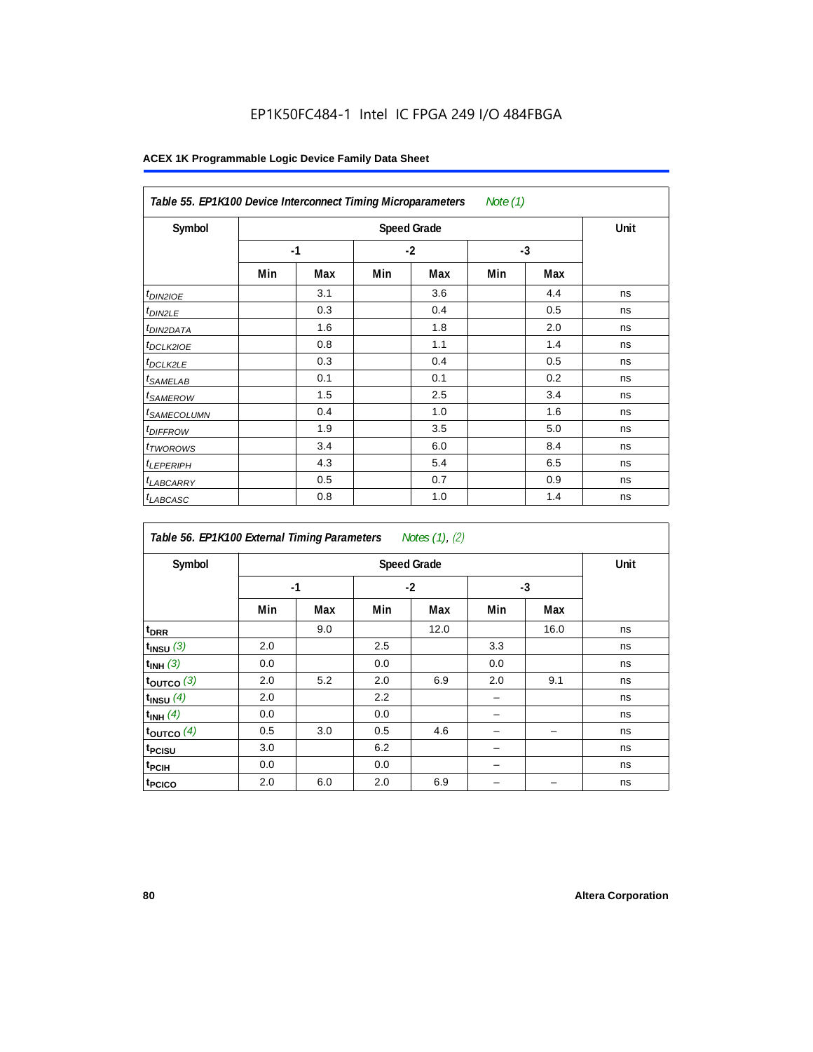EP1K50FC484-1 Intel IC FPGA 249 I/O 484FBGA

**Table 55. EP1K100 Device Interconnect Timing Microparameters** *Note (1)*

| Symbol | Speed Grade | | | | | | Unit |
|---|---|---|---|---|---|---|---|
| | -1 | | -2 | | -3 | | |
| | Min | Max | Min | Max | Min | Max | |
| $t_{DIN2IOE}$ | | 3.1 | | 3.6 | | 4.4 | ns |
| $t_{DIN2LE}$ | | 0.3 | | 0.4 | | 0.5 | ns |
| $t_{DIN2DATA}$ | | 1.6 | | 1.8 | | 2.0 | ns |
| $t_{DCLK2IOE}$ | | 0.8 | | 1.1 | | 1.4 | ns |
| $t_{DCLK2LE}$ | | 0.3 | | 0.4 | | 0.5 | ns |
| $t_{SAMELAB}$ | | 0.1 | | 0.1 | | 0.2 | ns |
| $t_{SAMEROW}$ | | 1.5 | | 2.5 | | 3.4 | ns |
| $t_{SAMECOLUMN}$ | | 0.4 | | 1.0 | | 1.6 | ns |
| $t_{DIFFROW}$ | | 1.9 | | 3.5 | | 5.0 | ns |
| $t_{TWOROWS}$ | | 3.4 | | 6.0 | | 8.4 | ns |
| $t_{LEPERIPH}$ | | 4.3 | | 5.4 | | 6.5 | ns |
| $t_{LABCARRY}$ | | 0.5 | | 0.7 | | 0.9 | ns |
| $t_{LABCASC}$ | | 0.8 | | 1.0 | | 1.4 | ns |

**Table 56. EP1K100 External Timing Parameters** *Notes (1), (2)*

| Symbol | Speed Grade | | | | | | Unit |
|---|---|---|---|---|---|---|---|
| | -1 | | -2 | | -3 | | |
| | Min | Max | Min | Max | Min | Max | |
| $t_{DRR}$ | | 9.0 | | 12.0 | | 16.0 | ns |
| $t_{INSU}$ *(3)* | 2.0 | | 2.5 | | 3.3 | | ns |
| $t_{INH}$ *(3)* | 0.0 | | 0.0 | | 0.0 | | ns |
| $t_{OUTCO}$ *(3)* | 2.0 | 5.2 | 2.0 | 6.9 | 2.0 | 9.1 | ns |
| $t_{INSU}$ *(4)* | 2.0 | | 2.2 | | – | | ns |
| $t_{INH}$ *(4)* | 0.0 | | 0.0 | | – | | ns |
| $t_{OUTCO}$ *(4)* | 0.5 | 3.0 | 0.5 | 4.6 | – | – | ns |
| $t_{PCISU}$ | 3.0 | | 6.2 | | – | | ns |
| $t_{PCIH}$ | 0.0 | | 0.0 | | – | | ns |
| $t_{PCICO}$ | 2.0 | 6.0 | 2.0 | 6.9 | – | – | ns |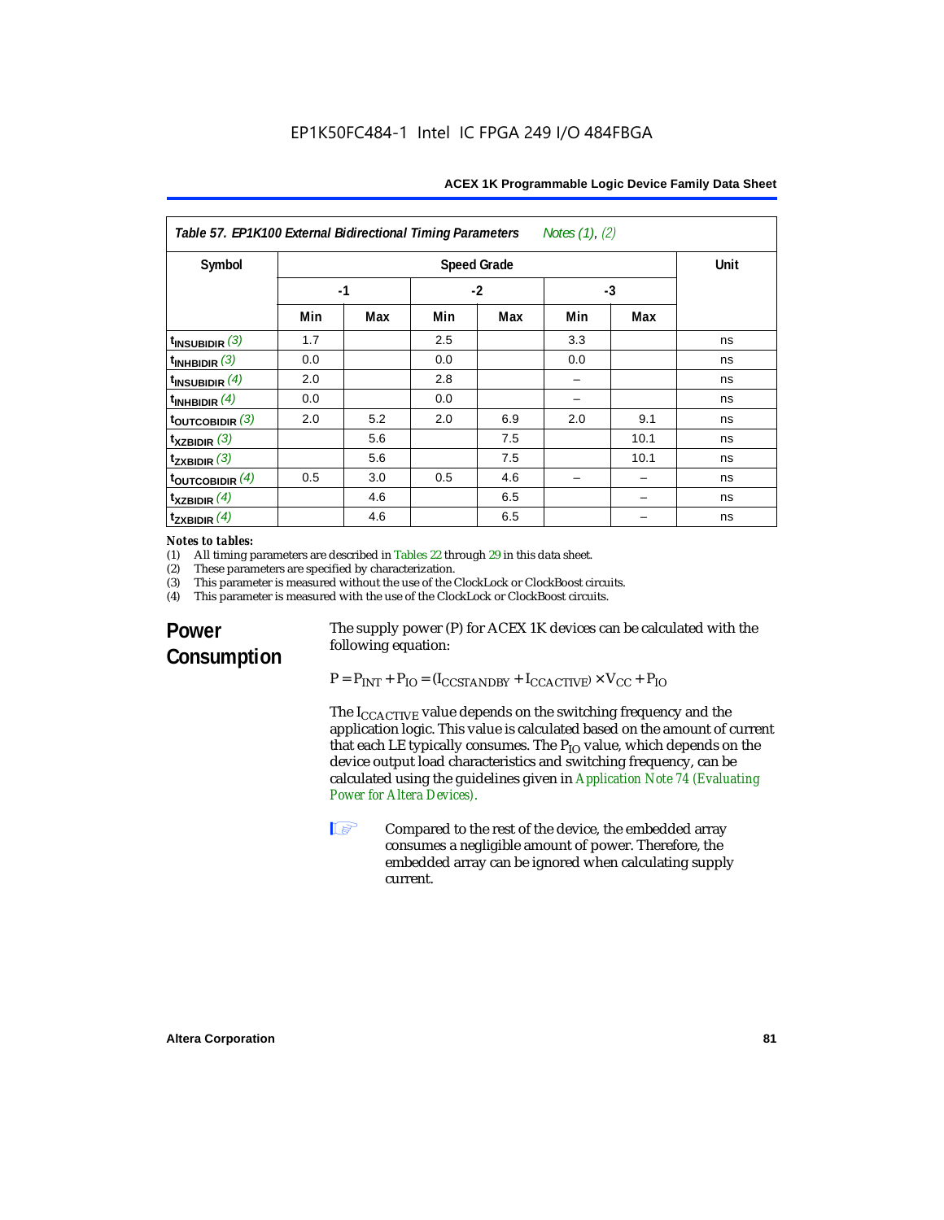**Table 57. EP1K100 External Bidirectional Timing Parameters** *Notes (1), (2)*

| Symbol | Speed Grade | | | | | | Unit |
|---|---|---|---|---|---|---|---|
| | -1 | | -2 | | -3 | | |
| | Min | Max | Min | Max | Min | Max | |
| $t_{INSUBIDIR}$ *(3)* | 1.7 | | 2.5 | | 3.3 | | ns |
| $t_{INHBIDIR}$ *(3)* | 0.0 | | 0.0 | | 0.0 | | ns |
| $t_{INSUBIDIR}$ *(4)* | 2.0 | | 2.8 | | – | | ns |
| $t_{INHBIDIR}$ *(4)* | 0.0 | | 0.0 | | – | | ns |
| $t_{OUTCOBIDIR}$ *(3)* | 2.0 | 5.2 | 2.0 | 6.9 | 2.0 | 9.1 | ns |
| $t_{XZBIDIR}$ *(3)* | | 5.6 | | 7.5 | | 10.1 | ns |
| $t_{ZXBIDIR}$ *(3)* | | 5.6 | | 7.5 | | 10.1 | ns |
| $t_{OUTCOBIDIR}$ *(4)* | 0.5 | 3.0 | 0.5 | 4.6 | – | – | ns |
| $t_{XZBIDIR}$ *(4)* | | 4.6 | | 6.5 | | – | ns |
| $t_{ZXBIDIR}$ *(4)* | | 4.6 | | 6.5 | | – | ns |

*Notes to tables:*

(1) All timing parameters are described in Tables 22 through 29 in this data sheet.
(2) These parameters are specified by characterization.
(3) This parameter is measured without the use of the ClockLock or ClockBoost circuits.
(4) This parameter is measured with the use of the ClockLock or ClockBoost circuits.

## Power Consumption

The supply power (P) for ACEX 1K devices can be calculated with the following equation:

$$P = P_{INT} + P_{IO} = (I_{CCSTANDBY} + I_{CCACTIVE}) \times V_{CC} + P_{IO}$$

The $I_{CCACTIVE}$ value depends on the switching frequency and the application logic. This value is calculated based on the amount of current that each LE typically consumes. The $P_{IO}$ value, which depends on the device output load characteristics and switching frequency, can be calculated using the guidelines given in Application Note 74 (Evaluating Power for Altera Devices).

Compared to the rest of the device, the embedded array consumes a negligible amount of power. Therefore, the embedded array can be ignored when calculating supply current.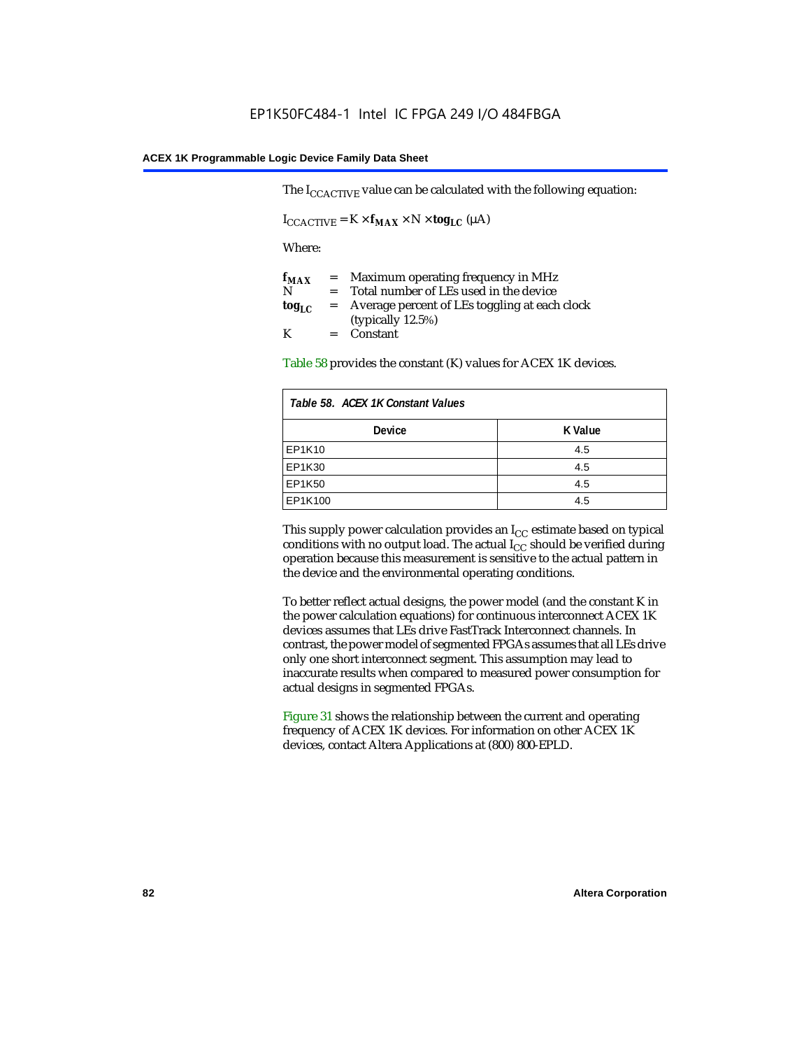The $I_{CCACTIVE}$ value can be calculated with the following equation:

$$I_{CCACTIVE} = K \times \mathbf{f_{MAX}} \times N \times \mathbf{tog_{LC}}\ (\mu A)$$

Where:

$\mathbf{f_{MAX}}$ = Maximum operating frequency in MHz
N = Total number of LEs used in the device
$\mathbf{tog_{LC}}$ = Average percent of LEs toggling at each clock (typically 12.5%)
K = Constant

Table 58 provides the constant (K) values for ACEX 1K devices.

| *Table 58. ACEX 1K Constant Values* | |
|---|---|
| **Device** | **K Value** |
| EP1K10 | 4.5 |
| EP1K30 | 4.5 |
| EP1K50 | 4.5 |
| EP1K100 | 4.5 |

This supply power calculation provides an $I_{CC}$ estimate based on typical conditions with no output load. The actual $I_{CC}$ should be verified during operation because this measurement is sensitive to the actual pattern in the device and the environmental operating conditions.

To better reflect actual designs, the power model (and the constant K in the power calculation equations) for continuous interconnect ACEX 1K devices assumes that LEs drive FastTrack Interconnect channels. In contrast, the power model of segmented FPGAs assumes that all LEs drive only one short interconnect segment. This assumption may lead to inaccurate results when compared to measured power consumption for actual designs in segmented FPGAs.

Figure 31 shows the relationship between the current and operating frequency of ACEX 1K devices. For information on other ACEX 1K devices, contact Altera Applications at (800) 800-EPLD.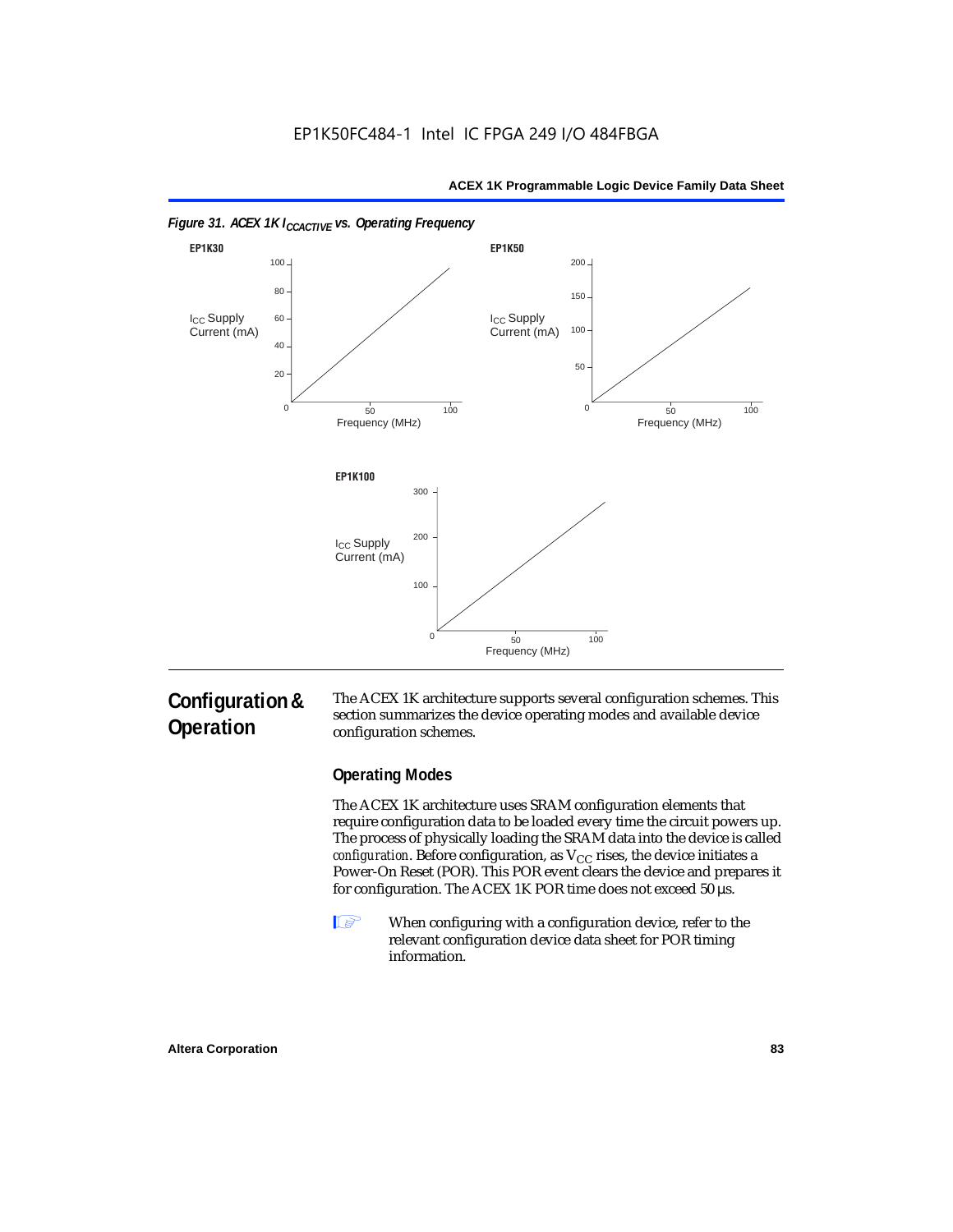*Figure 31. ACEX 1K $I_{CCACTIVE}$ vs. Operating Frequency*

EP1K30

EP1K50

EP1K100

## Configuration & Operation

The ACEX 1K architecture supports several configuration schemes. This section summarizes the device operating modes and available device configuration schemes.

### Operating Modes

The ACEX 1K architecture uses SRAM configuration elements that require configuration data to be loaded every time the circuit powers up. The process of physically loading the SRAM data into the device is called *configuration*. Before configuration, as $V_{CC}$ rises, the device initiates a Power-On Reset (POR). This POR event clears the device and prepares it for configuration. The ACEX 1K POR time does not exceed 50 µs.

When configuring with a configuration device, refer to the relevant configuration device data sheet for POR timing information.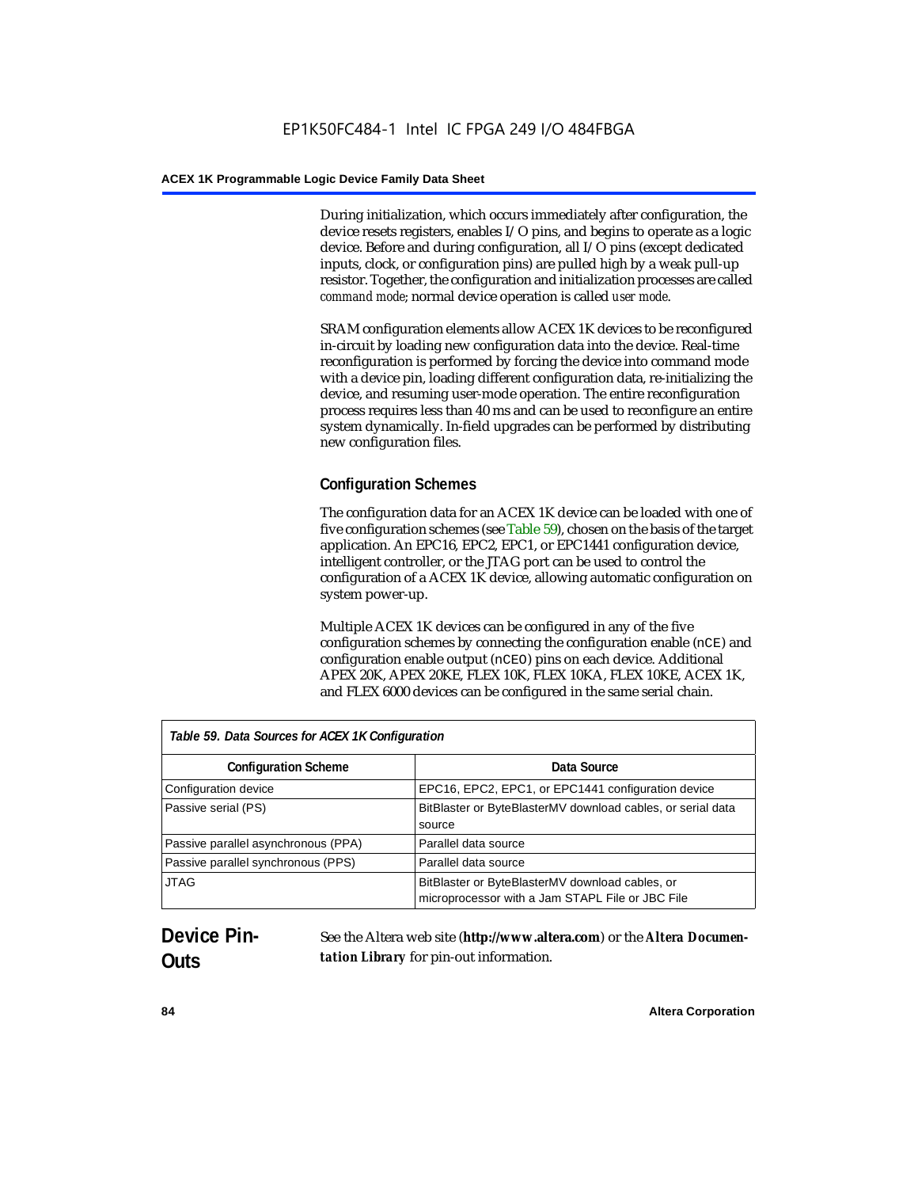During initialization, which occurs immediately after configuration, the device resets registers, enables I/O pins, and begins to operate as a logic device. Before and during configuration, all I/O pins (except dedicated inputs, clock, or configuration pins) are pulled high by a weak pull-up resistor. Together, the configuration and initialization processes are called *command mode*; normal device operation is called *user mode*.

SRAM configuration elements allow ACEX 1K devices to be reconfigured in-circuit by loading new configuration data into the device. Real-time reconfiguration is performed by forcing the device into command mode with a device pin, loading different configuration data, re-initializing the device, and resuming user-mode operation. The entire reconfiguration process requires less than 40 ms and can be used to reconfigure an entire system dynamically. In-field upgrades can be performed by distributing new configuration files.

### Configuration Schemes

The configuration data for an ACEX 1K device can be loaded with one of five configuration schemes (see Table 59), chosen on the basis of the target application. An EPC16, EPC2, EPC1, or EPC1441 configuration device, intelligent controller, or the JTAG port can be used to control the configuration of a ACEX 1K device, allowing automatic configuration on system power-up.

Multiple ACEX 1K devices can be configured in any of the five configuration schemes by connecting the configuration enable (`nCE`) and configuration enable output (`nCEO`) pins on each device. Additional APEX 20K, APEX 20KE, FLEX 10K, FLEX 10KA, FLEX 10KE, ACEX 1K, and FLEX 6000 devices can be configured in the same serial chain.

*Table 59. Data Sources for ACEX 1K Configuration*

| Configuration Scheme | Data Source |
|---|---|
| Configuration device | EPC16, EPC2, EPC1, or EPC1441 configuration device |
| Passive serial (PS) | BitBlaster or ByteBlasterMV download cables, or serial data source |
| Passive parallel asynchronous (PPA) | Parallel data source |
| Passive parallel synchronous (PPS) | Parallel data source |
| JTAG | BitBlaster or ByteBlasterMV download cables, or microprocessor with a Jam STAPL File or JBC File |

## Device Pin-Outs

See the Altera web site (**http://www.altera.com**) or the ***Altera Documentation Library*** for pin-out information.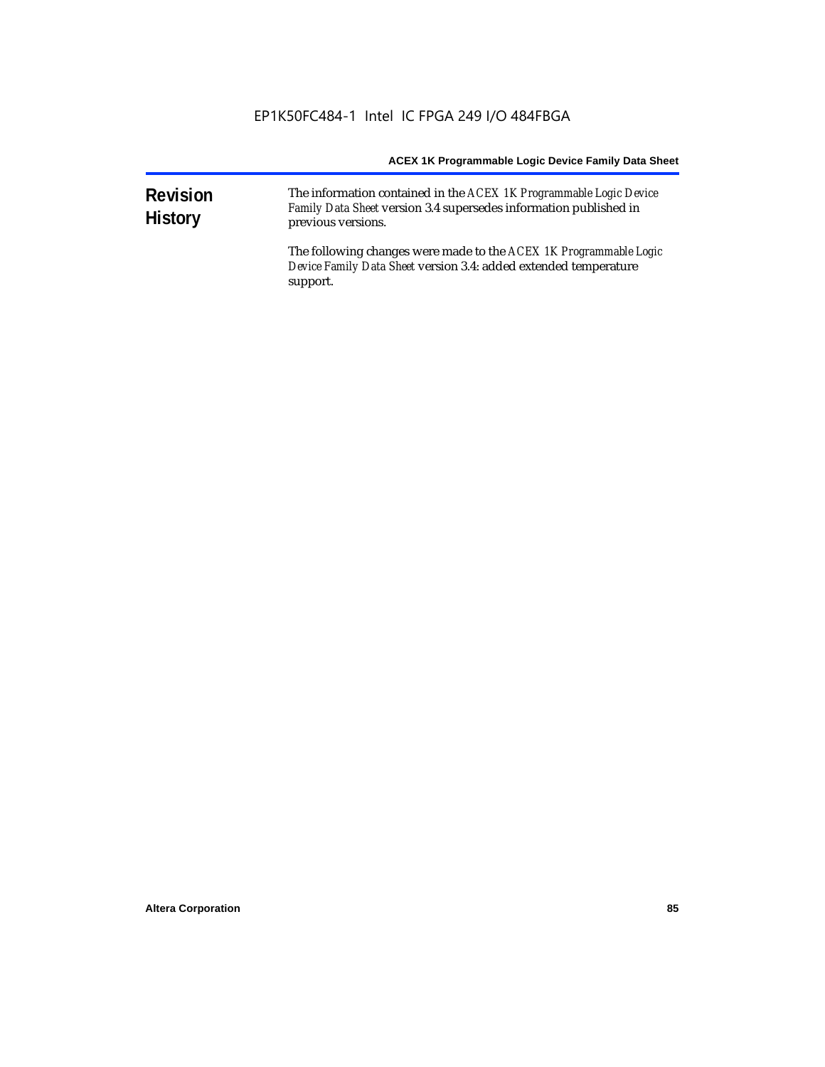## Revision History

The information contained in the *ACEX 1K Programmable Logic Device Family Data Sheet* version 3.4 supersedes information published in previous versions.

The following changes were made to the *ACEX 1K Programmable Logic Device Family Data Sheet* version 3.4: added extended temperature support.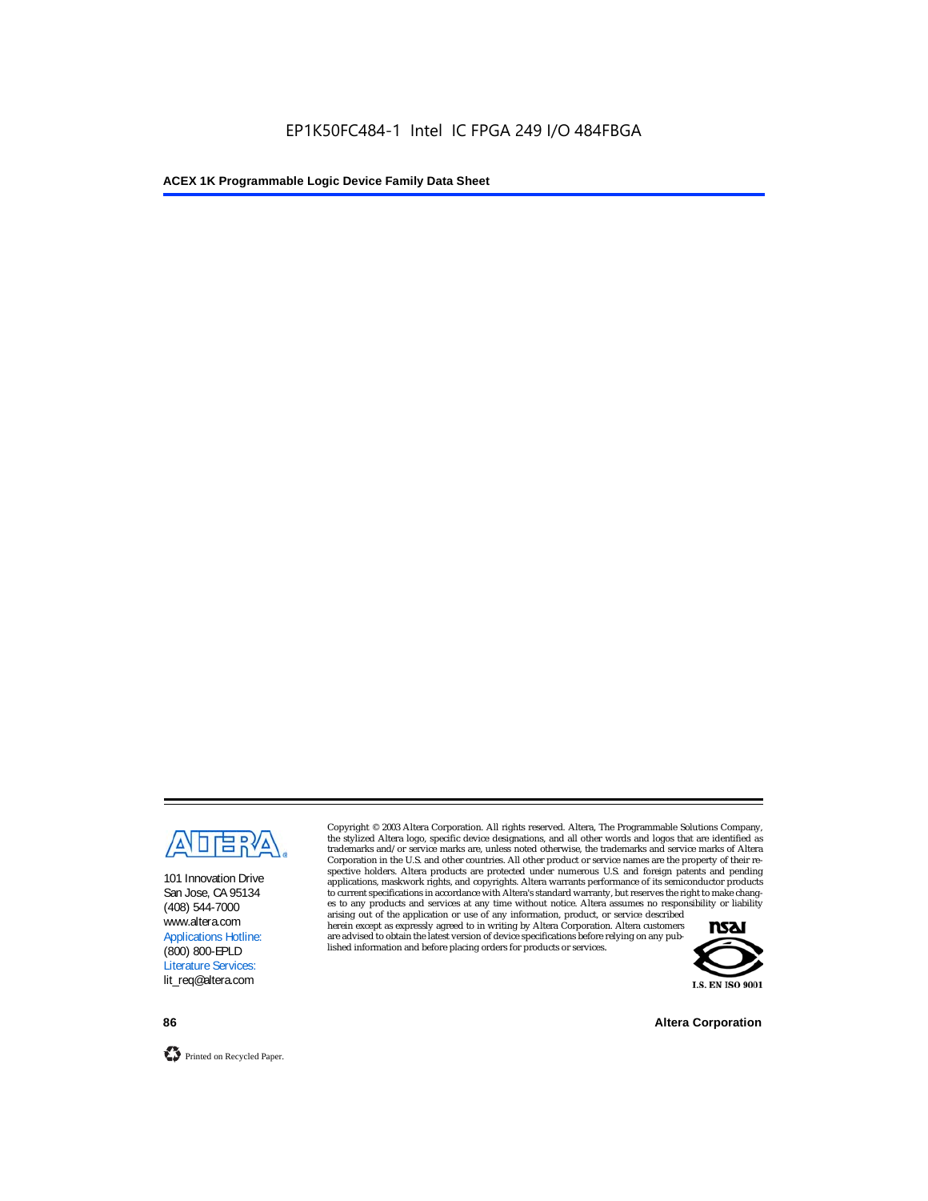101 Innovation Drive
San Jose, CA 95134
(408) 544-7000
www.altera.com
Applications Hotline:
(800) 800-EPLD
Literature Services:
lit_req@altera.com

Copyright © 2003 Altera Corporation. All rights reserved. Altera, The Programmable Solutions Company, the stylized Altera logo, specific device designations, and all other words and logos that are identified as trademarks and/or service marks are, unless noted otherwise, the trademarks and service marks of Altera Corporation in the U.S. and other countries. All other product or service names are the property of their respective holders. Altera products are protected under numerous U.S. and foreign patents and pending applications, maskwork rights, and copyrights. Altera warrants performance of its semiconductor products to current specifications in accordance with Altera's standard warranty, but reserves the right to make changes to any products and services at any time without notice. Altera assumes no responsibility or liability arising out of the application or use of any information, product, or service described herein except as expressly agreed to in writing by Altera Corporation. Altera customers are advised to obtain the latest version of device specifications before relying on any published information and before placing orders for products or services.

I.S. EN ISO 9001

Printed on Recycled Paper.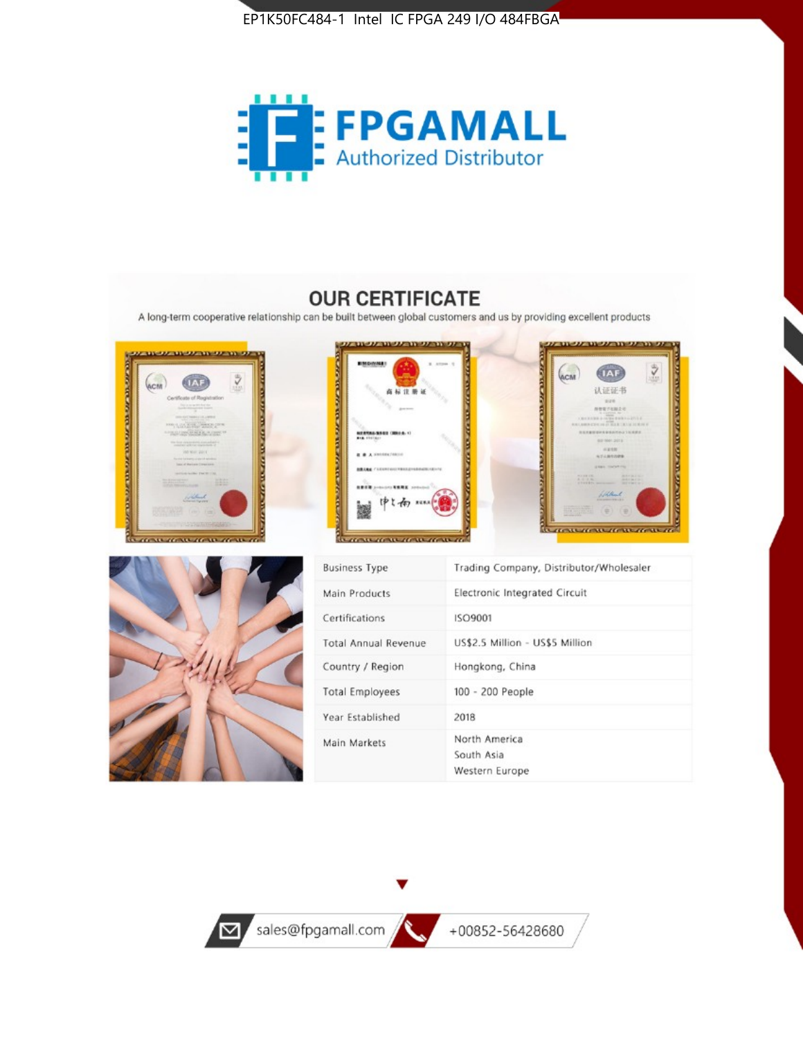FPGAMALL

Authorized Distributor

## OUR CERTIFICATE

A long-term cooperative relationship can be built between global customers and us by providing excellent products

| | |
|---|---|
| Business Type | Trading Company, Distributor/Wholesaler |
| Main Products | Electronic Integrated Circuit |
| Certifications | ISO9001 |
| Total Annual Revenue | US$2.5 Million - US$5 Million |
| Country / Region | Hongkong, China |
| Total Employees | 100 - 200 People |
| Year Established | 2018 |
| Main Markets | North America<br>South Asia<br>Western Europe |

sales@fpgamall.com

+00852-56428680